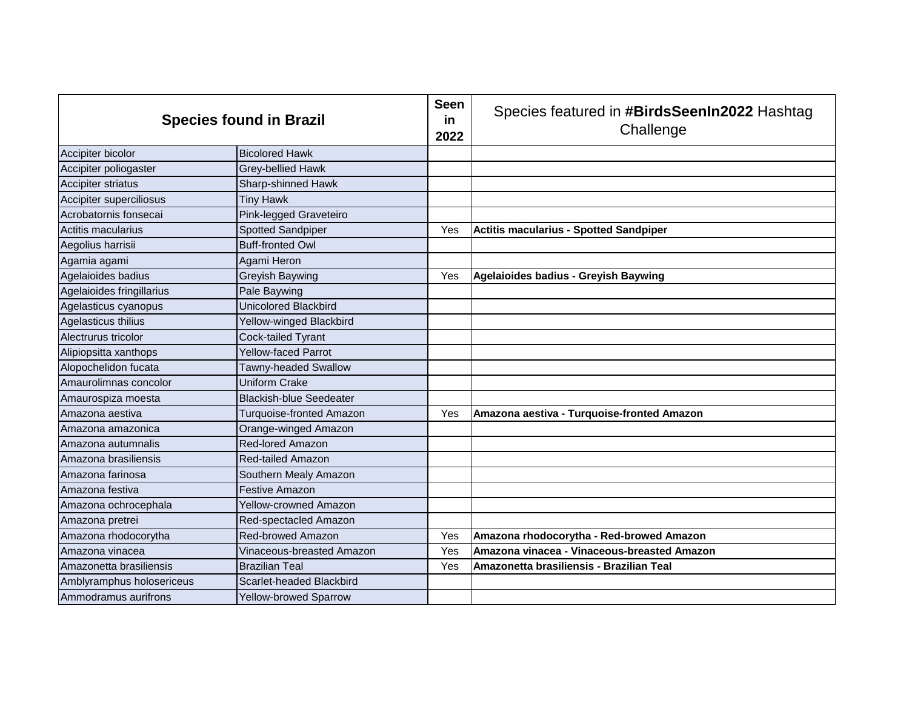| Species found in Brazil | | Seen in 2022 | Species featured in **#BirdsSeenIn2022** Hashtag Challenge |
|---|---|---|---|
| Accipiter bicolor | Bicolored Hawk | | |
| Accipiter poliogaster | Grey-bellied Hawk | | |
| Accipiter striatus | Sharp-shinned Hawk | | |
| Accipiter superciliosus | Tiny Hawk | | |
| Acrobatornis fonsecai | Pink-legged Graveteiro | | |
| Actitis macularius | Spotted Sandpiper | Yes | **Actitis macularius - Spotted Sandpiper** |
| Aegolius harrisii | Buff-fronted Owl | | |
| Agamia agami | Agami Heron | | |
| Agelaioides badius | Greyish Baywing | Yes | **Agelaioides badius - Greyish Baywing** |
| Agelaioides fringillarius | Pale Baywing | | |
| Agelasticus cyanopus | Unicolored Blackbird | | |
| Agelasticus thilius | Yellow-winged Blackbird | | |
| Alectrurus tricolor | Cock-tailed Tyrant | | |
| Alipiopsitta xanthops | Yellow-faced Parrot | | |
| Alopochelidon fucata | Tawny-headed Swallow | | |
| Amaurolimnas concolor | Uniform Crake | | |
| Amaurospiza moesta | Blackish-blue Seedeater | | |
| Amazona aestiva | Turquoise-fronted Amazon | Yes | **Amazona aestiva - Turquoise-fronted Amazon** |
| Amazona amazonica | Orange-winged Amazon | | |
| Amazona autumnalis | Red-lored Amazon | | |
| Amazona brasiliensis | Red-tailed Amazon | | |
| Amazona farinosa | Southern Mealy Amazon | | |
| Amazona festiva | Festive Amazon | | |
| Amazona ochrocephala | Yellow-crowned Amazon | | |
| Amazona pretrei | Red-spectacled Amazon | | |
| Amazona rhodocorytha | Red-browed Amazon | Yes | **Amazona rhodocorytha - Red-browed Amazon** |
| Amazona vinacea | Vinaceous-breasted Amazon | Yes | **Amazona vinacea - Vinaceous-breasted Amazon** |
| Amazonetta brasiliensis | Brazilian Teal | Yes | **Amazonetta brasiliensis - Brazilian Teal** |
| Amblyramphus holosericeus | Scarlet-headed Blackbird | | |
| Ammodramus aurifrons | Yellow-browed Sparrow | | |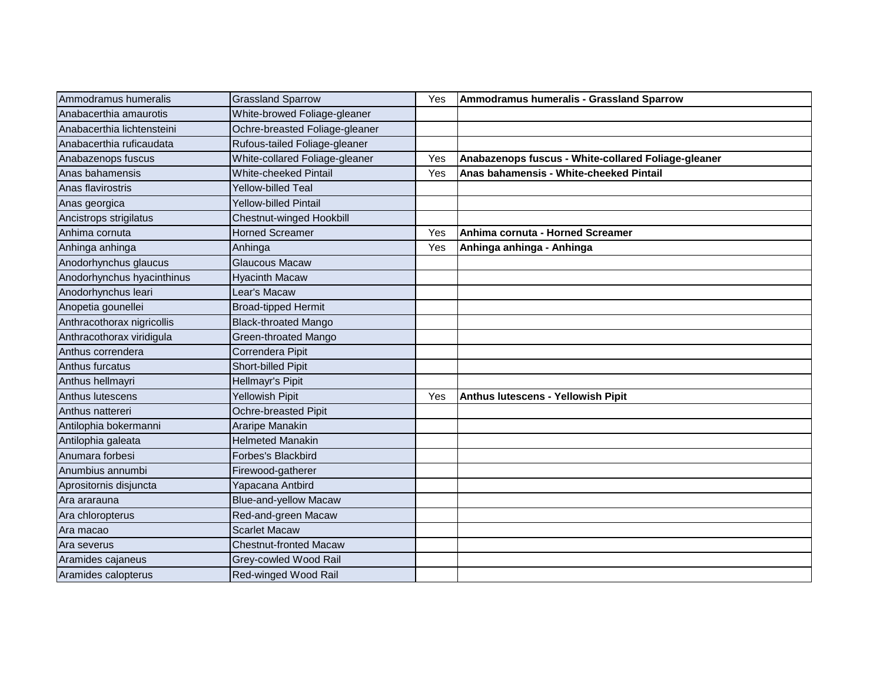| Ammodramus humeralis | Grassland Sparrow | Yes | **Ammodramus humeralis - Grassland Sparrow** |
|---|---|---|---|
| Anabacerthia amaurotis | White-browed Foliage-gleaner | | |
| Anabacerthia lichtensteini | Ochre-breasted Foliage-gleaner | | |
| Anabacerthia ruficaudata | Rufous-tailed Foliage-gleaner | | |
| Anabazenops fuscus | White-collared Foliage-gleaner | Yes | **Anabazenops fuscus - White-collared Foliage-gleaner** |
| Anas bahamensis | White-cheeked Pintail | Yes | **Anas bahamensis - White-cheeked Pintail** |
| Anas flavirostris | Yellow-billed Teal | | |
| Anas georgica | Yellow-billed Pintail | | |
| Ancistrops strigilatus | Chestnut-winged Hookbill | | |
| Anhima cornuta | Horned Screamer | Yes | **Anhima cornuta - Horned Screamer** |
| Anhinga anhinga | Anhinga | Yes | **Anhinga anhinga - Anhinga** |
| Anodorhynchus glaucus | Glaucous Macaw | | |
| Anodorhynchus hyacinthinus | Hyacinth Macaw | | |
| Anodorhynchus leari | Lear's Macaw | | |
| Anopetia gounellei | Broad-tipped Hermit | | |
| Anthracothorax nigricollis | Black-throated Mango | | |
| Anthracothorax viridigula | Green-throated Mango | | |
| Anthus correndera | Correndera Pipit | | |
| Anthus furcatus | Short-billed Pipit | | |
| Anthus hellmayri | Hellmayr's Pipit | | |
| Anthus lutescens | Yellowish Pipit | Yes | **Anthus lutescens - Yellowish Pipit** |
| Anthus nattereri | Ochre-breasted Pipit | | |
| Antilophia bokermanni | Araripe Manakin | | |
| Antilophia galeata | Helmeted Manakin | | |
| Anumara forbesi | Forbes's Blackbird | | |
| Anumbius annumbi | Firewood-gatherer | | |
| Aprositornis disjuncta | Yapacana Antbird | | |
| Ara ararauna | Blue-and-yellow Macaw | | |
| Ara chloropterus | Red-and-green Macaw | | |
| Ara macao | Scarlet Macaw | | |
| Ara severus | Chestnut-fronted Macaw | | |
| Aramides cajaneus | Grey-cowled Wood Rail | | |
| Aramides calopterus | Red-winged Wood Rail | | |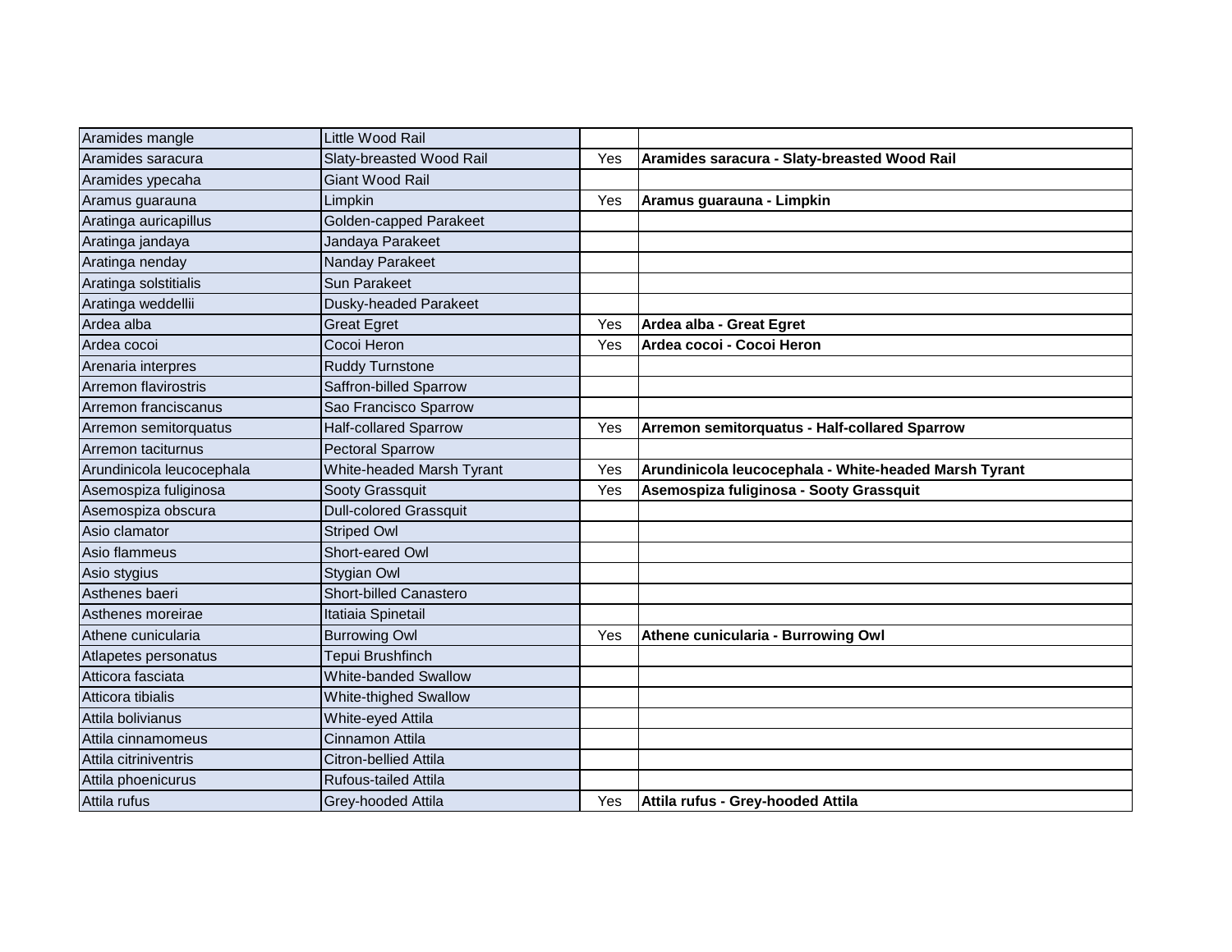| | | | |
|---|---|---|---|
| Aramides mangle | Little Wood Rail | | |
| Aramides saracura | Slaty-breasted Wood Rail | Yes | **Aramides saracura - Slaty-breasted Wood Rail** |
| Aramides ypecaha | Giant Wood Rail | | |
| Aramus guarauna | Limpkin | Yes | **Aramus guarauna - Limpkin** |
| Aratinga auricapillus | Golden-capped Parakeet | | |
| Aratinga jandaya | Jandaya Parakeet | | |
| Aratinga nenday | Nanday Parakeet | | |
| Aratinga solstitialis | Sun Parakeet | | |
| Aratinga weddellii | Dusky-headed Parakeet | | |
| Ardea alba | Great Egret | Yes | **Ardea alba - Great Egret** |
| Ardea cocoi | Cocoi Heron | Yes | **Ardea cocoi - Cocoi Heron** |
| Arenaria interpres | Ruddy Turnstone | | |
| Arremon flavirostris | Saffron-billed Sparrow | | |
| Arremon franciscanus | Sao Francisco Sparrow | | |
| Arremon semitorquatus | Half-collared Sparrow | Yes | **Arremon semitorquatus - Half-collared Sparrow** |
| Arremon taciturnus | Pectoral Sparrow | | |
| Arundinicola leucocephala | White-headed Marsh Tyrant | Yes | **Arundinicola leucocephala - White-headed Marsh Tyrant** |
| Asemospiza fuliginosa | Sooty Grassquit | Yes | **Asemospiza fuliginosa - Sooty Grassquit** |
| Asemospiza obscura | Dull-colored Grassquit | | |
| Asio clamator | Striped Owl | | |
| Asio flammeus | Short-eared Owl | | |
| Asio stygius | Stygian Owl | | |
| Asthenes baeri | Short-billed Canastero | | |
| Asthenes moreirae | Itatiaia Spinetail | | |
| Athene cunicularia | Burrowing Owl | Yes | **Athene cunicularia - Burrowing Owl** |
| Atlapetes personatus | Tepui Brushfinch | | |
| Atticora fasciata | White-banded Swallow | | |
| Atticora tibialis | White-thighed Swallow | | |
| Attila bolivianus | White-eyed Attila | | |
| Attila cinnamomeus | Cinnamon Attila | | |
| Attila citriniventris | Citron-bellied Attila | | |
| Attila phoenicurus | Rufous-tailed Attila | | |
| Attila rufus | Grey-hooded Attila | Yes | **Attila rufus - Grey-hooded Attila** |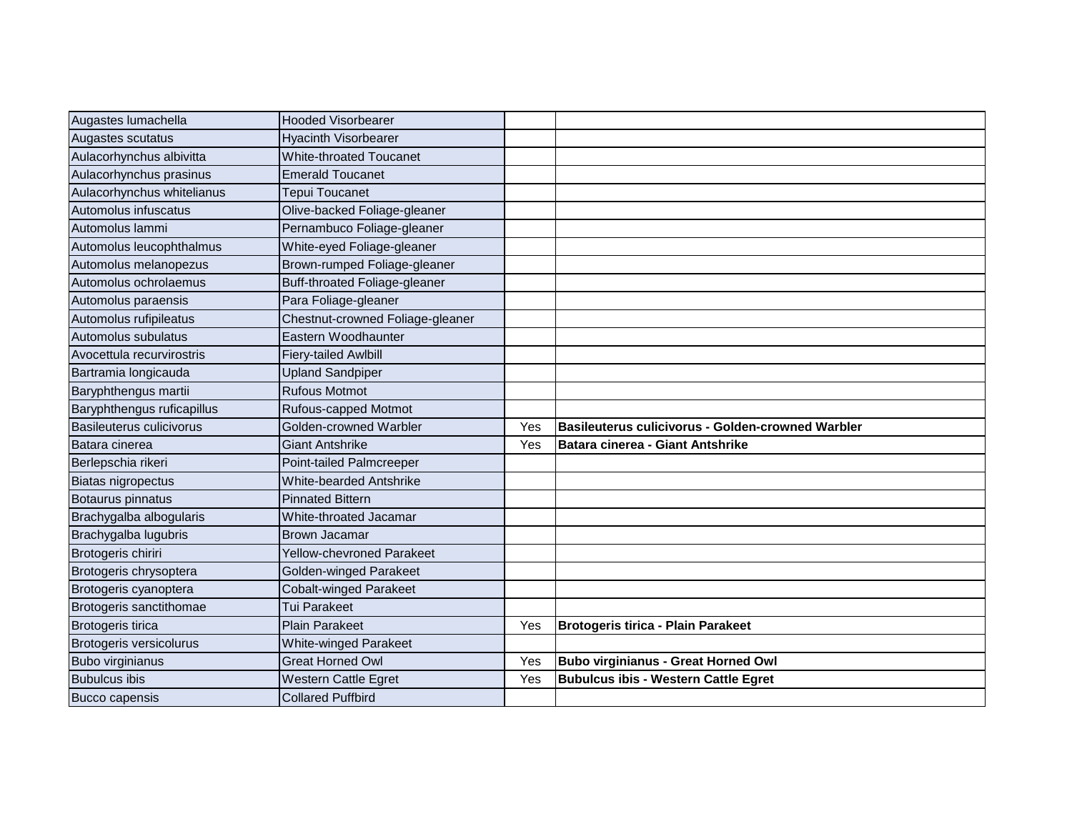| | | | |
|---|---|---|---|
| Augastes lumachella | Hooded Visorbearer | | |
| Augastes scutatus | Hyacinth Visorbearer | | |
| Aulacorhynchus albivitta | White-throated Toucanet | | |
| Aulacorhynchus prasinus | Emerald Toucanet | | |
| Aulacorhynchus whitelianus | Tepui Toucanet | | |
| Automolus infuscatus | Olive-backed Foliage-gleaner | | |
| Automolus lammi | Pernambuco Foliage-gleaner | | |
| Automolus leucophthalmus | White-eyed Foliage-gleaner | | |
| Automolus melanopezus | Brown-rumped Foliage-gleaner | | |
| Automolus ochrolaemus | Buff-throated Foliage-gleaner | | |
| Automolus paraensis | Para Foliage-gleaner | | |
| Automolus rufipileatus | Chestnut-crowned Foliage-gleaner | | |
| Automolus subulatus | Eastern Woodhaunter | | |
| Avocettula recurvirostris | Fiery-tailed Awlbill | | |
| Bartramia longicauda | Upland Sandpiper | | |
| Baryphthengus martii | Rufous Motmot | | |
| Baryphthengus ruficapillus | Rufous-capped Motmot | | |
| Basileuterus culicivorus | Golden-crowned Warbler | Yes | **Basileuterus culicivorus - Golden-crowned Warbler** |
| Batara cinerea | Giant Antshrike | Yes | **Batara cinerea - Giant Antshrike** |
| Berlepschia rikeri | Point-tailed Palmcreeper | | |
| Biatas nigropectus | White-bearded Antshrike | | |
| Botaurus pinnatus | Pinnated Bittern | | |
| Brachygalba albogularis | White-throated Jacamar | | |
| Brachygalba lugubris | Brown Jacamar | | |
| Brotogeris chiriri | Yellow-chevroned Parakeet | | |
| Brotogeris chrysoptera | Golden-winged Parakeet | | |
| Brotogeris cyanoptera | Cobalt-winged Parakeet | | |
| Brotogeris sanctithomae | Tui Parakeet | | |
| Brotogeris tirica | Plain Parakeet | Yes | **Brotogeris tirica - Plain Parakeet** |
| Brotogeris versicolurus | White-winged Parakeet | | |
| Bubo virginianus | Great Horned Owl | Yes | **Bubo virginianus - Great Horned Owl** |
| Bubulcus ibis | Western Cattle Egret | Yes | **Bubulcus ibis - Western Cattle Egret** |
| Bucco capensis | Collared Puffbird | | |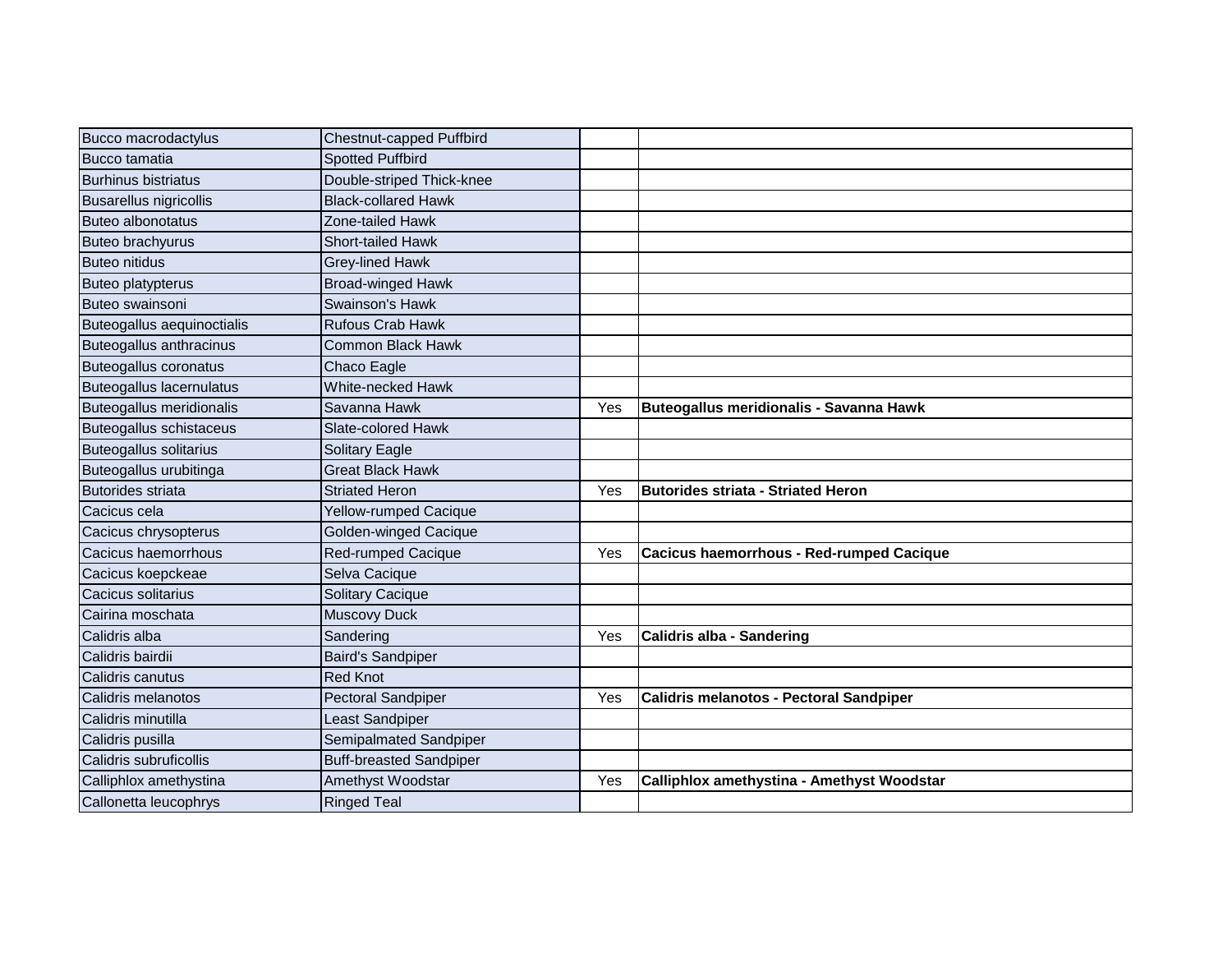| | | | |
|---|---|---|---|
| Bucco macrodactylus | Chestnut-capped Puffbird | | |
| Bucco tamatia | Spotted Puffbird | | |
| Burhinus bistriatus | Double-striped Thick-knee | | |
| Busarellus nigricollis | Black-collared Hawk | | |
| Buteo albonotatus | Zone-tailed Hawk | | |
| Buteo brachyurus | Short-tailed Hawk | | |
| Buteo nitidus | Grey-lined Hawk | | |
| Buteo platypterus | Broad-winged Hawk | | |
| Buteo swainsoni | Swainson's Hawk | | |
| Buteogallus aequinoctialis | Rufous Crab Hawk | | |
| Buteogallus anthracinus | Common Black Hawk | | |
| Buteogallus coronatus | Chaco Eagle | | |
| Buteogallus lacernulatus | White-necked Hawk | | |
| Buteogallus meridionalis | Savanna Hawk | Yes | **Buteogallus meridionalis - Savanna Hawk** |
| Buteogallus schistaceus | Slate-colored Hawk | | |
| Buteogallus solitarius | Solitary Eagle | | |
| Buteogallus urubitinga | Great Black Hawk | | |
| Butorides striata | Striated Heron | Yes | **Butorides striata - Striated Heron** |
| Cacicus cela | Yellow-rumped Cacique | | |
| Cacicus chrysopterus | Golden-winged Cacique | | |
| Cacicus haemorrhous | Red-rumped Cacique | Yes | **Cacicus haemorrhous - Red-rumped Cacique** |
| Cacicus koepckeae | Selva Cacique | | |
| Cacicus solitarius | Solitary Cacique | | |
| Cairina moschata | Muscovy Duck | | |
| Calidris alba | Sandering | Yes | **Calidris alba - Sandering** |
| Calidris bairdii | Baird's Sandpiper | | |
| Calidris canutus | Red Knot | | |
| Calidris melanotos | Pectoral Sandpiper | Yes | **Calidris melanotos - Pectoral Sandpiper** |
| Calidris minutilla | Least Sandpiper | | |
| Calidris pusilla | Semipalmated Sandpiper | | |
| Calidris subruficollis | Buff-breasted Sandpiper | | |
| Calliphlox amethystina | Amethyst Woodstar | Yes | **Calliphlox amethystina - Amethyst Woodstar** |
| Callonetta leucophrys | Ringed Teal | | |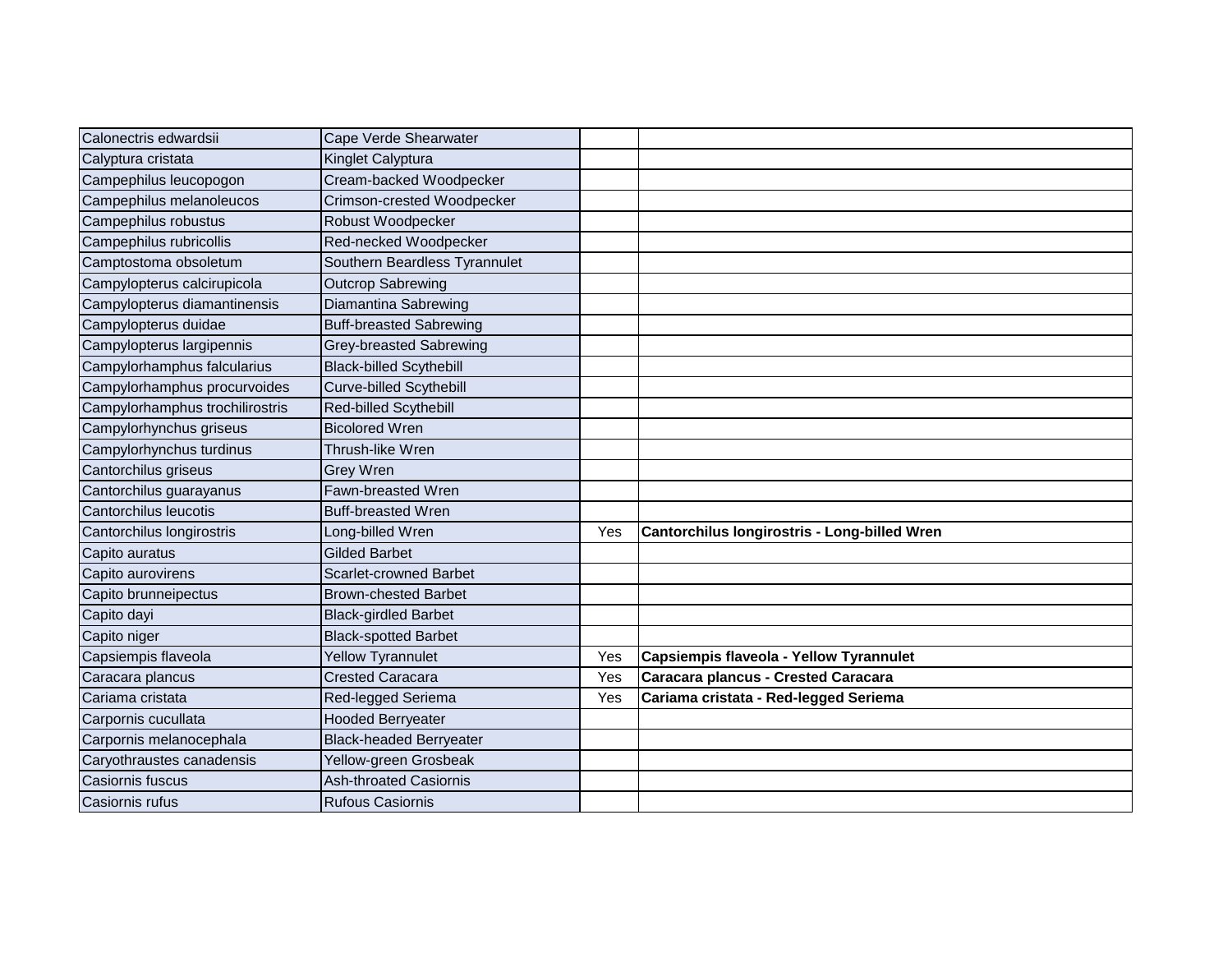| | | | |
|---|---|---|---|
| Calonectris edwardsii | Cape Verde Shearwater | | |
| Calyptura cristata | Kinglet Calyptura | | |
| Campephilus leucopogon | Cream-backed Woodpecker | | |
| Campephilus melanoleucos | Crimson-crested Woodpecker | | |
| Campephilus robustus | Robust Woodpecker | | |
| Campephilus rubricollis | Red-necked Woodpecker | | |
| Camptostoma obsoletum | Southern Beardless Tyrannulet | | |
| Campylopterus calcirupicola | Outcrop Sabrewing | | |
| Campylopterus diamantinensis | Diamantina Sabrewing | | |
| Campylopterus duidae | Buff-breasted Sabrewing | | |
| Campylopterus largipennis | Grey-breasted Sabrewing | | |
| Campylorhamphus falcularius | Black-billed Scythebill | | |
| Campylorhamphus procurvoides | Curve-billed Scythebill | | |
| Campylorhamphus trochilirostris | Red-billed Scythebill | | |
| Campylorhynchus griseus | Bicolored Wren | | |
| Campylorhynchus turdinus | Thrush-like Wren | | |
| Cantorchilus griseus | Grey Wren | | |
| Cantorchilus guarayanus | Fawn-breasted Wren | | |
| Cantorchilus leucotis | Buff-breasted Wren | | |
| Cantorchilus longirostris | Long-billed Wren | Yes | **Cantorchilus longirostris - Long-billed Wren** |
| Capito auratus | Gilded Barbet | | |
| Capito aurovirens | Scarlet-crowned Barbet | | |
| Capito brunneipectus | Brown-chested Barbet | | |
| Capito dayi | Black-girdled Barbet | | |
| Capito niger | Black-spotted Barbet | | |
| Capsiempis flaveola | Yellow Tyrannulet | Yes | **Capsiempis flaveola - Yellow Tyrannulet** |
| Caracara plancus | Crested Caracara | Yes | **Caracara plancus - Crested Caracara** |
| Cariama cristata | Red-legged Seriema | Yes | **Cariama cristata - Red-legged Seriema** |
| Carpornis cucullata | Hooded Berryeater | | |
| Carpornis melanocephala | Black-headed Berryeater | | |
| Caryothraustes canadensis | Yellow-green Grosbeak | | |
| Casiornis fuscus | Ash-throated Casiornis | | |
| Casiornis rufus | Rufous Casiornis | | |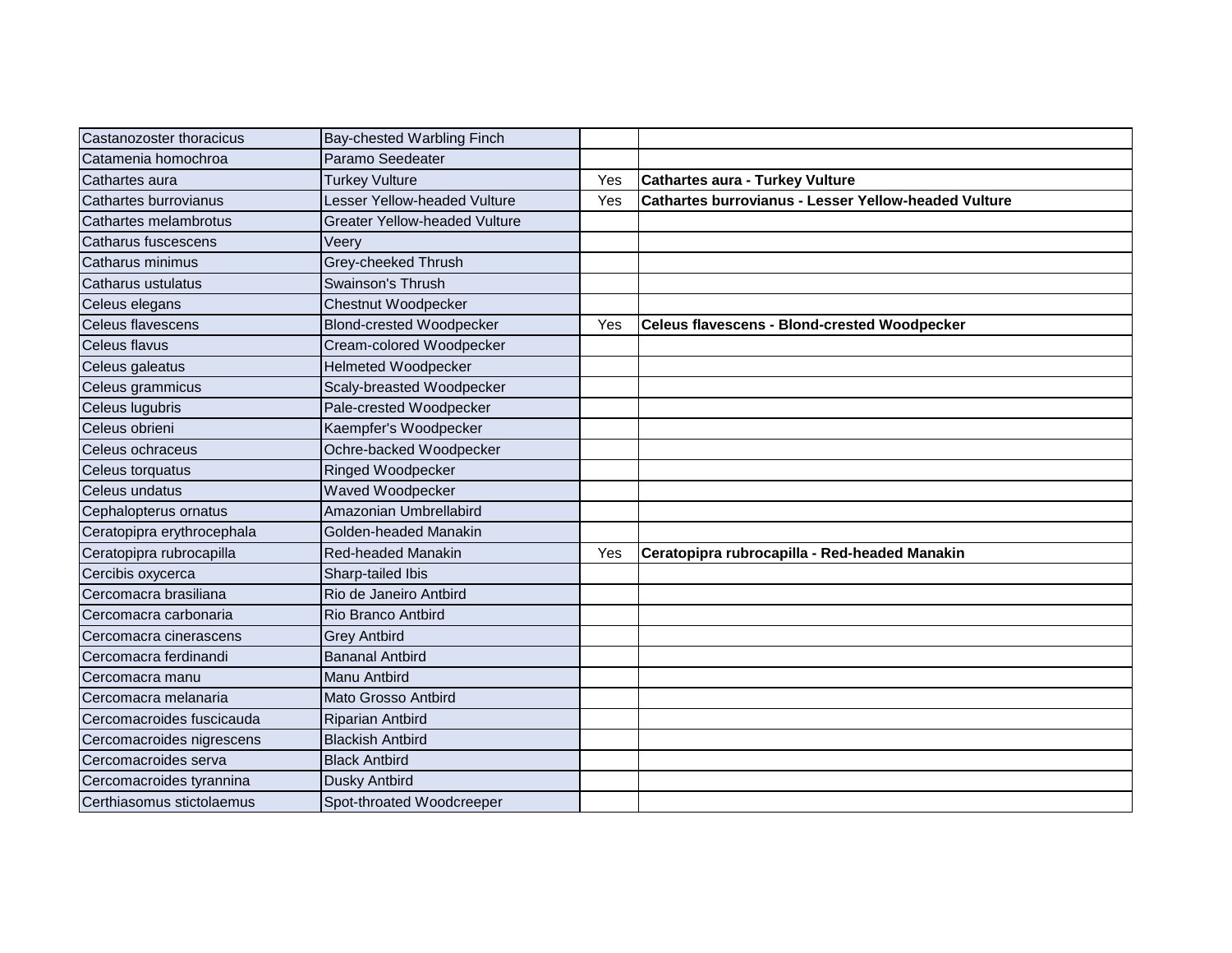| | | | |
|---|---|---|---|
| Castanozoster thoracicus | Bay-chested Warbling Finch | | |
| Catamenia homochroa | Paramo Seedeater | | |
| Cathartes aura | Turkey Vulture | Yes | **Cathartes aura - Turkey Vulture** |
| Cathartes burrovianus | Lesser Yellow-headed Vulture | Yes | **Cathartes burrovianus - Lesser Yellow-headed Vulture** |
| Cathartes melambrotus | Greater Yellow-headed Vulture | | |
| Catharus fuscescens | Veery | | |
| Catharus minimus | Grey-cheeked Thrush | | |
| Catharus ustulatus | Swainson's Thrush | | |
| Celeus elegans | Chestnut Woodpecker | | |
| Celeus flavescens | Blond-crested Woodpecker | Yes | **Celeus flavescens - Blond-crested Woodpecker** |
| Celeus flavus | Cream-colored Woodpecker | | |
| Celeus galeatus | Helmeted Woodpecker | | |
| Celeus grammicus | Scaly-breasted Woodpecker | | |
| Celeus lugubris | Pale-crested Woodpecker | | |
| Celeus obrieni | Kaempfer's Woodpecker | | |
| Celeus ochraceus | Ochre-backed Woodpecker | | |
| Celeus torquatus | Ringed Woodpecker | | |
| Celeus undatus | Waved Woodpecker | | |
| Cephalopterus ornatus | Amazonian Umbrellabird | | |
| Ceratopipra erythrocephala | Golden-headed Manakin | | |
| Ceratopipra rubrocapilla | Red-headed Manakin | Yes | **Ceratopipra rubrocapilla - Red-headed Manakin** |
| Cercibis oxycerca | Sharp-tailed Ibis | | |
| Cercomacra brasiliana | Rio de Janeiro Antbird | | |
| Cercomacra carbonaria | Rio Branco Antbird | | |
| Cercomacra cinerascens | Grey Antbird | | |
| Cercomacra ferdinandi | Bananal Antbird | | |
| Cercomacra manu | Manu Antbird | | |
| Cercomacra melanaria | Mato Grosso Antbird | | |
| Cercomacroides fuscicauda | Riparian Antbird | | |
| Cercomacroides nigrescens | Blackish Antbird | | |
| Cercomacroides serva | Black Antbird | | |
| Cercomacroides tyrannina | Dusky Antbird | | |
| Certhiasomus stictolaemus | Spot-throated Woodcreeper | | |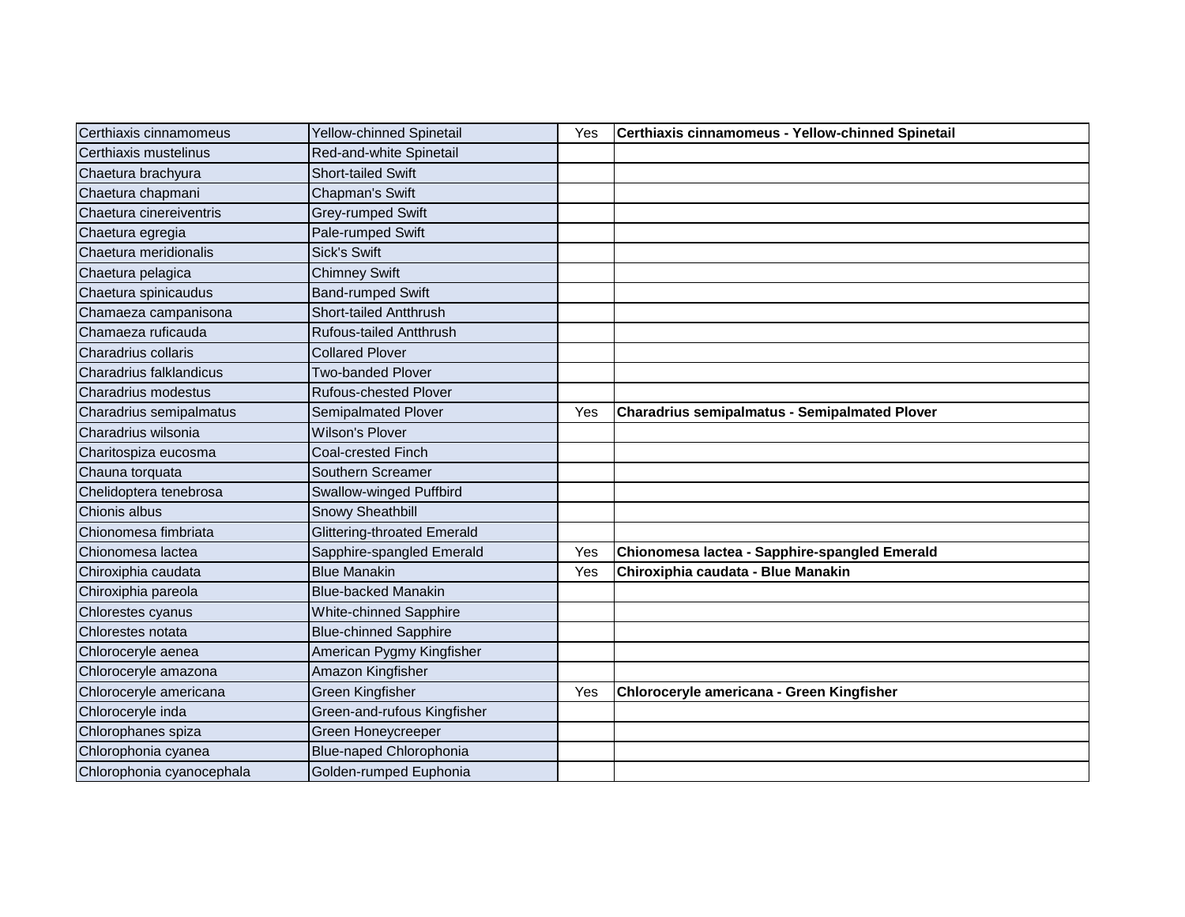| Certhiaxis cinnamomeus | Yellow-chinned Spinetail | Yes | **Certhiaxis cinnamomeus - Yellow-chinned Spinetail** |
|---|---|---|---|
| Certhiaxis mustelinus | Red-and-white Spinetail | | |
| Chaetura brachyura | Short-tailed Swift | | |
| Chaetura chapmani | Chapman's Swift | | |
| Chaetura cinereiventris | Grey-rumped Swift | | |
| Chaetura egregia | Pale-rumped Swift | | |
| Chaetura meridionalis | Sick's Swift | | |
| Chaetura pelagica | Chimney Swift | | |
| Chaetura spinicaudus | Band-rumped Swift | | |
| Chamaeza campanisona | Short-tailed Antthrush | | |
| Chamaeza ruficauda | Rufous-tailed Antthrush | | |
| Charadrius collaris | Collared Plover | | |
| Charadrius falklandicus | Two-banded Plover | | |
| Charadrius modestus | Rufous-chested Plover | | |
| Charadrius semipalmatus | Semipalmated Plover | Yes | **Charadrius semipalmatus - Semipalmated Plover** |
| Charadrius wilsonia | Wilson's Plover | | |
| Charitospiza eucosma | Coal-crested Finch | | |
| Chauna torquata | Southern Screamer | | |
| Chelidoptera tenebrosa | Swallow-winged Puffbird | | |
| Chionis albus | Snowy Sheathbill | | |
| Chionomesa fimbriata | Glittering-throated Emerald | | |
| Chionomesa lactea | Sapphire-spangled Emerald | Yes | **Chionomesa lactea - Sapphire-spangled Emerald** |
| Chiroxiphia caudata | Blue Manakin | Yes | **Chiroxiphia caudata - Blue Manakin** |
| Chiroxiphia pareola | Blue-backed Manakin | | |
| Chlorestes cyanus | White-chinned Sapphire | | |
| Chlorestes notata | Blue-chinned Sapphire | | |
| Chloroceryle aenea | American Pygmy Kingfisher | | |
| Chloroceryle amazona | Amazon Kingfisher | | |
| Chloroceryle americana | Green Kingfisher | Yes | **Chloroceryle americana - Green Kingfisher** |
| Chloroceryle inda | Green-and-rufous Kingfisher | | |
| Chlorophanes spiza | Green Honeycreeper | | |
| Chlorophonia cyanea | Blue-naped Chlorophonia | | |
| Chlorophonia cyanocephala | Golden-rumped Euphonia | | |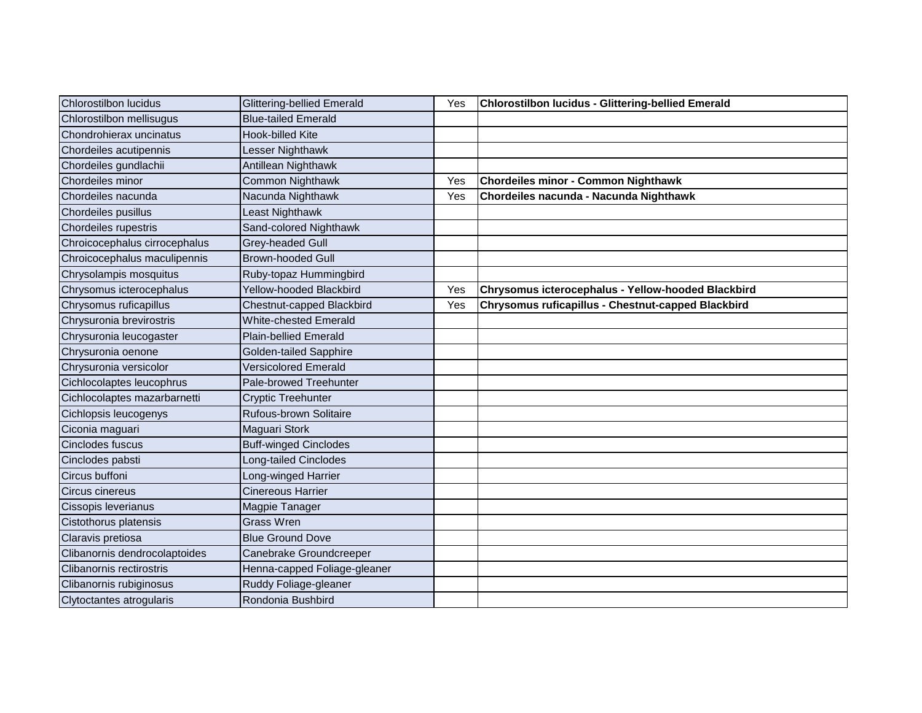| Chlorostilbon lucidus | Glittering-bellied Emerald | Yes | **Chlorostilbon lucidus - Glittering-bellied Emerald** |
|---|---|---|---|
| Chlorostilbon mellisugus | Blue-tailed Emerald | | |
| Chondrohierax uncinatus | Hook-billed Kite | | |
| Chordeiles acutipennis | Lesser Nighthawk | | |
| Chordeiles gundlachii | Antillean Nighthawk | | |
| Chordeiles minor | Common Nighthawk | Yes | **Chordeiles minor - Common Nighthawk** |
| Chordeiles nacunda | Nacunda Nighthawk | Yes | **Chordeiles nacunda - Nacunda Nighthawk** |
| Chordeiles pusillus | Least Nighthawk | | |
| Chordeiles rupestris | Sand-colored Nighthawk | | |
| Chroicocephalus cirrocephalus | Grey-headed Gull | | |
| Chroicocephalus maculipennis | Brown-hooded Gull | | |
| Chrysolampis mosquitus | Ruby-topaz Hummingbird | | |
| Chrysomus icterocephalus | Yellow-hooded Blackbird | Yes | **Chrysomus icterocephalus - Yellow-hooded Blackbird** |
| Chrysomus ruficapillus | Chestnut-capped Blackbird | Yes | **Chrysomus ruficapillus - Chestnut-capped Blackbird** |
| Chrysuronia brevirostris | White-chested Emerald | | |
| Chrysuronia leucogaster | Plain-bellied Emerald | | |
| Chrysuronia oenone | Golden-tailed Sapphire | | |
| Chrysuronia versicolor | Versicolored Emerald | | |
| Cichlocolaptes leucophrus | Pale-browed Treehunter | | |
| Cichlocolaptes mazarbarnetti | Cryptic Treehunter | | |
| Cichlopsis leucogenys | Rufous-brown Solitaire | | |
| Ciconia maguari | Maguari Stork | | |
| Cinclodes fuscus | Buff-winged Cinclodes | | |
| Cinclodes pabsti | Long-tailed Cinclodes | | |
| Circus buffoni | Long-winged Harrier | | |
| Circus cinereus | Cinereous Harrier | | |
| Cissopis leverianus | Magpie Tanager | | |
| Cistothorus platensis | Grass Wren | | |
| Claravis pretiosa | Blue Ground Dove | | |
| Clibanornis dendrocolaptoides | Canebrake Groundcreeper | | |
| Clibanornis rectirostris | Henna-capped Foliage-gleaner | | |
| Clibanornis rubiginosus | Ruddy Foliage-gleaner | | |
| Clytoctantes atrogularis | Rondonia Bushbird | | |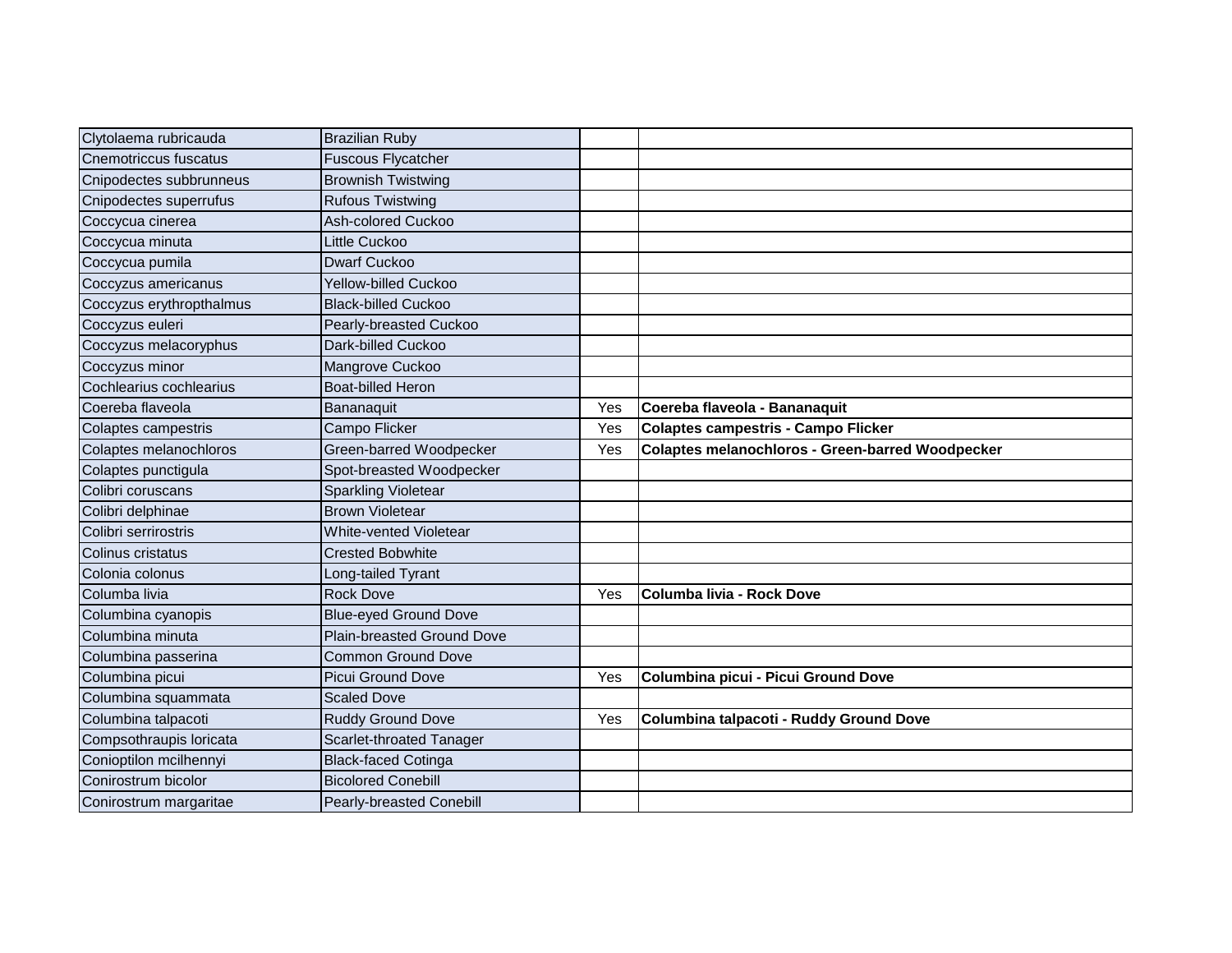| | | | |
|---|---|---|---|
| Clytolaema rubricauda | Brazilian Ruby | | |
| Cnemotriccus fuscatus | Fuscous Flycatcher | | |
| Cnipodectes subbrunneus | Brownish Twistwing | | |
| Cnipodectes superrufus | Rufous Twistwing | | |
| Coccycua cinerea | Ash-colored Cuckoo | | |
| Coccycua minuta | Little Cuckoo | | |
| Coccycua pumila | Dwarf Cuckoo | | |
| Coccyzus americanus | Yellow-billed Cuckoo | | |
| Coccyzus erythropthalmus | Black-billed Cuckoo | | |
| Coccyzus euleri | Pearly-breasted Cuckoo | | |
| Coccyzus melacoryphus | Dark-billed Cuckoo | | |
| Coccyzus minor | Mangrove Cuckoo | | |
| Cochlearius cochlearius | Boat-billed Heron | | |
| Coereba flaveola | Bananaquit | Yes | **Coereba flaveola - Bananaquit** |
| Colaptes campestris | Campo Flicker | Yes | **Colaptes campestris - Campo Flicker** |
| Colaptes melanochloros | Green-barred Woodpecker | Yes | **Colaptes melanochloros - Green-barred Woodpecker** |
| Colaptes punctigula | Spot-breasted Woodpecker | | |
| Colibri coruscans | Sparkling Violetear | | |
| Colibri delphinae | Brown Violetear | | |
| Colibri serrirostris | White-vented Violetear | | |
| Colinus cristatus | Crested Bobwhite | | |
| Colonia colonus | Long-tailed Tyrant | | |
| Columba livia | Rock Dove | Yes | **Columba livia - Rock Dove** |
| Columbina cyanopis | Blue-eyed Ground Dove | | |
| Columbina minuta | Plain-breasted Ground Dove | | |
| Columbina passerina | Common Ground Dove | | |
| Columbina picui | Picui Ground Dove | Yes | **Columbina picui - Picui Ground Dove** |
| Columbina squammata | Scaled Dove | | |
| Columbina talpacoti | Ruddy Ground Dove | Yes | **Columbina talpacoti - Ruddy Ground Dove** |
| Compsothraupis loricata | Scarlet-throated Tanager | | |
| Conioptilon mcilhennyi | Black-faced Cotinga | | |
| Conirostrum bicolor | Bicolored Conebill | | |
| Conirostrum margaritae | Pearly-breasted Conebill | | |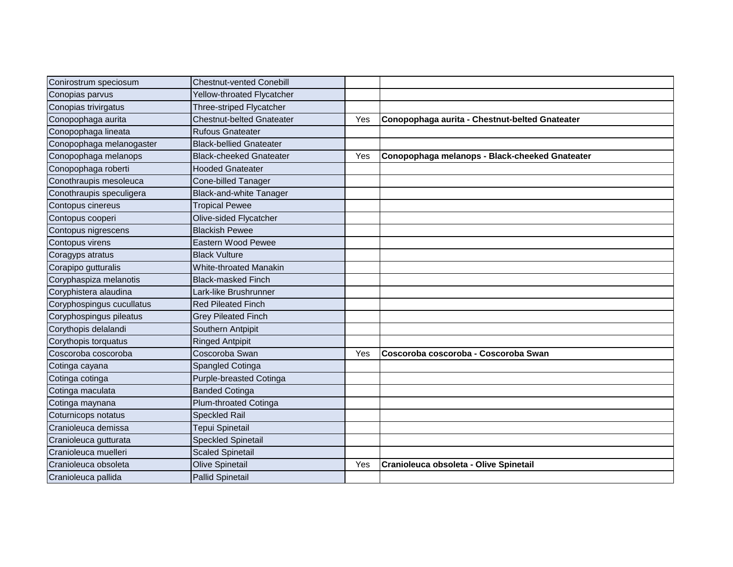| | | | |
|---|---|---|---|
| Conirostrum speciosum | Chestnut-vented Conebill | | |
| Conopias parvus | Yellow-throated Flycatcher | | |
| Conopias trivirgatus | Three-striped Flycatcher | | |
| Conopophaga aurita | Chestnut-belted Gnateater | Yes | **Conopophaga aurita - Chestnut-belted Gnateater** |
| Conopophaga lineata | Rufous Gnateater | | |
| Conopophaga melanogaster | Black-bellied Gnateater | | |
| Conopophaga melanops | Black-cheeked Gnateater | Yes | **Conopophaga melanops - Black-cheeked Gnateater** |
| Conopophaga roberti | Hooded Gnateater | | |
| Conothraupis mesoleuca | Cone-billed Tanager | | |
| Conothraupis speculigera | Black-and-white Tanager | | |
| Contopus cinereus | Tropical Pewee | | |
| Contopus cooperi | Olive-sided Flycatcher | | |
| Contopus nigrescens | Blackish Pewee | | |
| Contopus virens | Eastern Wood Pewee | | |
| Coragyps atratus | Black Vulture | | |
| Corapipo gutturalis | White-throated Manakin | | |
| Coryphaspiza melanotis | Black-masked Finch | | |
| Coryphistera alaudina | Lark-like Brushrunner | | |
| Coryphospingus cucullatus | Red Pileated Finch | | |
| Coryphospingus pileatus | Grey Pileated Finch | | |
| Corythopis delalandi | Southern Antpipit | | |
| Corythopis torquatus | Ringed Antpipit | | |
| Coscoroba coscoroba | Coscoroba Swan | Yes | **Coscoroba coscoroba - Coscoroba Swan** |
| Cotinga cayana | Spangled Cotinga | | |
| Cotinga cotinga | Purple-breasted Cotinga | | |
| Cotinga maculata | Banded Cotinga | | |
| Cotinga maynana | Plum-throated Cotinga | | |
| Coturnicops notatus | Speckled Rail | | |
| Cranioleuca demissa | Tepui Spinetail | | |
| Cranioleuca gutturata | Speckled Spinetail | | |
| Cranioleuca muelleri | Scaled Spinetail | | |
| Cranioleuca obsoleta | Olive Spinetail | Yes | **Cranioleuca obsoleta - Olive Spinetail** |
| Cranioleuca pallida | Pallid Spinetail | | |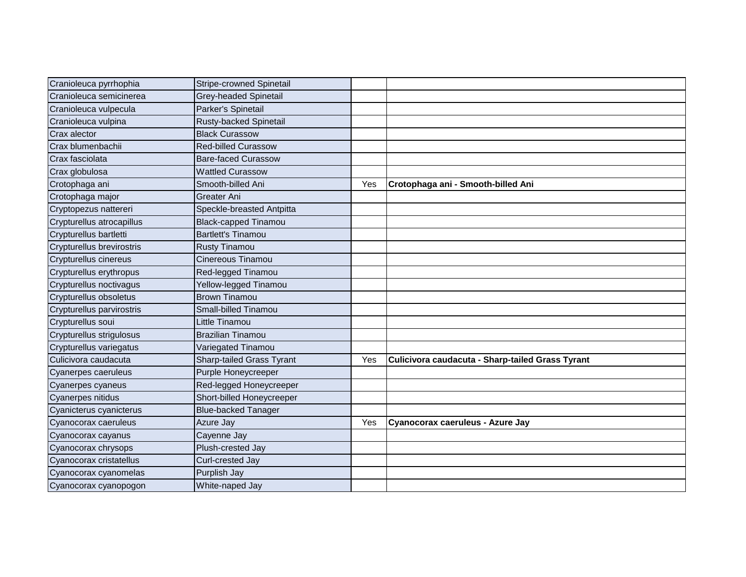| | | | |
|---|---|---|---|
| Cranioleuca pyrrhophia | Stripe-crowned Spinetail | | |
| Cranioleuca semicinerea | Grey-headed Spinetail | | |
| Cranioleuca vulpecula | Parker's Spinetail | | |
| Cranioleuca vulpina | Rusty-backed Spinetail | | |
| Crax alector | Black Curassow | | |
| Crax blumenbachii | Red-billed Curassow | | |
| Crax fasciolata | Bare-faced Curassow | | |
| Crax globulosa | Wattled Curassow | | |
| Crotophaga ani | Smooth-billed Ani | Yes | **Crotophaga ani - Smooth-billed Ani** |
| Crotophaga major | Greater Ani | | |
| Cryptopezus nattereri | Speckle-breasted Antpitta | | |
| Crypturellus atrocapillus | Black-capped Tinamou | | |
| Crypturellus bartletti | Bartlett's Tinamou | | |
| Crypturellus brevirostris | Rusty Tinamou | | |
| Crypturellus cinereus | Cinereous Tinamou | | |
| Crypturellus erythropus | Red-legged Tinamou | | |
| Crypturellus noctivagus | Yellow-legged Tinamou | | |
| Crypturellus obsoletus | Brown Tinamou | | |
| Crypturellus parvirostris | Small-billed Tinamou | | |
| Crypturellus soui | Little Tinamou | | |
| Crypturellus strigulosus | Brazilian Tinamou | | |
| Crypturellus variegatus | Variegated Tinamou | | |
| Culicivora caudacuta | Sharp-tailed Grass Tyrant | Yes | **Culicivora caudacuta - Sharp-tailed Grass Tyrant** |
| Cyanerpes caeruleus | Purple Honeycreeper | | |
| Cyanerpes cyaneus | Red-legged Honeycreeper | | |
| Cyanerpes nitidus | Short-billed Honeycreeper | | |
| Cyanicterus cyanicterus | Blue-backed Tanager | | |
| Cyanocorax caeruleus | Azure Jay | Yes | **Cyanocorax caeruleus - Azure Jay** |
| Cyanocorax cayanus | Cayenne Jay | | |
| Cyanocorax chrysops | Plush-crested Jay | | |
| Cyanocorax cristatellus | Curl-crested Jay | | |
| Cyanocorax cyanomelas | Purplish Jay | | |
| Cyanocorax cyanopogon | White-naped Jay | | |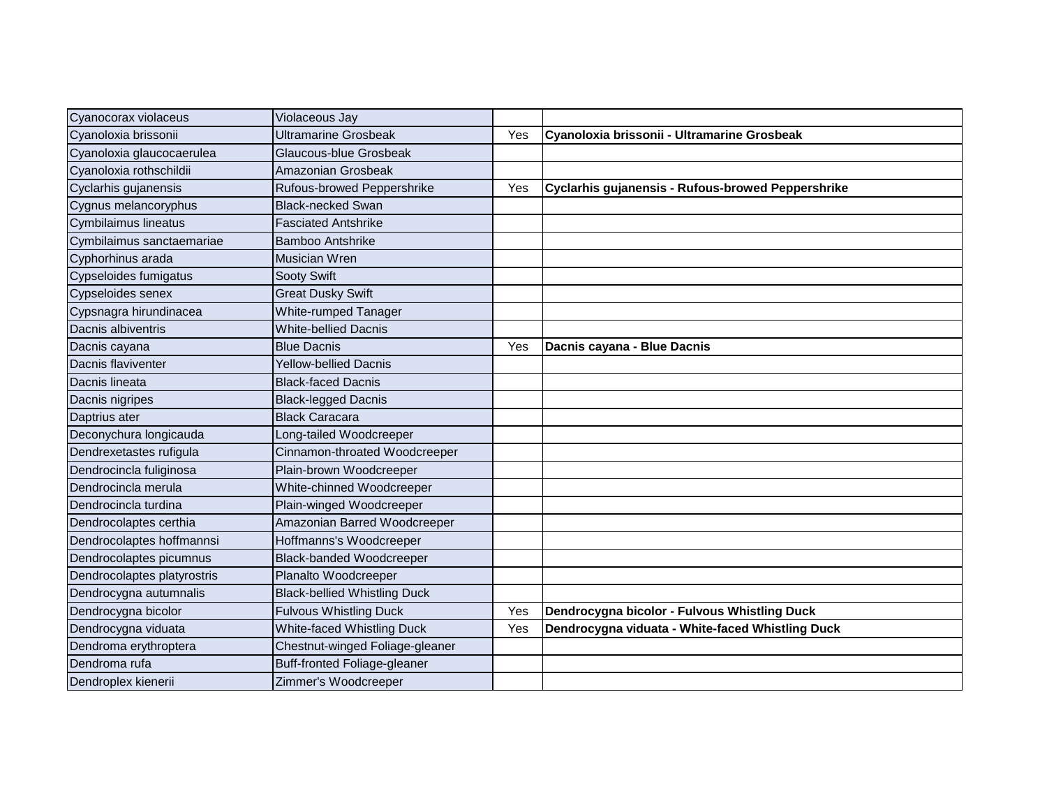| | | | |
|---|---|---|---|
| Cyanocorax violaceus | Violaceous Jay | | |
| Cyanoloxia brissonii | Ultramarine Grosbeak | Yes | **Cyanoloxia brissonii - Ultramarine Grosbeak** |
| Cyanoloxia glaucocaerulea | Glaucous-blue Grosbeak | | |
| Cyanoloxia rothschildii | Amazonian Grosbeak | | |
| Cyclarhis gujanensis | Rufous-browed Peppershrike | Yes | **Cyclarhis gujanensis - Rufous-browed Peppershrike** |
| Cygnus melancoryphus | Black-necked Swan | | |
| Cymbilaimus lineatus | Fasciated Antshrike | | |
| Cymbilaimus sanctaemariae | Bamboo Antshrike | | |
| Cyphorhinus arada | Musician Wren | | |
| Cypseloides fumigatus | Sooty Swift | | |
| Cypseloides senex | Great Dusky Swift | | |
| Cypsnagra hirundinacea | White-rumped Tanager | | |
| Dacnis albiventris | White-bellied Dacnis | | |
| Dacnis cayana | Blue Dacnis | Yes | **Dacnis cayana - Blue Dacnis** |
| Dacnis flaviventer | Yellow-bellied Dacnis | | |
| Dacnis lineata | Black-faced Dacnis | | |
| Dacnis nigripes | Black-legged Dacnis | | |
| Daptrius ater | Black Caracara | | |
| Deconychura longicauda | Long-tailed Woodcreeper | | |
| Dendrexetastes rufigula | Cinnamon-throated Woodcreeper | | |
| Dendrocincla fuliginosa | Plain-brown Woodcreeper | | |
| Dendrocincla merula | White-chinned Woodcreeper | | |
| Dendrocincla turdina | Plain-winged Woodcreeper | | |
| Dendrocolaptes certhia | Amazonian Barred Woodcreeper | | |
| Dendrocolaptes hoffmannsi | Hoffmanns's Woodcreeper | | |
| Dendrocolaptes picumnus | Black-banded Woodcreeper | | |
| Dendrocolaptes platyrostris | Planalto Woodcreeper | | |
| Dendrocygna autumnalis | Black-bellied Whistling Duck | | |
| Dendrocygna bicolor | Fulvous Whistling Duck | Yes | **Dendrocygna bicolor - Fulvous Whistling Duck** |
| Dendrocygna viduata | White-faced Whistling Duck | Yes | **Dendrocygna viduata - White-faced Whistling Duck** |
| Dendroma erythroptera | Chestnut-winged Foliage-gleaner | | |
| Dendroma rufa | Buff-fronted Foliage-gleaner | | |
| Dendroplex kienerii | Zimmer's Woodcreeper | | |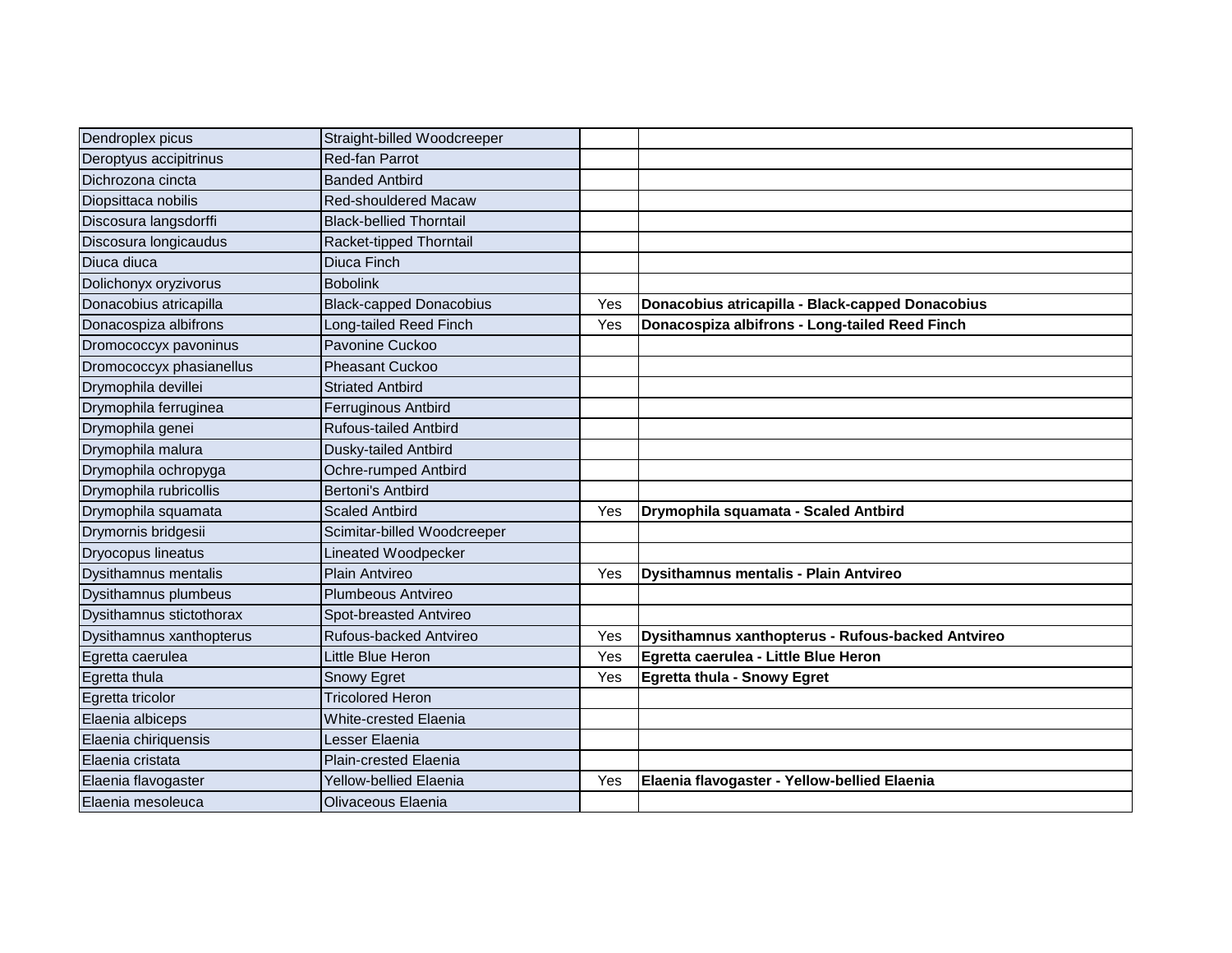| Dendroplex picus | Straight-billed Woodcreeper | | |
|---|---|---|---|
| Deroptyus accipitrinus | Red-fan Parrot | | |
| Dichrozona cincta | Banded Antbird | | |
| Diopsittaca nobilis | Red-shouldered Macaw | | |
| Discosura langsdorffi | Black-bellied Thorntail | | |
| Discosura longicaudus | Racket-tipped Thorntail | | |
| Diuca diuca | Diuca Finch | | |
| Dolichonyx oryzivorus | Bobolink | | |
| Donacobius atricapilla | Black-capped Donacobius | Yes | **Donacobius atricapilla - Black-capped Donacobius** |
| Donacospiza albifrons | Long-tailed Reed Finch | Yes | **Donacospiza albifrons - Long-tailed Reed Finch** |
| Dromococcyx pavoninus | Pavonine Cuckoo | | |
| Dromococcyx phasianellus | Pheasant Cuckoo | | |
| Drymophila devillei | Striated Antbird | | |
| Drymophila ferruginea | Ferruginous Antbird | | |
| Drymophila genei | Rufous-tailed Antbird | | |
| Drymophila malura | Dusky-tailed Antbird | | |
| Drymophila ochropyga | Ochre-rumped Antbird | | |
| Drymophila rubricollis | Bertoni's Antbird | | |
| Drymophila squamata | Scaled Antbird | Yes | **Drymophila squamata - Scaled Antbird** |
| Drymornis bridgesii | Scimitar-billed Woodcreeper | | |
| Dryocopus lineatus | Lineated Woodpecker | | |
| Dysithamnus mentalis | Plain Antvireo | Yes | **Dysithamnus mentalis - Plain Antvireo** |
| Dysithamnus plumbeus | Plumbeous Antvireo | | |
| Dysithamnus stictothorax | Spot-breasted Antvireo | | |
| Dysithamnus xanthopterus | Rufous-backed Antvireo | Yes | **Dysithamnus xanthopterus - Rufous-backed Antvireo** |
| Egretta caerulea | Little Blue Heron | Yes | **Egretta caerulea - Little Blue Heron** |
| Egretta thula | Snowy Egret | Yes | **Egretta thula - Snowy Egret** |
| Egretta tricolor | Tricolored Heron | | |
| Elaenia albiceps | White-crested Elaenia | | |
| Elaenia chiriquensis | Lesser Elaenia | | |
| Elaenia cristata | Plain-crested Elaenia | | |
| Elaenia flavogaster | Yellow-bellied Elaenia | Yes | **Elaenia flavogaster - Yellow-bellied Elaenia** |
| Elaenia mesoleuca | Olivaceous Elaenia | | |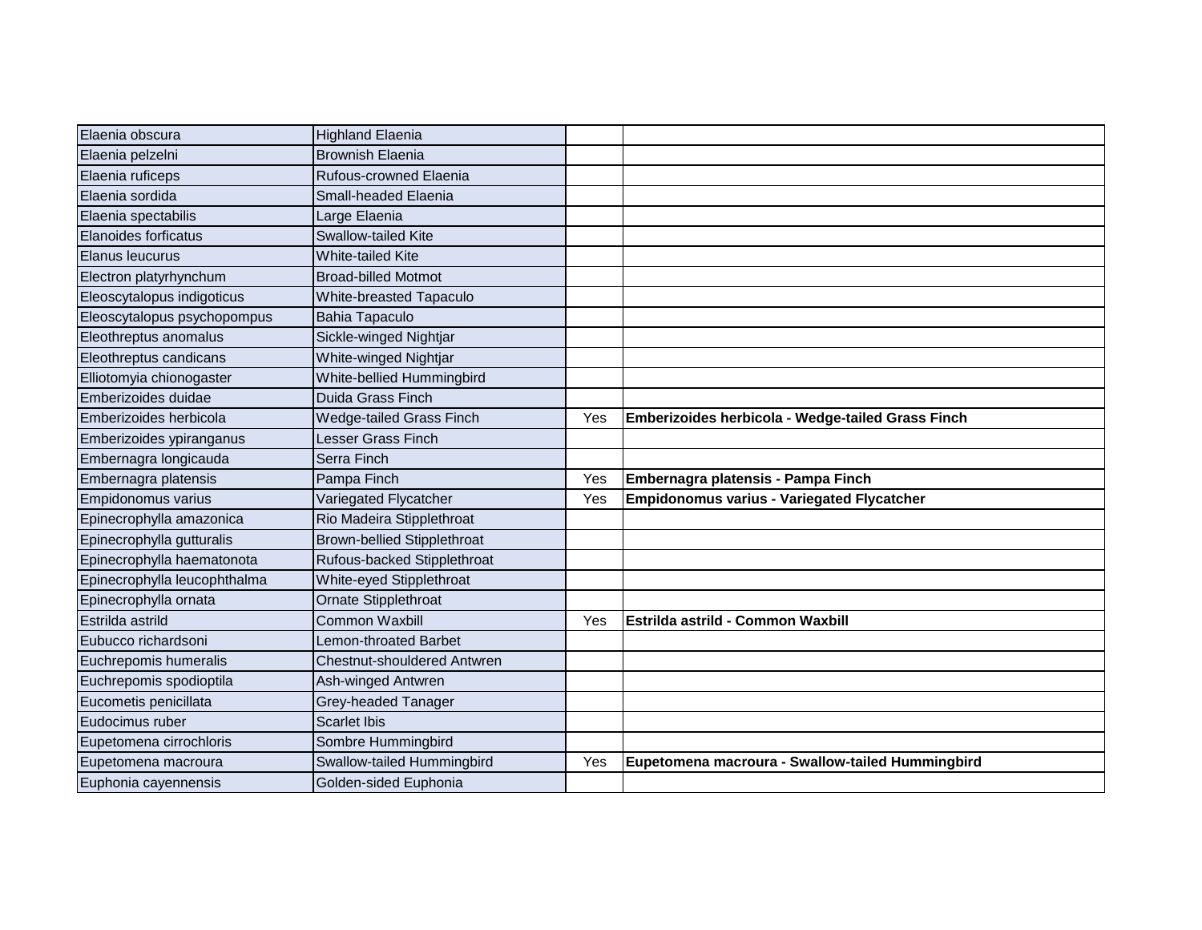| | | | |
|---|---|---|---|
| Elaenia obscura | Highland Elaenia | | |
| Elaenia pelzelni | Brownish Elaenia | | |
| Elaenia ruficeps | Rufous-crowned Elaenia | | |
| Elaenia sordida | Small-headed Elaenia | | |
| Elaenia spectabilis | Large Elaenia | | |
| Elanoides forficatus | Swallow-tailed Kite | | |
| Elanus leucurus | White-tailed Kite | | |
| Electron platyrhynchum | Broad-billed Motmot | | |
| Eleoscytalopus indigoticus | White-breasted Tapaculo | | |
| Eleoscytalopus psychopompus | Bahia Tapaculo | | |
| Eleothreptus anomalus | Sickle-winged Nightjar | | |
| Eleothreptus candicans | White-winged Nightjar | | |
| Elliotomyia chionogaster | White-bellied Hummingbird | | |
| Emberizoides duidae | Duida Grass Finch | | |
| Emberizoides herbicola | Wedge-tailed Grass Finch | Yes | **Emberizoides herbicola - Wedge-tailed Grass Finch** |
| Emberizoides ypiranganus | Lesser Grass Finch | | |
| Embernagra longicauda | Serra Finch | | |
| Embernagra platensis | Pampa Finch | Yes | **Embernagra platensis - Pampa Finch** |
| Empidonomus varius | Variegated Flycatcher | Yes | **Empidonomus varius - Variegated Flycatcher** |
| Epinecrophylla amazonica | Rio Madeira Stipplethroat | | |
| Epinecrophylla gutturalis | Brown-bellied Stipplethroat | | |
| Epinecrophylla haematonota | Rufous-backed Stipplethroat | | |
| Epinecrophylla leucophthalma | White-eyed Stipplethroat | | |
| Epinecrophylla ornata | Ornate Stipplethroat | | |
| Estrilda astrild | Common Waxbill | Yes | **Estrilda astrild - Common Waxbill** |
| Eubucco richardsoni | Lemon-throated Barbet | | |
| Euchrepomis humeralis | Chestnut-shouldered Antwren | | |
| Euchrepomis spodioptila | Ash-winged Antwren | | |
| Eucometis penicillata | Grey-headed Tanager | | |
| Eudocimus ruber | Scarlet Ibis | | |
| Eupetomena cirrochloris | Sombre Hummingbird | | |
| Eupetomena macroura | Swallow-tailed Hummingbird | Yes | **Eupetomena macroura - Swallow-tailed Hummingbird** |
| Euphonia cayennensis | Golden-sided Euphonia | | |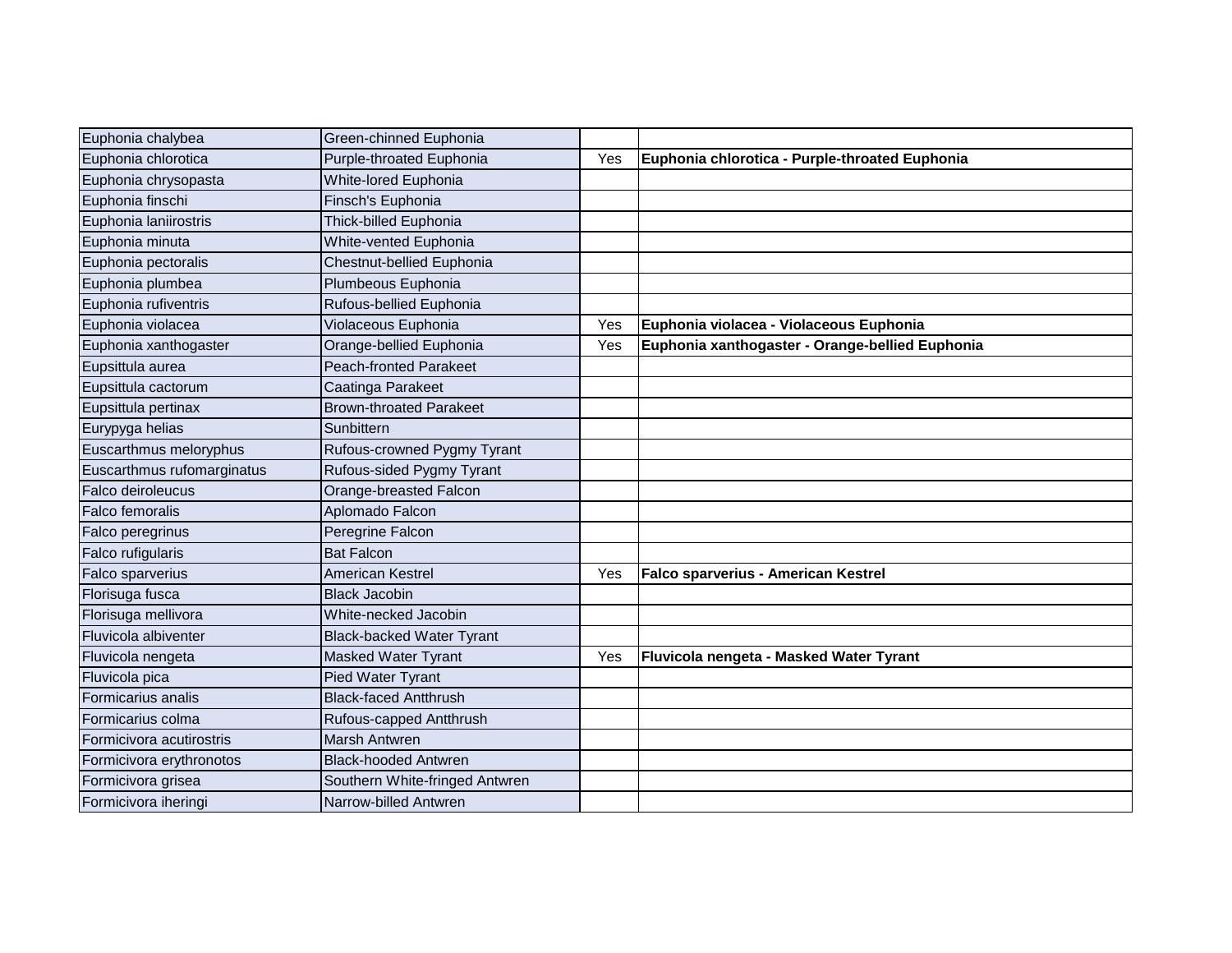| | | | |
|---|---|---|---|
| Euphonia chalybea | Green-chinned Euphonia | | |
| Euphonia chlorotica | Purple-throated Euphonia | Yes | **Euphonia chlorotica - Purple-throated Euphonia** |
| Euphonia chrysopasta | White-lored Euphonia | | |
| Euphonia finschi | Finsch's Euphonia | | |
| Euphonia laniirostris | Thick-billed Euphonia | | |
| Euphonia minuta | White-vented Euphonia | | |
| Euphonia pectoralis | Chestnut-bellied Euphonia | | |
| Euphonia plumbea | Plumbeous Euphonia | | |
| Euphonia rufiventris | Rufous-bellied Euphonia | | |
| Euphonia violacea | Violaceous Euphonia | Yes | **Euphonia violacea - Violaceous Euphonia** |
| Euphonia xanthogaster | Orange-bellied Euphonia | Yes | **Euphonia xanthogaster - Orange-bellied Euphonia** |
| Eupsittula aurea | Peach-fronted Parakeet | | |
| Eupsittula cactorum | Caatinga Parakeet | | |
| Eupsittula pertinax | Brown-throated Parakeet | | |
| Eurypyga helias | Sunbittern | | |
| Euscarthmus meloryphus | Rufous-crowned Pygmy Tyrant | | |
| Euscarthmus rufomarginatus | Rufous-sided Pygmy Tyrant | | |
| Falco deiroleucus | Orange-breasted Falcon | | |
| Falco femoralis | Aplomado Falcon | | |
| Falco peregrinus | Peregrine Falcon | | |
| Falco rufigularis | Bat Falcon | | |
| Falco sparverius | American Kestrel | Yes | **Falco sparverius - American Kestrel** |
| Florisuga fusca | Black Jacobin | | |
| Florisuga mellivora | White-necked Jacobin | | |
| Fluvicola albiventer | Black-backed Water Tyrant | | |
| Fluvicola nengeta | Masked Water Tyrant | Yes | **Fluvicola nengeta - Masked Water Tyrant** |
| Fluvicola pica | Pied Water Tyrant | | |
| Formicarius analis | Black-faced Antthrush | | |
| Formicarius colma | Rufous-capped Antthrush | | |
| Formicivora acutirostris | Marsh Antwren | | |
| Formicivora erythronotos | Black-hooded Antwren | | |
| Formicivora grisea | Southern White-fringed Antwren | | |
| Formicivora iheringi | Narrow-billed Antwren | | |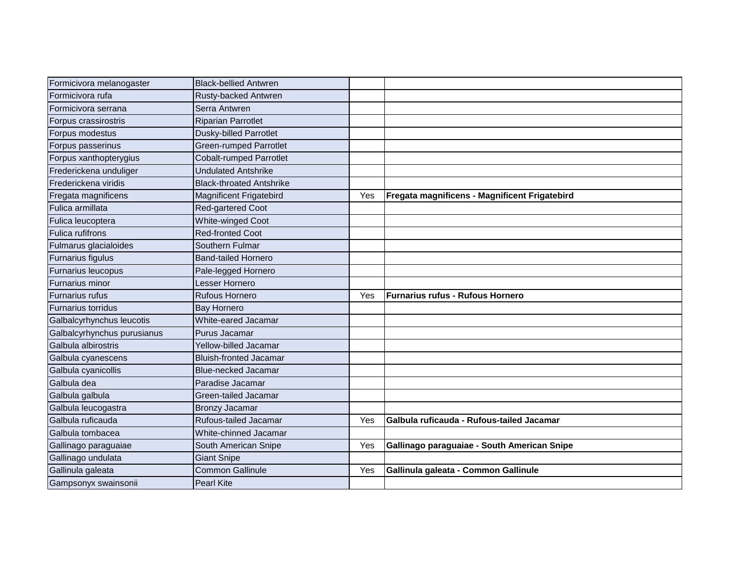| | | | |
|---|---|---|---|
| Formicivora melanogaster | Black-bellied Antwren | | |
| Formicivora rufa | Rusty-backed Antwren | | |
| Formicivora serrana | Serra Antwren | | |
| Forpus crassirostris | Riparian Parrotlet | | |
| Forpus modestus | Dusky-billed Parrotlet | | |
| Forpus passerinus | Green-rumped Parrotlet | | |
| Forpus xanthopterygius | Cobalt-rumped Parrotlet | | |
| Frederickena unduliger | Undulated Antshrike | | |
| Frederickena viridis | Black-throated Antshrike | | |
| Fregata magnificens | Magnificent Frigatebird | Yes | **Fregata magnificens - Magnificent Frigatebird** |
| Fulica armillata | Red-gartered Coot | | |
| Fulica leucoptera | White-winged Coot | | |
| Fulica rufifrons | Red-fronted Coot | | |
| Fulmarus glacialoides | Southern Fulmar | | |
| Furnarius figulus | Band-tailed Hornero | | |
| Furnarius leucopus | Pale-legged Hornero | | |
| Furnarius minor | Lesser Hornero | | |
| Furnarius rufus | Rufous Hornero | Yes | **Furnarius rufus - Rufous Hornero** |
| Furnarius torridus | Bay Hornero | | |
| Galbalcyrhynchus leucotis | White-eared Jacamar | | |
| Galbalcyrhynchus purusianus | Purus Jacamar | | |
| Galbula albirostris | Yellow-billed Jacamar | | |
| Galbula cyanescens | Bluish-fronted Jacamar | | |
| Galbula cyanicollis | Blue-necked Jacamar | | |
| Galbula dea | Paradise Jacamar | | |
| Galbula galbula | Green-tailed Jacamar | | |
| Galbula leucogastra | Bronzy Jacamar | | |
| Galbula ruficauda | Rufous-tailed Jacamar | Yes | **Galbula ruficauda - Rufous-tailed Jacamar** |
| Galbula tombacea | White-chinned Jacamar | | |
| Gallinago paraguaiae | South American Snipe | Yes | **Gallinago paraguaiae - South American Snipe** |
| Gallinago undulata | Giant Snipe | | |
| Gallinula galeata | Common Gallinule | Yes | **Gallinula galeata - Common Gallinule** |
| Gampsonyx swainsonii | Pearl Kite | | |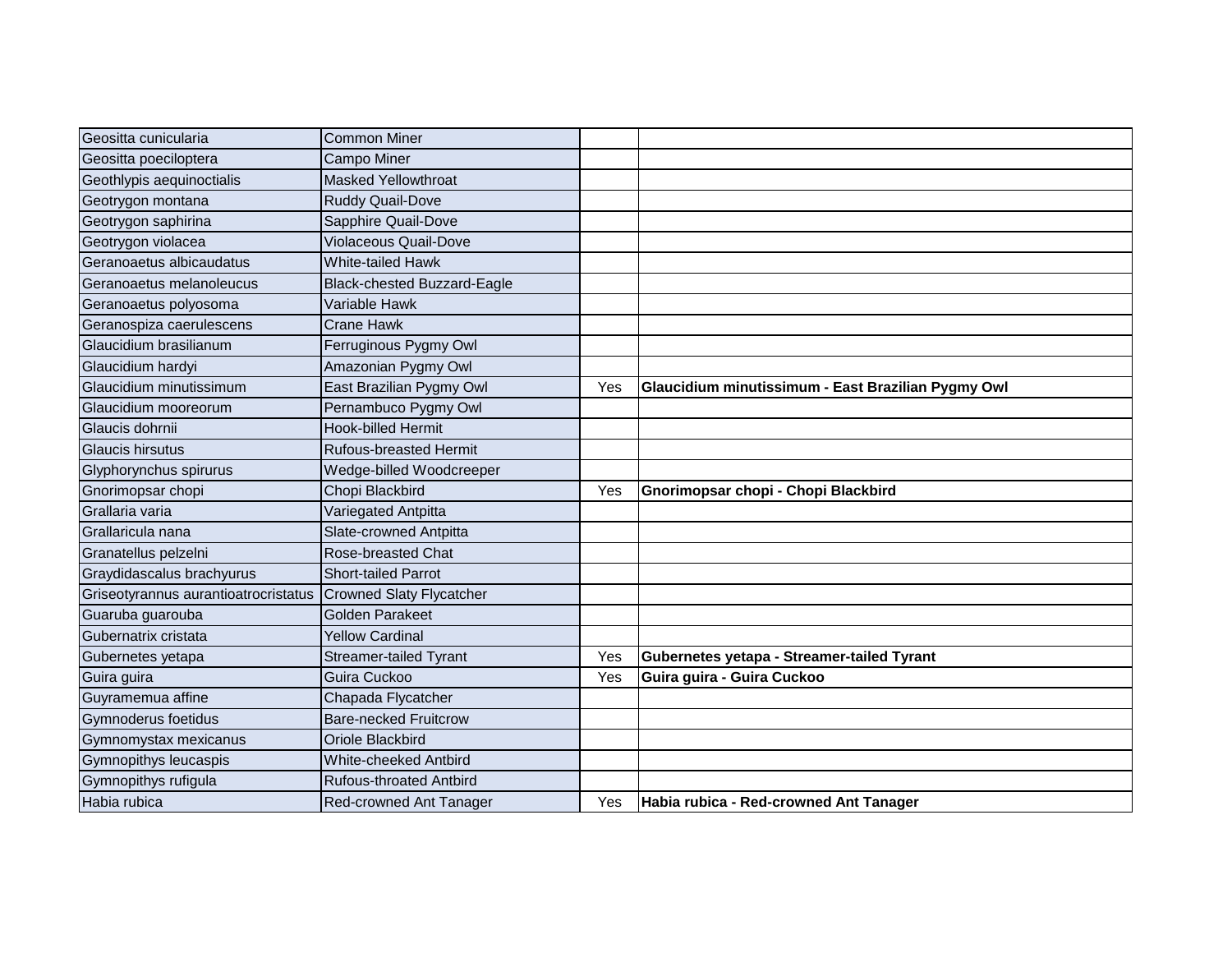| | | | |
|---|---|---|---|
| Geositta cunicularia | Common Miner | | |
| Geositta poeciloptera | Campo Miner | | |
| Geothlypis aequinoctialis | Masked Yellowthroat | | |
| Geotrygon montana | Ruddy Quail-Dove | | |
| Geotrygon saphirina | Sapphire Quail-Dove | | |
| Geotrygon violacea | Violaceous Quail-Dove | | |
| Geranoaetus albicaudatus | White-tailed Hawk | | |
| Geranoaetus melanoleucus | Black-chested Buzzard-Eagle | | |
| Geranoaetus polyosoma | Variable Hawk | | |
| Geranospiza caerulescens | Crane Hawk | | |
| Glaucidium brasilianum | Ferruginous Pygmy Owl | | |
| Glaucidium hardyi | Amazonian Pygmy Owl | | |
| Glaucidium minutissimum | East Brazilian Pygmy Owl | Yes | **Glaucidium minutissimum - East Brazilian Pygmy Owl** |
| Glaucidium mooreorum | Pernambuco Pygmy Owl | | |
| Glaucis dohrnii | Hook-billed Hermit | | |
| Glaucis hirsutus | Rufous-breasted Hermit | | |
| Glyphorynchus spirurus | Wedge-billed Woodcreeper | | |
| Gnorimopsar chopi | Chopi Blackbird | Yes | **Gnorimopsar chopi - Chopi Blackbird** |
| Grallaria varia | Variegated Antpitta | | |
| Grallaricula nana | Slate-crowned Antpitta | | |
| Granatellus pelzelni | Rose-breasted Chat | | |
| Graydidascalus brachyurus | Short-tailed Parrot | | |
| Griseotyrannus aurantioatrocristatus | Crowned Slaty Flycatcher | | |
| Guaruba guarouba | Golden Parakeet | | |
| Gubernatrix cristata | Yellow Cardinal | | |
| Gubernetes yetapa | Streamer-tailed Tyrant | Yes | **Gubernetes yetapa - Streamer-tailed Tyrant** |
| Guira guira | Guira Cuckoo | Yes | **Guira guira - Guira Cuckoo** |
| Guyramemua affine | Chapada Flycatcher | | |
| Gymnoderus foetidus | Bare-necked Fruitcrow | | |
| Gymnomystax mexicanus | Oriole Blackbird | | |
| Gymnopithys leucaspis | White-cheeked Antbird | | |
| Gymnopithys rufigula | Rufous-throated Antbird | | |
| Habia rubica | Red-crowned Ant Tanager | Yes | **Habia rubica - Red-crowned Ant Tanager** |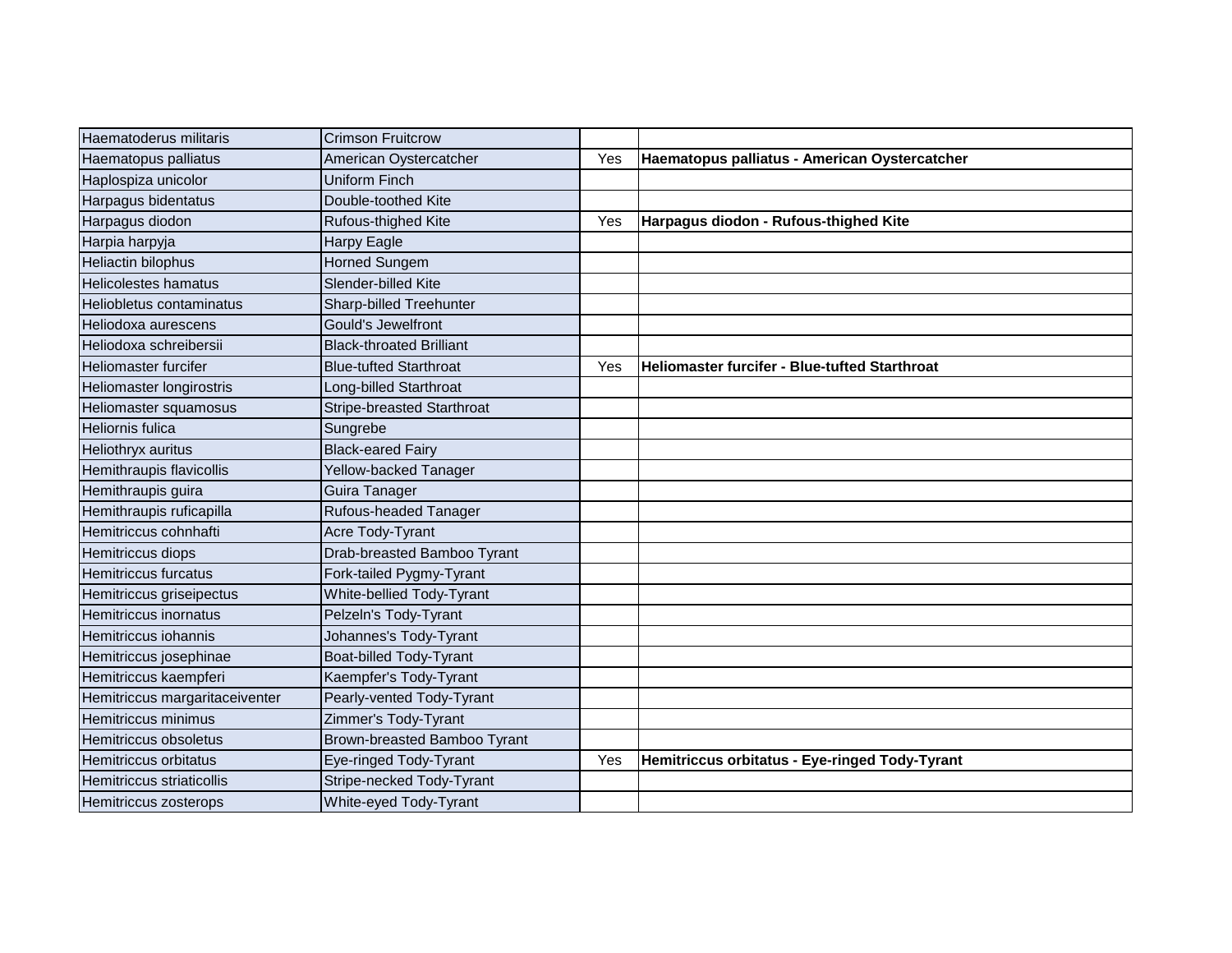| Haematoderus militaris | Crimson Fruitcrow | | |
|---|---|---|---|
| Haematopus palliatus | American Oystercatcher | Yes | **Haematopus palliatus - American Oystercatcher** |
| Haplospiza unicolor | Uniform Finch | | |
| Harpagus bidentatus | Double-toothed Kite | | |
| Harpagus diodon | Rufous-thighed Kite | Yes | **Harpagus diodon - Rufous-thighed Kite** |
| Harpia harpyja | Harpy Eagle | | |
| Heliactin bilophus | Horned Sungem | | |
| Helicolestes hamatus | Slender-billed Kite | | |
| Heliobletus contaminatus | Sharp-billed Treehunter | | |
| Heliodoxa aurescens | Gould's Jewelfront | | |
| Heliodoxa schreibersii | Black-throated Brilliant | | |
| Heliomaster furcifer | Blue-tufted Starthroat | Yes | **Heliomaster furcifer - Blue-tufted Starthroat** |
| Heliomaster longirostris | Long-billed Starthroat | | |
| Heliomaster squamosus | Stripe-breasted Starthroat | | |
| Heliornis fulica | Sungrebe | | |
| Heliothryx auritus | Black-eared Fairy | | |
| Hemithraupis flavicollis | Yellow-backed Tanager | | |
| Hemithraupis guira | Guira Tanager | | |
| Hemithraupis ruficapilla | Rufous-headed Tanager | | |
| Hemitriccus cohnhafti | Acre Tody-Tyrant | | |
| Hemitriccus diops | Drab-breasted Bamboo Tyrant | | |
| Hemitriccus furcatus | Fork-tailed Pygmy-Tyrant | | |
| Hemitriccus griseipectus | White-bellied Tody-Tyrant | | |
| Hemitriccus inornatus | Pelzeln's Tody-Tyrant | | |
| Hemitriccus iohannis | Johannes's Tody-Tyrant | | |
| Hemitriccus josephinae | Boat-billed Tody-Tyrant | | |
| Hemitriccus kaempferi | Kaempfer's Tody-Tyrant | | |
| Hemitriccus margaritaceiventer | Pearly-vented Tody-Tyrant | | |
| Hemitriccus minimus | Zimmer's Tody-Tyrant | | |
| Hemitriccus obsoletus | Brown-breasted Bamboo Tyrant | | |
| Hemitriccus orbitatus | Eye-ringed Tody-Tyrant | Yes | **Hemitriccus orbitatus - Eye-ringed Tody-Tyrant** |
| Hemitriccus striaticollis | Stripe-necked Tody-Tyrant | | |
| Hemitriccus zosterops | White-eyed Tody-Tyrant | | |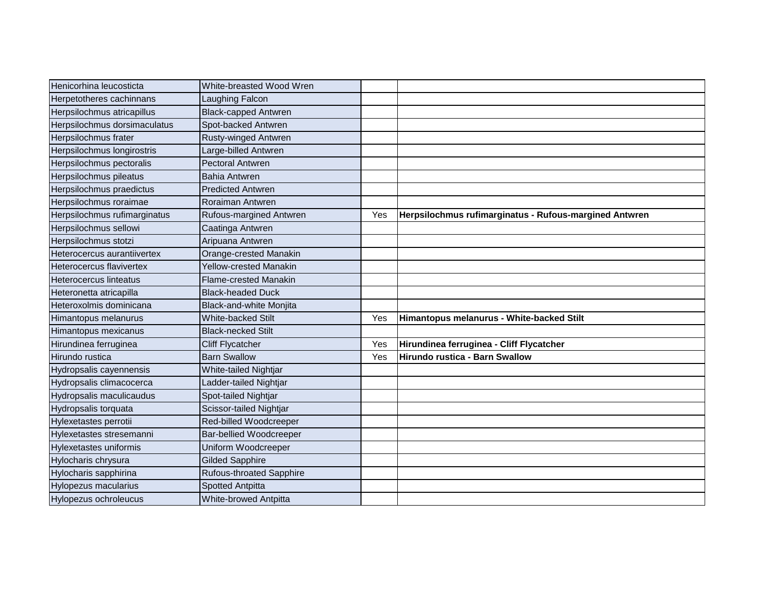| | | | |
|---|---|---|---|
| Henicorhina leucosticta | White-breasted Wood Wren | | |
| Herpetotheres cachinnans | Laughing Falcon | | |
| Herpsilochmus atricapillus | Black-capped Antwren | | |
| Herpsilochmus dorsimaculatus | Spot-backed Antwren | | |
| Herpsilochmus frater | Rusty-winged Antwren | | |
| Herpsilochmus longirostris | Large-billed Antwren | | |
| Herpsilochmus pectoralis | Pectoral Antwren | | |
| Herpsilochmus pileatus | Bahia Antwren | | |
| Herpsilochmus praedictus | Predicted Antwren | | |
| Herpsilochmus roraimae | Roraiman Antwren | | |
| Herpsilochmus rufimarginatus | Rufous-margined Antwren | Yes | **Herpsilochmus rufimarginatus - Rufous-margined Antwren** |
| Herpsilochmus sellowi | Caatinga Antwren | | |
| Herpsilochmus stotzi | Aripuana Antwren | | |
| Heterocercus aurantiivertex | Orange-crested Manakin | | |
| Heterocercus flavivertex | Yellow-crested Manakin | | |
| Heterocercus linteatus | Flame-crested Manakin | | |
| Heteronetta atricapilla | Black-headed Duck | | |
| Heteroxolmis dominicana | Black-and-white Monjita | | |
| Himantopus melanurus | White-backed Stilt | Yes | **Himantopus melanurus - White-backed Stilt** |
| Himantopus mexicanus | Black-necked Stilt | | |
| Hirundinea ferruginea | Cliff Flycatcher | Yes | **Hirundinea ferruginea - Cliff Flycatcher** |
| Hirundo rustica | Barn Swallow | Yes | **Hirundo rustica - Barn Swallow** |
| Hydropsalis cayennensis | White-tailed Nightjar | | |
| Hydropsalis climacocerca | Ladder-tailed Nightjar | | |
| Hydropsalis maculicaudus | Spot-tailed Nightjar | | |
| Hydropsalis torquata | Scissor-tailed Nightjar | | |
| Hylexetastes perrotii | Red-billed Woodcreeper | | |
| Hylexetastes stresemanni | Bar-bellied Woodcreeper | | |
| Hylexetastes uniformis | Uniform Woodcreeper | | |
| Hylocharis chrysura | Gilded Sapphire | | |
| Hylocharis sapphirina | Rufous-throated Sapphire | | |
| Hylopezus macularius | Spotted Antpitta | | |
| Hylopezus ochroleucus | White-browed Antpitta | | |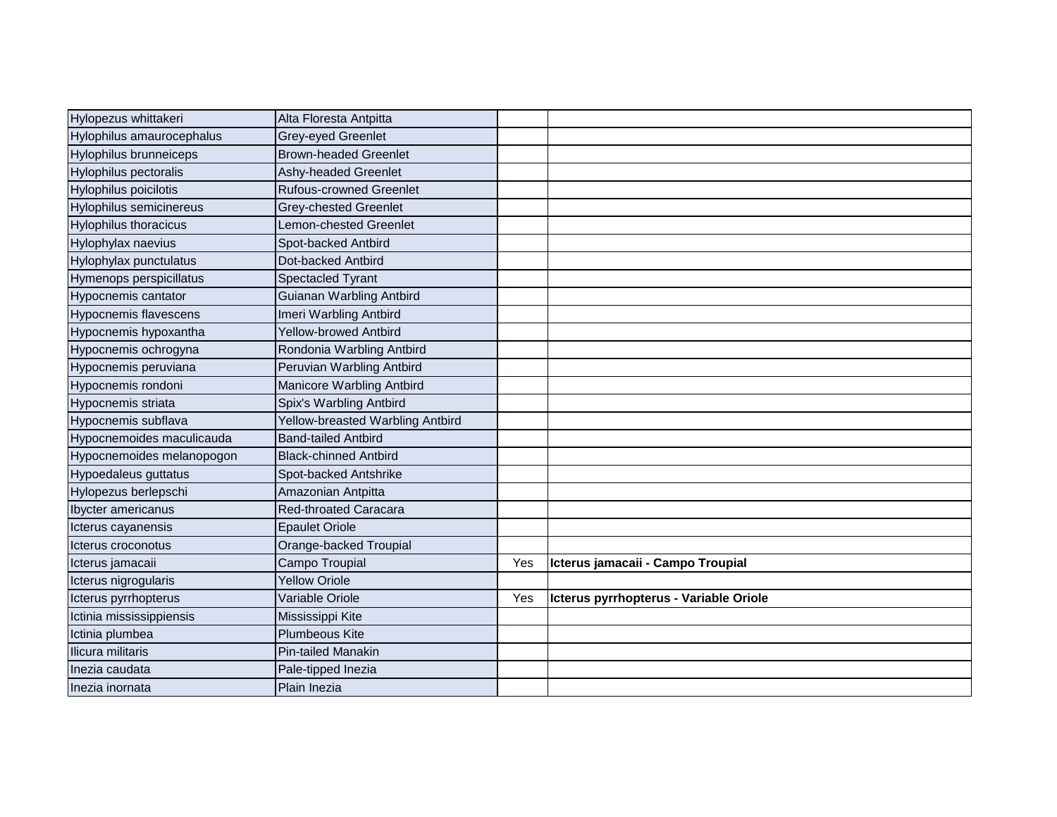| | | | |
|---|---|---|---|
| Hylopezus whittakeri | Alta Floresta Antpitta | | |
| Hylophilus amaurocephalus | Grey-eyed Greenlet | | |
| Hylophilus brunneiceps | Brown-headed Greenlet | | |
| Hylophilus pectoralis | Ashy-headed Greenlet | | |
| Hylophilus poicilotis | Rufous-crowned Greenlet | | |
| Hylophilus semicinereus | Grey-chested Greenlet | | |
| Hylophilus thoracicus | Lemon-chested Greenlet | | |
| Hylophylax naevius | Spot-backed Antbird | | |
| Hylophylax punctulatus | Dot-backed Antbird | | |
| Hymenops perspicillatus | Spectacled Tyrant | | |
| Hypocnemis cantator | Guianan Warbling Antbird | | |
| Hypocnemis flavescens | Imeri Warbling Antbird | | |
| Hypocnemis hypoxantha | Yellow-browed Antbird | | |
| Hypocnemis ochrogyna | Rondonia Warbling Antbird | | |
| Hypocnemis peruviana | Peruvian Warbling Antbird | | |
| Hypocnemis rondoni | Manicore Warbling Antbird | | |
| Hypocnemis striata | Spix's Warbling Antbird | | |
| Hypocnemis subflava | Yellow-breasted Warbling Antbird | | |
| Hypocnemoides maculicauda | Band-tailed Antbird | | |
| Hypocnemoides melanopogon | Black-chinned Antbird | | |
| Hypoedaleus guttatus | Spot-backed Antshrike | | |
| Hylopezus berlepschi | Amazonian Antpitta | | |
| Ibycter americanus | Red-throated Caracara | | |
| Icterus cayanensis | Epaulet Oriole | | |
| Icterus croconotus | Orange-backed Troupial | | |
| Icterus jamacaii | Campo Troupial | Yes | **Icterus jamacaii - Campo Troupial** |
| Icterus nigrogularis | Yellow Oriole | | |
| Icterus pyrrhopterus | Variable Oriole | Yes | **Icterus pyrrhopterus - Variable Oriole** |
| Ictinia mississippiensis | Mississippi Kite | | |
| Ictinia plumbea | Plumbeous Kite | | |
| Ilicura militaris | Pin-tailed Manakin | | |
| Inezia caudata | Pale-tipped Inezia | | |
| Inezia inornata | Plain Inezia | | |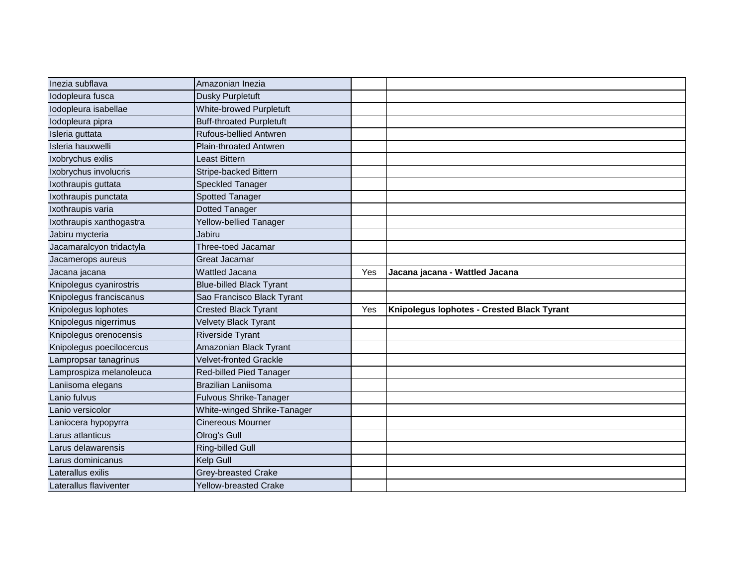| | | | |
|---|---|---|---|
| Inezia subflava | Amazonian Inezia | | |
| Iodopleura fusca | Dusky Purpletuft | | |
| Iodopleura isabellae | White-browed Purpletuft | | |
| Iodopleura pipra | Buff-throated Purpletuft | | |
| Isleria guttata | Rufous-bellied Antwren | | |
| Isleria hauxwelli | Plain-throated Antwren | | |
| Ixobrychus exilis | Least Bittern | | |
| Ixobrychus involucris | Stripe-backed Bittern | | |
| Ixothraupis guttata | Speckled Tanager | | |
| Ixothraupis punctata | Spotted Tanager | | |
| Ixothraupis varia | Dotted Tanager | | |
| Ixothraupis xanthogastra | Yellow-bellied Tanager | | |
| Jabiru mycteria | Jabiru | | |
| Jacamaralcyon tridactyla | Three-toed Jacamar | | |
| Jacamerops aureus | Great Jacamar | | |
| Jacana jacana | Wattled Jacana | Yes | **Jacana jacana - Wattled Jacana** |
| Knipolegus cyanirostris | Blue-billed Black Tyrant | | |
| Knipolegus franciscanus | Sao Francisco Black Tyrant | | |
| Knipolegus lophotes | Crested Black Tyrant | Yes | **Knipolegus lophotes - Crested Black Tyrant** |
| Knipolegus nigerrimus | Velvety Black Tyrant | | |
| Knipolegus orenocensis | Riverside Tyrant | | |
| Knipolegus poecilocercus | Amazonian Black Tyrant | | |
| Lampropsar tanagrinus | Velvet-fronted Grackle | | |
| Lamprospiza melanoleuca | Red-billed Pied Tanager | | |
| Laniisoma elegans | Brazilian Laniisoma | | |
| Lanio fulvus | Fulvous Shrike-Tanager | | |
| Lanio versicolor | White-winged Shrike-Tanager | | |
| Laniocera hypopyrra | Cinereous Mourner | | |
| Larus atlanticus | Olrog's Gull | | |
| Larus delawarensis | Ring-billed Gull | | |
| Larus dominicanus | Kelp Gull | | |
| Laterallus exilis | Grey-breasted Crake | | |
| Laterallus flaviventer | Yellow-breasted Crake | | |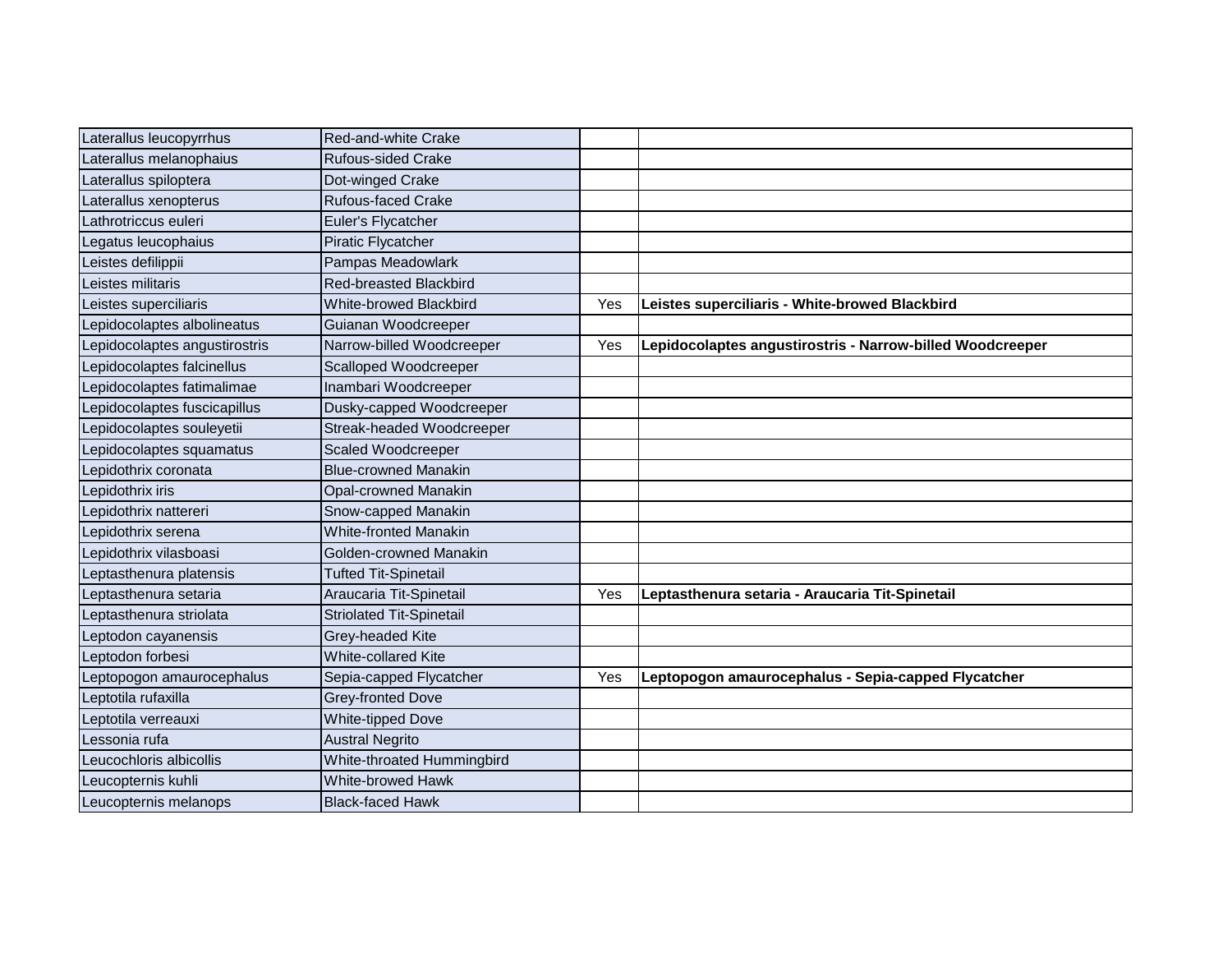| | | | |
|---|---|---|---|
| Laterallus leucopyrrhus | Red-and-white Crake | | |
| Laterallus melanophaius | Rufous-sided Crake | | |
| Laterallus spiloptera | Dot-winged Crake | | |
| Laterallus xenopterus | Rufous-faced Crake | | |
| Lathrotriccus euleri | Euler's Flycatcher | | |
| Legatus leucophaius | Piratic Flycatcher | | |
| Leistes defilippii | Pampas Meadowlark | | |
| Leistes militaris | Red-breasted Blackbird | | |
| Leistes superciliaris | White-browed Blackbird | Yes | **Leistes superciliaris - White-browed Blackbird** |
| Lepidocolaptes albolineatus | Guianan Woodcreeper | | |
| Lepidocolaptes angustirostris | Narrow-billed Woodcreeper | Yes | **Lepidocolaptes angustirostris - Narrow-billed Woodcreeper** |
| Lepidocolaptes falcinellus | Scalloped Woodcreeper | | |
| Lepidocolaptes fatimalimae | Inambari Woodcreeper | | |
| Lepidocolaptes fuscicapillus | Dusky-capped Woodcreeper | | |
| Lepidocolaptes souleyetii | Streak-headed Woodcreeper | | |
| Lepidocolaptes squamatus | Scaled Woodcreeper | | |
| Lepidothrix coronata | Blue-crowned Manakin | | |
| Lepidothrix iris | Opal-crowned Manakin | | |
| Lepidothrix nattereri | Snow-capped Manakin | | |
| Lepidothrix serena | White-fronted Manakin | | |
| Lepidothrix vilasboasi | Golden-crowned Manakin | | |
| Leptasthenura platensis | Tufted Tit-Spinetail | | |
| Leptasthenura setaria | Araucaria Tit-Spinetail | Yes | **Leptasthenura setaria - Araucaria Tit-Spinetail** |
| Leptasthenura striolata | Striolated Tit-Spinetail | | |
| Leptodon cayanensis | Grey-headed Kite | | |
| Leptodon forbesi | White-collared Kite | | |
| Leptopogon amaurocephalus | Sepia-capped Flycatcher | Yes | **Leptopogon amaurocephalus - Sepia-capped Flycatcher** |
| Leptotila rufaxilla | Grey-fronted Dove | | |
| Leptotila verreauxi | White-tipped Dove | | |
| Lessonia rufa | Austral Negrito | | |
| Leucochloris albicollis | White-throated Hummingbird | | |
| Leucopternis kuhli | White-browed Hawk | | |
| Leucopternis melanops | Black-faced Hawk | | |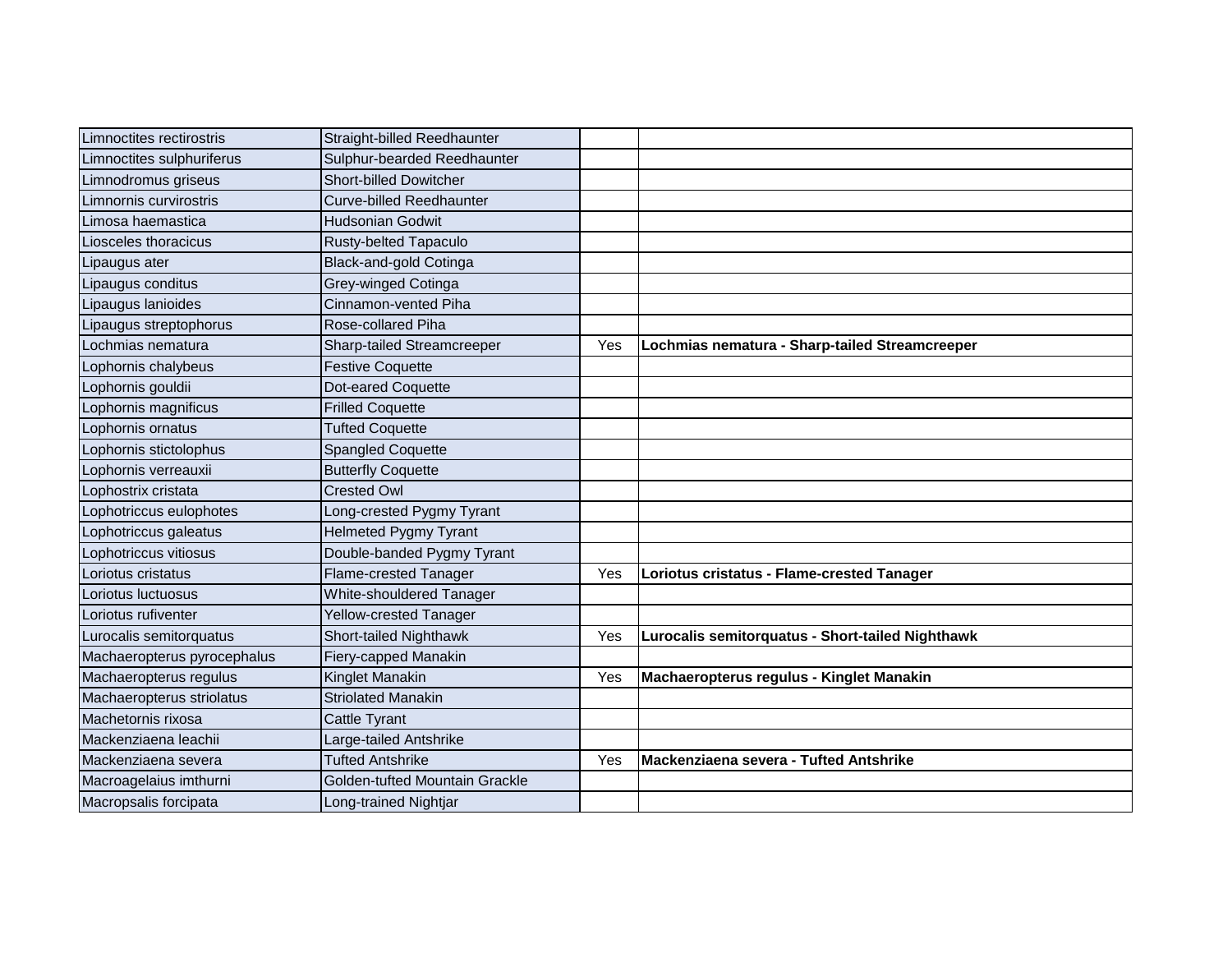| | | | |
|---|---|---|---|
| Limnoctites rectirostris | Straight-billed Reedhaunter | | |
| Limnoctites sulphuriferus | Sulphur-bearded Reedhaunter | | |
| Limnodromus griseus | Short-billed Dowitcher | | |
| Limnornis curvirostris | Curve-billed Reedhaunter | | |
| Limosa haemastica | Hudsonian Godwit | | |
| Liosceles thoracicus | Rusty-belted Tapaculo | | |
| Lipaugus ater | Black-and-gold Cotinga | | |
| Lipaugus conditus | Grey-winged Cotinga | | |
| Lipaugus lanioides | Cinnamon-vented Piha | | |
| Lipaugus streptophorus | Rose-collared Piha | | |
| Lochmias nematura | Sharp-tailed Streamcreeper | Yes | **Lochmias nematura - Sharp-tailed Streamcreeper** |
| Lophornis chalybeus | Festive Coquette | | |
| Lophornis gouldii | Dot-eared Coquette | | |
| Lophornis magnificus | Frilled Coquette | | |
| Lophornis ornatus | Tufted Coquette | | |
| Lophornis stictolophus | Spangled Coquette | | |
| Lophornis verreauxii | Butterfly Coquette | | |
| Lophostrix cristata | Crested Owl | | |
| Lophotriccus eulophotes | Long-crested Pygmy Tyrant | | |
| Lophotriccus galeatus | Helmeted Pygmy Tyrant | | |
| Lophotriccus vitiosus | Double-banded Pygmy Tyrant | | |
| Loriotus cristatus | Flame-crested Tanager | Yes | **Loriotus cristatus - Flame-crested Tanager** |
| Loriotus luctuosus | White-shouldered Tanager | | |
| Loriotus rufiventer | Yellow-crested Tanager | | |
| Lurocalis semitorquatus | Short-tailed Nighthawk | Yes | **Lurocalis semitorquatus - Short-tailed Nighthawk** |
| Machaeropterus pyrocephalus | Fiery-capped Manakin | | |
| Machaeropterus regulus | Kinglet Manakin | Yes | **Machaeropterus regulus - Kinglet Manakin** |
| Machaeropterus striolatus | Striolated Manakin | | |
| Machetornis rixosa | Cattle Tyrant | | |
| Mackenziaena leachii | Large-tailed Antshrike | | |
| Mackenziaena severa | Tufted Antshrike | Yes | **Mackenziaena severa - Tufted Antshrike** |
| Macroagelaius imthurni | Golden-tufted Mountain Grackle | | |
| Macropsalis forcipata | Long-trained Nightjar | | |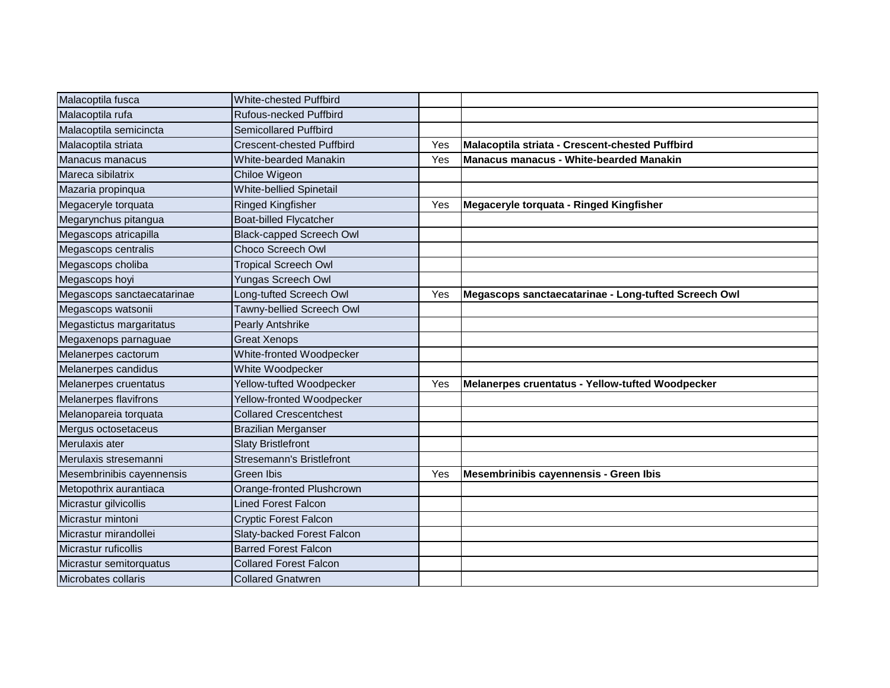| Malacoptila fusca | White-chested Puffbird | | |
|---|---|---|---|
| Malacoptila rufa | Rufous-necked Puffbird | | |
| Malacoptila semicincta | Semicollared Puffbird | | |
| Malacoptila striata | Crescent-chested Puffbird | Yes | **Malacoptila striata - Crescent-chested Puffbird** |
| Manacus manacus | White-bearded Manakin | Yes | **Manacus manacus - White-bearded Manakin** |
| Mareca sibilatrix | Chiloe Wigeon | | |
| Mazaria propinqua | White-bellied Spinetail | | |
| Megaceryle torquata | Ringed Kingfisher | Yes | **Megaceryle torquata - Ringed Kingfisher** |
| Megarynchus pitangua | Boat-billed Flycatcher | | |
| Megascops atricapilla | Black-capped Screech Owl | | |
| Megascops centralis | Choco Screech Owl | | |
| Megascops choliba | Tropical Screech Owl | | |
| Megascops hoyi | Yungas Screech Owl | | |
| Megascops sanctaecatarinae | Long-tufted Screech Owl | Yes | **Megascops sanctaecatarinae - Long-tufted Screech Owl** |
| Megascops watsonii | Tawny-bellied Screech Owl | | |
| Megastictus margaritatus | Pearly Antshrike | | |
| Megaxenops parnaguae | Great Xenops | | |
| Melanerpes cactorum | White-fronted Woodpecker | | |
| Melanerpes candidus | White Woodpecker | | |
| Melanerpes cruentatus | Yellow-tufted Woodpecker | Yes | **Melanerpes cruentatus - Yellow-tufted Woodpecker** |
| Melanerpes flavifrons | Yellow-fronted Woodpecker | | |
| Melanopareia torquata | Collared Crescentchest | | |
| Mergus octosetaceus | Brazilian Merganser | | |
| Merulaxis ater | Slaty Bristlefront | | |
| Merulaxis stresemanni | Stresemann's Bristlefront | | |
| Mesembrinibis cayennensis | Green Ibis | Yes | **Mesembrinibis cayennensis - Green Ibis** |
| Metopothrix aurantiaca | Orange-fronted Plushcrown | | |
| Micrastur gilvicollis | Lined Forest Falcon | | |
| Micrastur mintoni | Cryptic Forest Falcon | | |
| Micrastur mirandollei | Slaty-backed Forest Falcon | | |
| Micrastur ruficollis | Barred Forest Falcon | | |
| Micrastur semitorquatus | Collared Forest Falcon | | |
| Microbates collaris | Collared Gnatwren | | |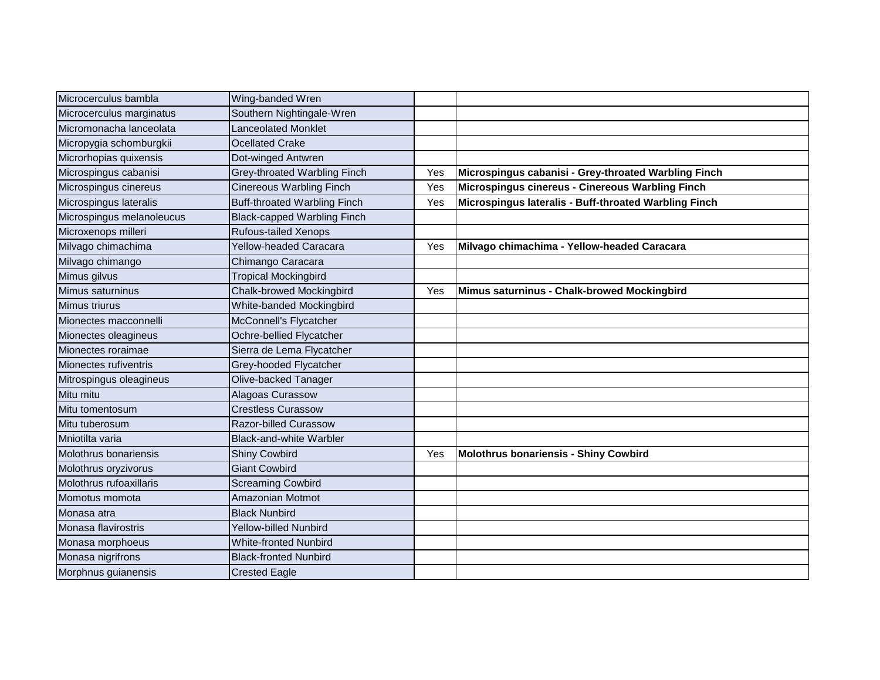| Microcerculus bambla | Wing-banded Wren | | |
|---|---|---|---|
| Microcerculus marginatus | Southern Nightingale-Wren | | |
| Micromonacha lanceolata | Lanceolated Monklet | | |
| Micropygia schomburgkii | Ocellated Crake | | |
| Microrhopias quixensis | Dot-winged Antwren | | |
| Microspingus cabanisi | Grey-throated Warbling Finch | Yes | **Microspingus cabanisi - Grey-throated Warbling Finch** |
| Microspingus cinereus | Cinereous Warbling Finch | Yes | **Microspingus cinereus - Cinereous Warbling Finch** |
| Microspingus lateralis | Buff-throated Warbling Finch | Yes | **Microspingus lateralis - Buff-throated Warbling Finch** |
| Microspingus melanoleucus | Black-capped Warbling Finch | | |
| Microxenops milleri | Rufous-tailed Xenops | | |
| Milvago chimachima | Yellow-headed Caracara | Yes | **Milvago chimachima - Yellow-headed Caracara** |
| Milvago chimango | Chimango Caracara | | |
| Mimus gilvus | Tropical Mockingbird | | |
| Mimus saturninus | Chalk-browed Mockingbird | Yes | **Mimus saturninus - Chalk-browed Mockingbird** |
| Mimus triurus | White-banded Mockingbird | | |
| Mionectes macconnelli | McConnell's Flycatcher | | |
| Mionectes oleagineus | Ochre-bellied Flycatcher | | |
| Mionectes roraimae | Sierra de Lema Flycatcher | | |
| Mionectes rufiventris | Grey-hooded Flycatcher | | |
| Mitrospingus oleagineus | Olive-backed Tanager | | |
| Mitu mitu | Alagoas Curassow | | |
| Mitu tomentosum | Crestless Curassow | | |
| Mitu tuberosum | Razor-billed Curassow | | |
| Mniotilta varia | Black-and-white Warbler | | |
| Molothrus bonariensis | Shiny Cowbird | Yes | **Molothrus bonariensis - Shiny Cowbird** |
| Molothrus oryzivorus | Giant Cowbird | | |
| Molothrus rufoaxillaris | Screaming Cowbird | | |
| Momotus momota | Amazonian Motmot | | |
| Monasa atra | Black Nunbird | | |
| Monasa flavirostris | Yellow-billed Nunbird | | |
| Monasa morphoeus | White-fronted Nunbird | | |
| Monasa nigrifrons | Black-fronted Nunbird | | |
| Morphnus guianensis | Crested Eagle | | |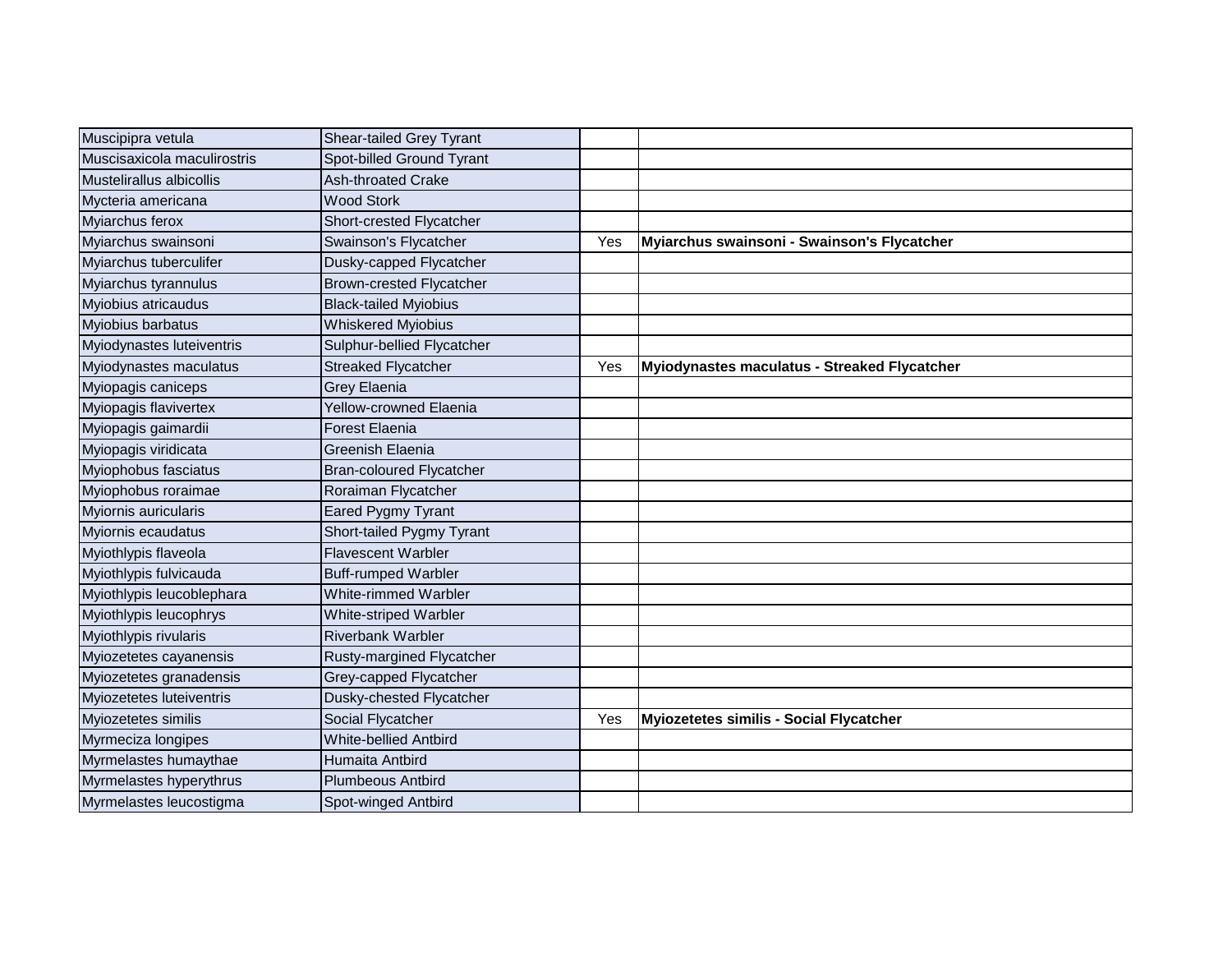| | | | |
|---|---|---|---|
| Muscipipra vetula | Shear-tailed Grey Tyrant | | |
| Muscisaxicola maculirostris | Spot-billed Ground Tyrant | | |
| Mustelirallus albicollis | Ash-throated Crake | | |
| Mycteria americana | Wood Stork | | |
| Myiarchus ferox | Short-crested Flycatcher | | |
| Myiarchus swainsoni | Swainson's Flycatcher | Yes | **Myiarchus swainsoni - Swainson's Flycatcher** |
| Myiarchus tuberculifer | Dusky-capped Flycatcher | | |
| Myiarchus tyrannulus | Brown-crested Flycatcher | | |
| Myiobius atricaudus | Black-tailed Myiobius | | |
| Myiobius barbatus | Whiskered Myiobius | | |
| Myiodynastes luteiventris | Sulphur-bellied Flycatcher | | |
| Myiodynastes maculatus | Streaked Flycatcher | Yes | **Myiodynastes maculatus - Streaked Flycatcher** |
| Myiopagis caniceps | Grey Elaenia | | |
| Myiopagis flavivertex | Yellow-crowned Elaenia | | |
| Myiopagis gaimardii | Forest Elaenia | | |
| Myiopagis viridicata | Greenish Elaenia | | |
| Myiophobus fasciatus | Bran-coloured Flycatcher | | |
| Myiophobus roraimae | Roraiman Flycatcher | | |
| Myiornis auricularis | Eared Pygmy Tyrant | | |
| Myiornis ecaudatus | Short-tailed Pygmy Tyrant | | |
| Myiothlypis flaveola | Flavescent Warbler | | |
| Myiothlypis fulvicauda | Buff-rumped Warbler | | |
| Myiothlypis leucoblephara | White-rimmed Warbler | | |
| Myiothlypis leucophrys | White-striped Warbler | | |
| Myiothlypis rivularis | Riverbank Warbler | | |
| Myiozetetes cayanensis | Rusty-margined Flycatcher | | |
| Myiozetetes granadensis | Grey-capped Flycatcher | | |
| Myiozetetes luteiventris | Dusky-chested Flycatcher | | |
| Myiozetetes similis | Social Flycatcher | Yes | **Myiozetetes similis - Social Flycatcher** |
| Myrmeciza longipes | White-bellied Antbird | | |
| Myrmelastes humaythae | Humaita Antbird | | |
| Myrmelastes hyperythrus | Plumbeous Antbird | | |
| Myrmelastes leucostigma | Spot-winged Antbird | | |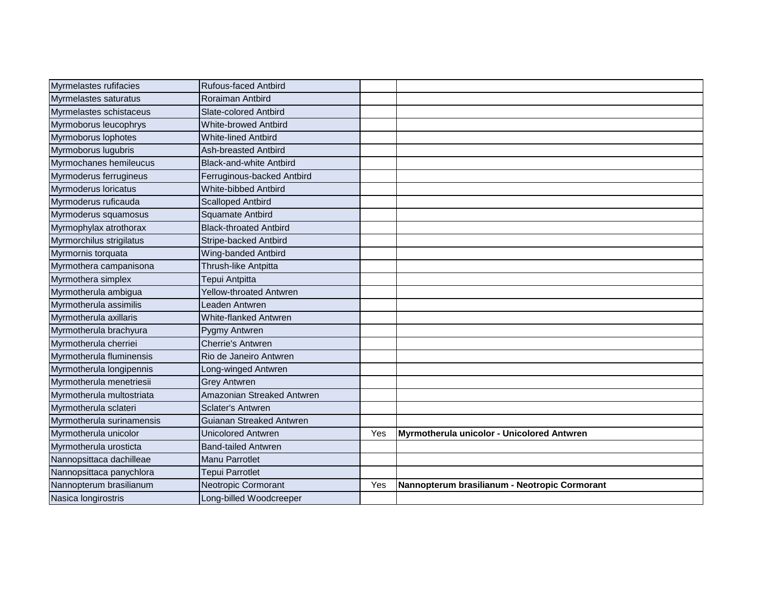| | | | |
|---|---|---|---|
| Myrmelastes rufifacies | Rufous-faced Antbird | | |
| Myrmelastes saturatus | Roraiman Antbird | | |
| Myrmelastes schistaceus | Slate-colored Antbird | | |
| Myrmoborus leucophrys | White-browed Antbird | | |
| Myrmoborus lophotes | White-lined Antbird | | |
| Myrmoborus lugubris | Ash-breasted Antbird | | |
| Myrmochanes hemileucus | Black-and-white Antbird | | |
| Myrmoderus ferrugineus | Ferruginous-backed Antbird | | |
| Myrmoderus loricatus | White-bibbed Antbird | | |
| Myrmoderus ruficauda | Scalloped Antbird | | |
| Myrmoderus squamosus | Squamate Antbird | | |
| Myrmophylax atrothorax | Black-throated Antbird | | |
| Myrmorchilus strigilatus | Stripe-backed Antbird | | |
| Myrmornis torquata | Wing-banded Antbird | | |
| Myrmothera campanisona | Thrush-like Antpitta | | |
| Myrmothera simplex | Tepui Antpitta | | |
| Myrmotherula ambigua | Yellow-throated Antwren | | |
| Myrmotherula assimilis | Leaden Antwren | | |
| Myrmotherula axillaris | White-flanked Antwren | | |
| Myrmotherula brachyura | Pygmy Antwren | | |
| Myrmotherula cherriei | Cherrie's Antwren | | |
| Myrmotherula fluminensis | Rio de Janeiro Antwren | | |
| Myrmotherula longipennis | Long-winged Antwren | | |
| Myrmotherula menetriesii | Grey Antwren | | |
| Myrmotherula multostriata | Amazonian Streaked Antwren | | |
| Myrmotherula sclateri | Sclater's Antwren | | |
| Myrmotherula surinamensis | Guianan Streaked Antwren | | |
| Myrmotherula unicolor | Unicolored Antwren | Yes | **Myrmotherula unicolor - Unicolored Antwren** |
| Myrmotherula urosticta | Band-tailed Antwren | | |
| Nannopsittaca dachilleae | Manu Parrotlet | | |
| Nannopsittaca panychlora | Tepui Parrotlet | | |
| Nannopterum brasilianum | Neotropic Cormorant | Yes | **Nannopterum brasilianum - Neotropic Cormorant** |
| Nasica longirostris | Long-billed Woodcreeper | | |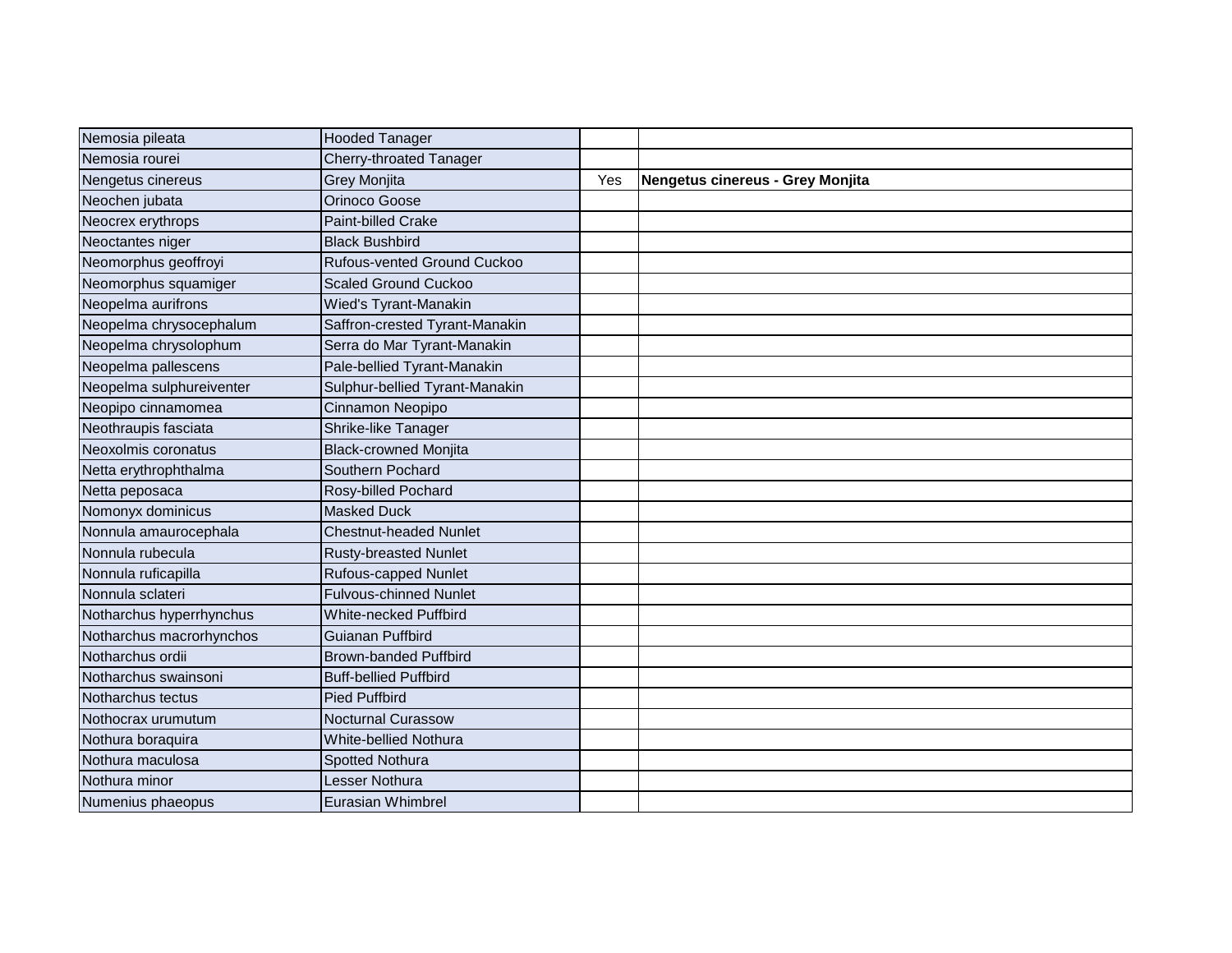| Nemosia pileata | Hooded Tanager | | |
|---|---|---|---|
| Nemosia rourei | Cherry-throated Tanager | | |
| Nengetus cinereus | Grey Monjita | Yes | **Nengetus cinereus - Grey Monjita** |
| Neochen jubata | Orinoco Goose | | |
| Neocrex erythrops | Paint-billed Crake | | |
| Neoctantes niger | Black Bushbird | | |
| Neomorphus geoffroyi | Rufous-vented Ground Cuckoo | | |
| Neomorphus squamiger | Scaled Ground Cuckoo | | |
| Neopelma aurifrons | Wied's Tyrant-Manakin | | |
| Neopelma chrysocephalum | Saffron-crested Tyrant-Manakin | | |
| Neopelma chrysolophum | Serra do Mar Tyrant-Manakin | | |
| Neopelma pallescens | Pale-bellied Tyrant-Manakin | | |
| Neopelma sulphureiventer | Sulphur-bellied Tyrant-Manakin | | |
| Neopipo cinnamomea | Cinnamon Neopipo | | |
| Neothraupis fasciata | Shrike-like Tanager | | |
| Neoxolmis coronatus | Black-crowned Monjita | | |
| Netta erythrophthalma | Southern Pochard | | |
| Netta peposaca | Rosy-billed Pochard | | |
| Nomonyx dominicus | Masked Duck | | |
| Nonnula amaurocephala | Chestnut-headed Nunlet | | |
| Nonnula rubecula | Rusty-breasted Nunlet | | |
| Nonnula ruficapilla | Rufous-capped Nunlet | | |
| Nonnula sclateri | Fulvous-chinned Nunlet | | |
| Notharchus hyperrhynchus | White-necked Puffbird | | |
| Notharchus macrorhynchos | Guianan Puffbird | | |
| Notharchus ordii | Brown-banded Puffbird | | |
| Notharchus swainsoni | Buff-bellied Puffbird | | |
| Notharchus tectus | Pied Puffbird | | |
| Nothocrax urumutum | Nocturnal Curassow | | |
| Nothura boraquira | White-bellied Nothura | | |
| Nothura maculosa | Spotted Nothura | | |
| Nothura minor | Lesser Nothura | | |
| Numenius phaeopus | Eurasian Whimbrel | | |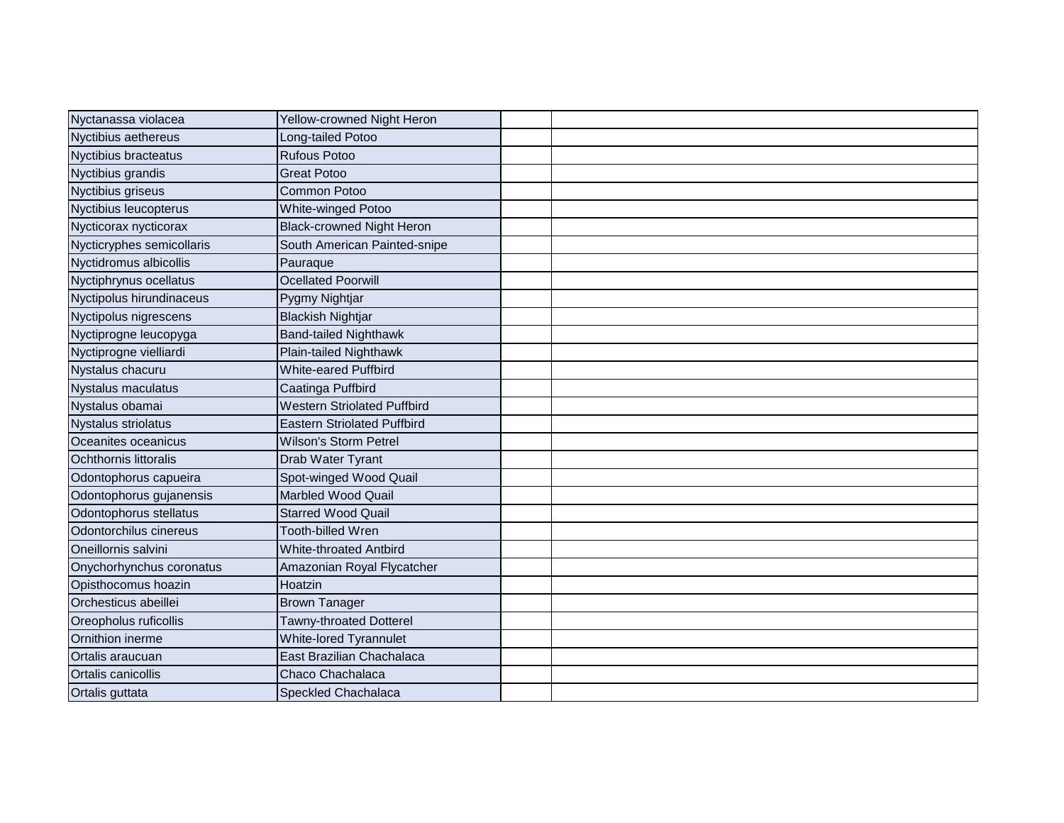| | | | |
|---|---|---|---|
| Nyctanassa violacea | Yellow-crowned Night Heron | | |
| Nyctibius aethereus | Long-tailed Potoo | | |
| Nyctibius bracteatus | Rufous Potoo | | |
| Nyctibius grandis | Great Potoo | | |
| Nyctibius griseus | Common Potoo | | |
| Nyctibius leucopterus | White-winged Potoo | | |
| Nycticorax nycticorax | Black-crowned Night Heron | | |
| Nycticryphes semicollaris | South American Painted-snipe | | |
| Nyctidromus albicollis | Pauraque | | |
| Nyctiphrynus ocellatus | Ocellated Poorwill | | |
| Nyctipolus hirundinaceus | Pygmy Nightjar | | |
| Nyctipolus nigrescens | Blackish Nightjar | | |
| Nyctiprogne leucopyga | Band-tailed Nighthawk | | |
| Nyctiprogne vielliardi | Plain-tailed Nighthawk | | |
| Nystalus chacuru | White-eared Puffbird | | |
| Nystalus maculatus | Caatinga Puffbird | | |
| Nystalus obamai | Western Striolated Puffbird | | |
| Nystalus striolatus | Eastern Striolated Puffbird | | |
| Oceanites oceanicus | Wilson's Storm Petrel | | |
| Ochthornis littoralis | Drab Water Tyrant | | |
| Odontophorus capueira | Spot-winged Wood Quail | | |
| Odontophorus gujanensis | Marbled Wood Quail | | |
| Odontophorus stellatus | Starred Wood Quail | | |
| Odontorchilus cinereus | Tooth-billed Wren | | |
| Oneillornis salvini | White-throated Antbird | | |
| Onychorhynchus coronatus | Amazonian Royal Flycatcher | | |
| Opisthocomus hoazin | Hoatzin | | |
| Orchesticus abeillei | Brown Tanager | | |
| Oreopholus ruficollis | Tawny-throated Dotterel | | |
| Ornithion inerme | White-lored Tyrannulet | | |
| Ortalis araucuan | East Brazilian Chachalaca | | |
| Ortalis canicollis | Chaco Chachalaca | | |
| Ortalis guttata | Speckled Chachalaca | | |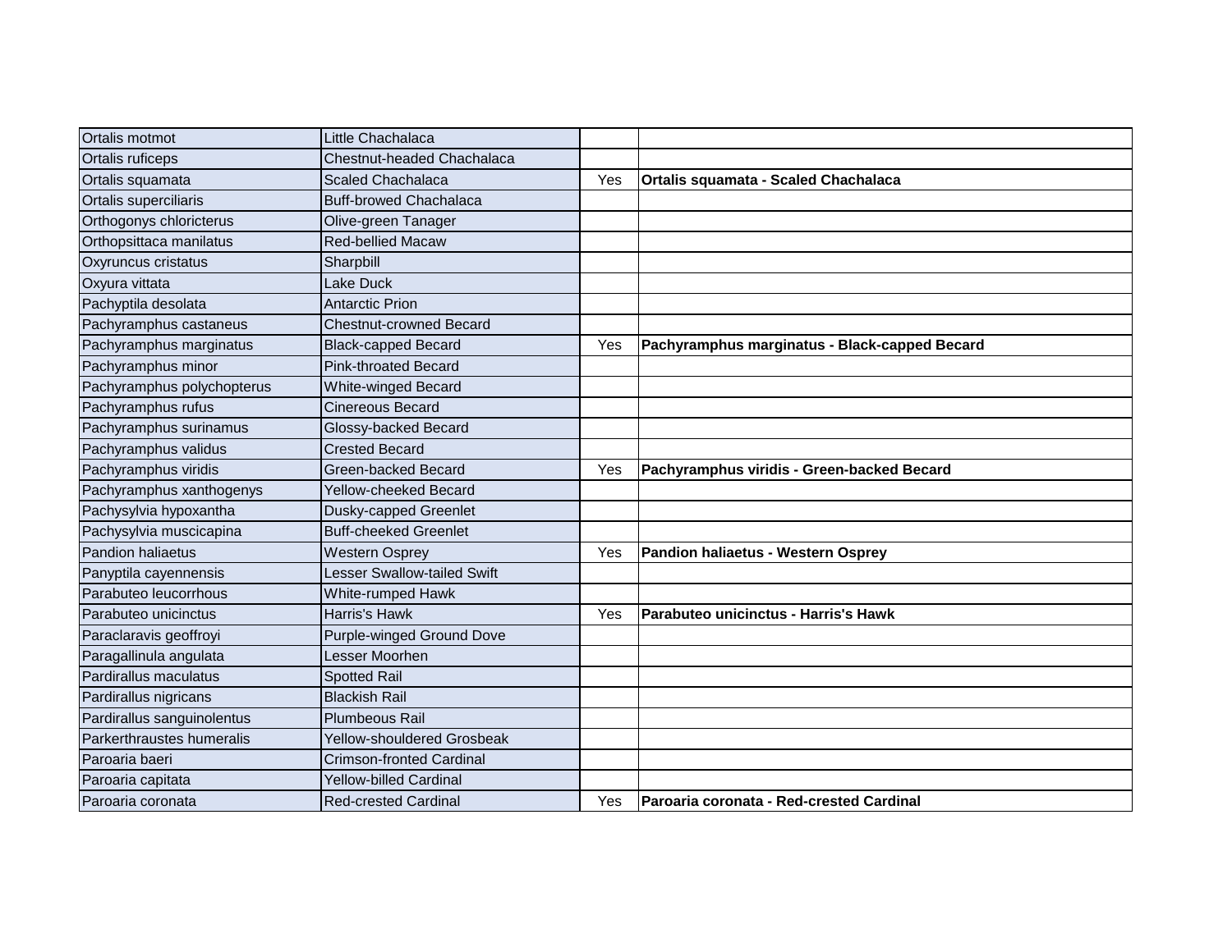| | | | |
|---|---|---|---|
| Ortalis motmot | Little Chachalaca | | |
| Ortalis ruficeps | Chestnut-headed Chachalaca | | |
| Ortalis squamata | Scaled Chachalaca | Yes | **Ortalis squamata - Scaled Chachalaca** |
| Ortalis superciliaris | Buff-browed Chachalaca | | |
| Orthogonys chloricterus | Olive-green Tanager | | |
| Orthopsittaca manilatus | Red-bellied Macaw | | |
| Oxyruncus cristatus | Sharpbill | | |
| Oxyura vittata | Lake Duck | | |
| Pachyptila desolata | Antarctic Prion | | |
| Pachyramphus castaneus | Chestnut-crowned Becard | | |
| Pachyramphus marginatus | Black-capped Becard | Yes | **Pachyramphus marginatus - Black-capped Becard** |
| Pachyramphus minor | Pink-throated Becard | | |
| Pachyramphus polychopterus | White-winged Becard | | |
| Pachyramphus rufus | Cinereous Becard | | |
| Pachyramphus surinamus | Glossy-backed Becard | | |
| Pachyramphus validus | Crested Becard | | |
| Pachyramphus viridis | Green-backed Becard | Yes | **Pachyramphus viridis - Green-backed Becard** |
| Pachyramphus xanthogenys | Yellow-cheeked Becard | | |
| Pachysylvia hypoxantha | Dusky-capped Greenlet | | |
| Pachysylvia muscicapina | Buff-cheeked Greenlet | | |
| Pandion haliaetus | Western Osprey | Yes | **Pandion haliaetus - Western Osprey** |
| Panyptila cayennensis | Lesser Swallow-tailed Swift | | |
| Parabuteo leucorrhous | White-rumped Hawk | | |
| Parabuteo unicinctus | Harris's Hawk | Yes | **Parabuteo unicinctus - Harris's Hawk** |
| Paraclaravis geoffroyi | Purple-winged Ground Dove | | |
| Paragallinula angulata | Lesser Moorhen | | |
| Pardirallus maculatus | Spotted Rail | | |
| Pardirallus nigricans | Blackish Rail | | |
| Pardirallus sanguinolentus | Plumbeous Rail | | |
| Parkerthraustes humeralis | Yellow-shouldered Grosbeak | | |
| Paroaria baeri | Crimson-fronted Cardinal | | |
| Paroaria capitata | Yellow-billed Cardinal | | |
| Paroaria coronata | Red-crested Cardinal | Yes | **Paroaria coronata - Red-crested Cardinal** |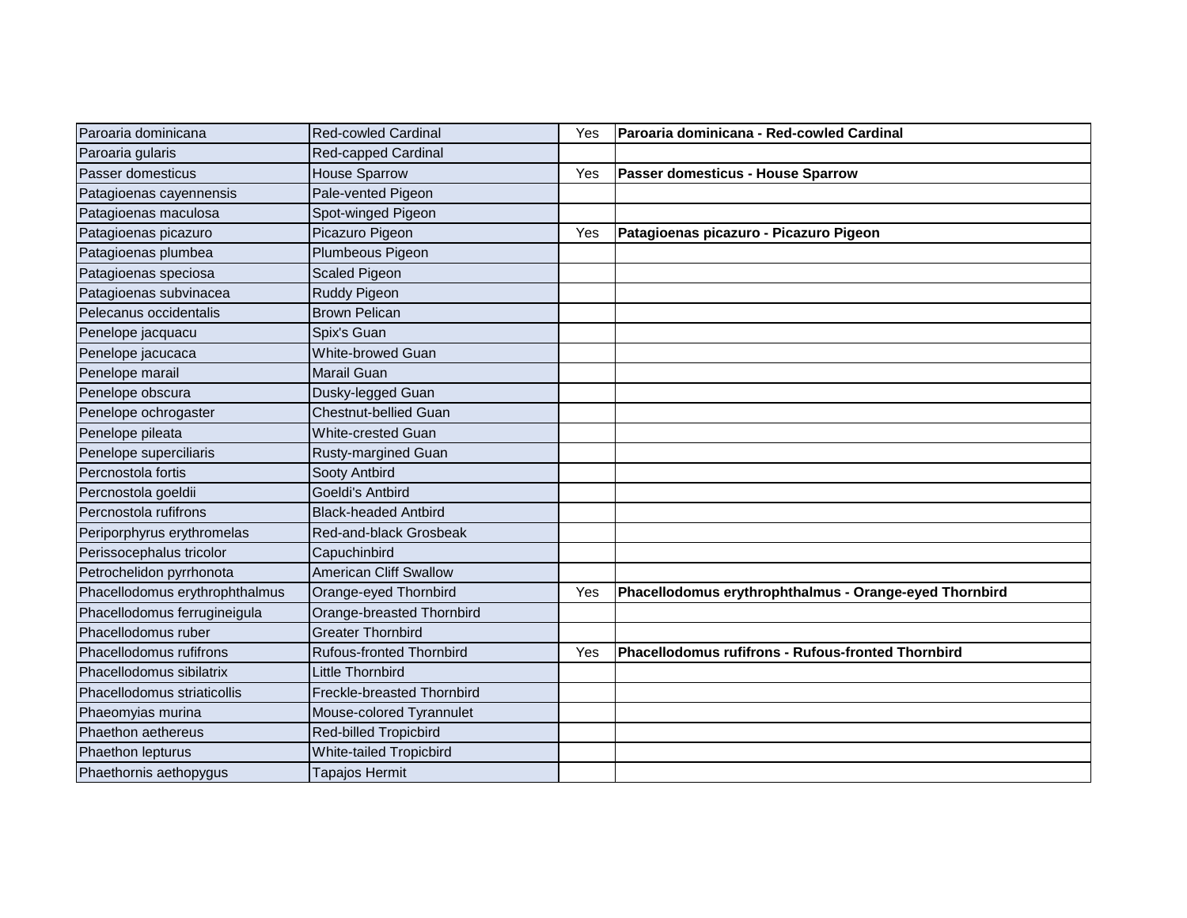| Paroaria dominicana | Red-cowled Cardinal | Yes | **Paroaria dominicana - Red-cowled Cardinal** |
|---|---|---|---|
| Paroaria gularis | Red-capped Cardinal | | |
| Passer domesticus | House Sparrow | Yes | **Passer domesticus - House Sparrow** |
| Patagioenas cayennensis | Pale-vented Pigeon | | |
| Patagioenas maculosa | Spot-winged Pigeon | | |
| Patagioenas picazuro | Picazuro Pigeon | Yes | **Patagioenas picazuro - Picazuro Pigeon** |
| Patagioenas plumbea | Plumbeous Pigeon | | |
| Patagioenas speciosa | Scaled Pigeon | | |
| Patagioenas subvinacea | Ruddy Pigeon | | |
| Pelecanus occidentalis | Brown Pelican | | |
| Penelope jacquacu | Spix's Guan | | |
| Penelope jacucaca | White-browed Guan | | |
| Penelope marail | Marail Guan | | |
| Penelope obscura | Dusky-legged Guan | | |
| Penelope ochrogaster | Chestnut-bellied Guan | | |
| Penelope pileata | White-crested Guan | | |
| Penelope superciliaris | Rusty-margined Guan | | |
| Percnostola fortis | Sooty Antbird | | |
| Percnostola goeldii | Goeldi's Antbird | | |
| Percnostola rufifrons | Black-headed Antbird | | |
| Periporphyrus erythromelas | Red-and-black Grosbeak | | |
| Perissocephalus tricolor | Capuchinbird | | |
| Petrochelidon pyrrhonota | American Cliff Swallow | | |
| Phacellodomus erythrophthalmus | Orange-eyed Thornbird | Yes | **Phacellodomus erythrophthalmus - Orange-eyed Thornbird** |
| Phacellodomus ferrugineigula | Orange-breasted Thornbird | | |
| Phacellodomus ruber | Greater Thornbird | | |
| Phacellodomus rufifrons | Rufous-fronted Thornbird | Yes | **Phacellodomus rufifrons - Rufous-fronted Thornbird** |
| Phacellodomus sibilatrix | Little Thornbird | | |
| Phacellodomus striaticollis | Freckle-breasted Thornbird | | |
| Phaeomyias murina | Mouse-colored Tyrannulet | | |
| Phaethon aethereus | Red-billed Tropicbird | | |
| Phaethon lepturus | White-tailed Tropicbird | | |
| Phaethornis aethopygus | Tapajos Hermit | | |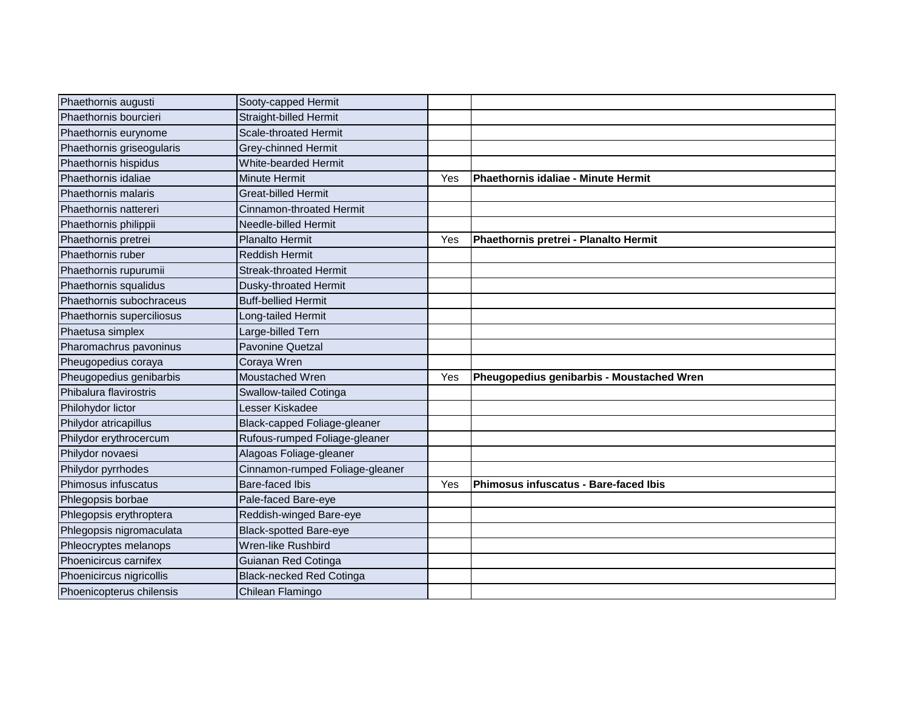| | | | |
|---|---|---|---|
| Phaethornis augusti | Sooty-capped Hermit | | |
| Phaethornis bourcieri | Straight-billed Hermit | | |
| Phaethornis eurynome | Scale-throated Hermit | | |
| Phaethornis griseogularis | Grey-chinned Hermit | | |
| Phaethornis hispidus | White-bearded Hermit | | |
| Phaethornis idaliae | Minute Hermit | Yes | **Phaethornis idaliae - Minute Hermit** |
| Phaethornis malaris | Great-billed Hermit | | |
| Phaethornis nattereri | Cinnamon-throated Hermit | | |
| Phaethornis philippii | Needle-billed Hermit | | |
| Phaethornis pretrei | Planalto Hermit | Yes | **Phaethornis pretrei - Planalto Hermit** |
| Phaethornis ruber | Reddish Hermit | | |
| Phaethornis rupurumii | Streak-throated Hermit | | |
| Phaethornis squalidus | Dusky-throated Hermit | | |
| Phaethornis subochraceus | Buff-bellied Hermit | | |
| Phaethornis superciliosus | Long-tailed Hermit | | |
| Phaetusa simplex | Large-billed Tern | | |
| Pharomachrus pavoninus | Pavonine Quetzal | | |
| Pheugopedius coraya | Coraya Wren | | |
| Pheugopedius genibarbis | Moustached Wren | Yes | **Pheugopedius genibarbis - Moustached Wren** |
| Phibalura flavirostris | Swallow-tailed Cotinga | | |
| Philohydor lictor | Lesser Kiskadee | | |
| Philydor atricapillus | Black-capped Foliage-gleaner | | |
| Philydor erythrocercum | Rufous-rumped Foliage-gleaner | | |
| Philydor novaesi | Alagoas Foliage-gleaner | | |
| Philydor pyrrhodes | Cinnamon-rumped Foliage-gleaner | | |
| Phimosus infuscatus | Bare-faced Ibis | Yes | **Phimosus infuscatus - Bare-faced Ibis** |
| Phlegopsis borbae | Pale-faced Bare-eye | | |
| Phlegopsis erythroptera | Reddish-winged Bare-eye | | |
| Phlegopsis nigromaculata | Black-spotted Bare-eye | | |
| Phleocryptes melanops | Wren-like Rushbird | | |
| Phoenicircus carnifex | Guianan Red Cotinga | | |
| Phoenicircus nigricollis | Black-necked Red Cotinga | | |
| Phoenicopterus chilensis | Chilean Flamingo | | |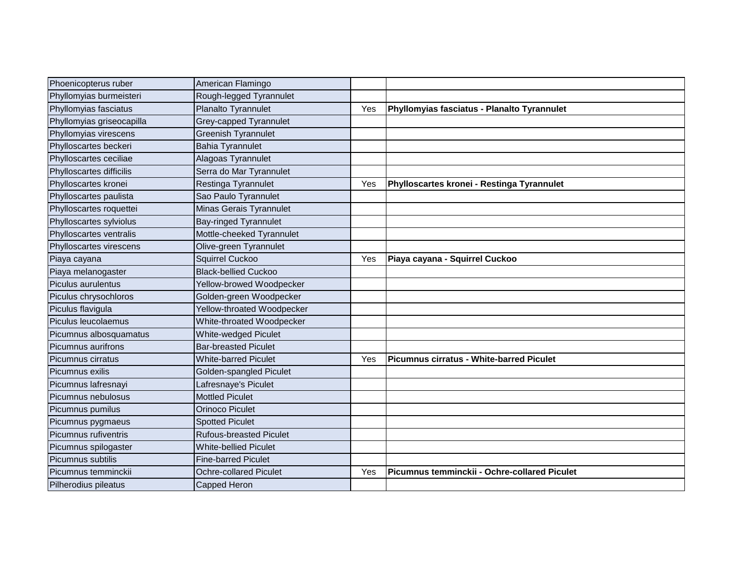| | | | |
|---|---|---|---|
| Phoenicopterus ruber | American Flamingo | | |
| Phyllomyias burmeisteri | Rough-legged Tyrannulet | | |
| Phyllomyias fasciatus | Planalto Tyrannulet | Yes | **Phyllomyias fasciatus - Planalto Tyrannulet** |
| Phyllomyias griseocapilla | Grey-capped Tyrannulet | | |
| Phyllomyias virescens | Greenish Tyrannulet | | |
| Phylloscartes beckeri | Bahia Tyrannulet | | |
| Phylloscartes ceciliae | Alagoas Tyrannulet | | |
| Phylloscartes difficilis | Serra do Mar Tyrannulet | | |
| Phylloscartes kronei | Restinga Tyrannulet | Yes | **Phylloscartes kronei - Restinga Tyrannulet** |
| Phylloscartes paulista | Sao Paulo Tyrannulet | | |
| Phylloscartes roquettei | Minas Gerais Tyrannulet | | |
| Phylloscartes sylviolus | Bay-ringed Tyrannulet | | |
| Phylloscartes ventralis | Mottle-cheeked Tyrannulet | | |
| Phylloscartes virescens | Olive-green Tyrannulet | | |
| Piaya cayana | Squirrel Cuckoo | Yes | **Piaya cayana - Squirrel Cuckoo** |
| Piaya melanogaster | Black-bellied Cuckoo | | |
| Piculus aurulentus | Yellow-browed Woodpecker | | |
| Piculus chrysochloros | Golden-green Woodpecker | | |
| Piculus flavigula | Yellow-throated Woodpecker | | |
| Piculus leucolaemus | White-throated Woodpecker | | |
| Picumnus albosquamatus | White-wedged Piculet | | |
| Picumnus aurifrons | Bar-breasted Piculet | | |
| Picumnus cirratus | White-barred Piculet | Yes | **Picumnus cirratus - White-barred Piculet** |
| Picumnus exilis | Golden-spangled Piculet | | |
| Picumnus lafresnayi | Lafresnaye's Piculet | | |
| Picumnus nebulosus | Mottled Piculet | | |
| Picumnus pumilus | Orinoco Piculet | | |
| Picumnus pygmaeus | Spotted Piculet | | |
| Picumnus rufiventris | Rufous-breasted Piculet | | |
| Picumnus spilogaster | White-bellied Piculet | | |
| Picumnus subtilis | Fine-barred Piculet | | |
| Picumnus temminckii | Ochre-collared Piculet | Yes | **Picumnus temminckii - Ochre-collared Piculet** |
| Pilherodius pileatus | Capped Heron | | |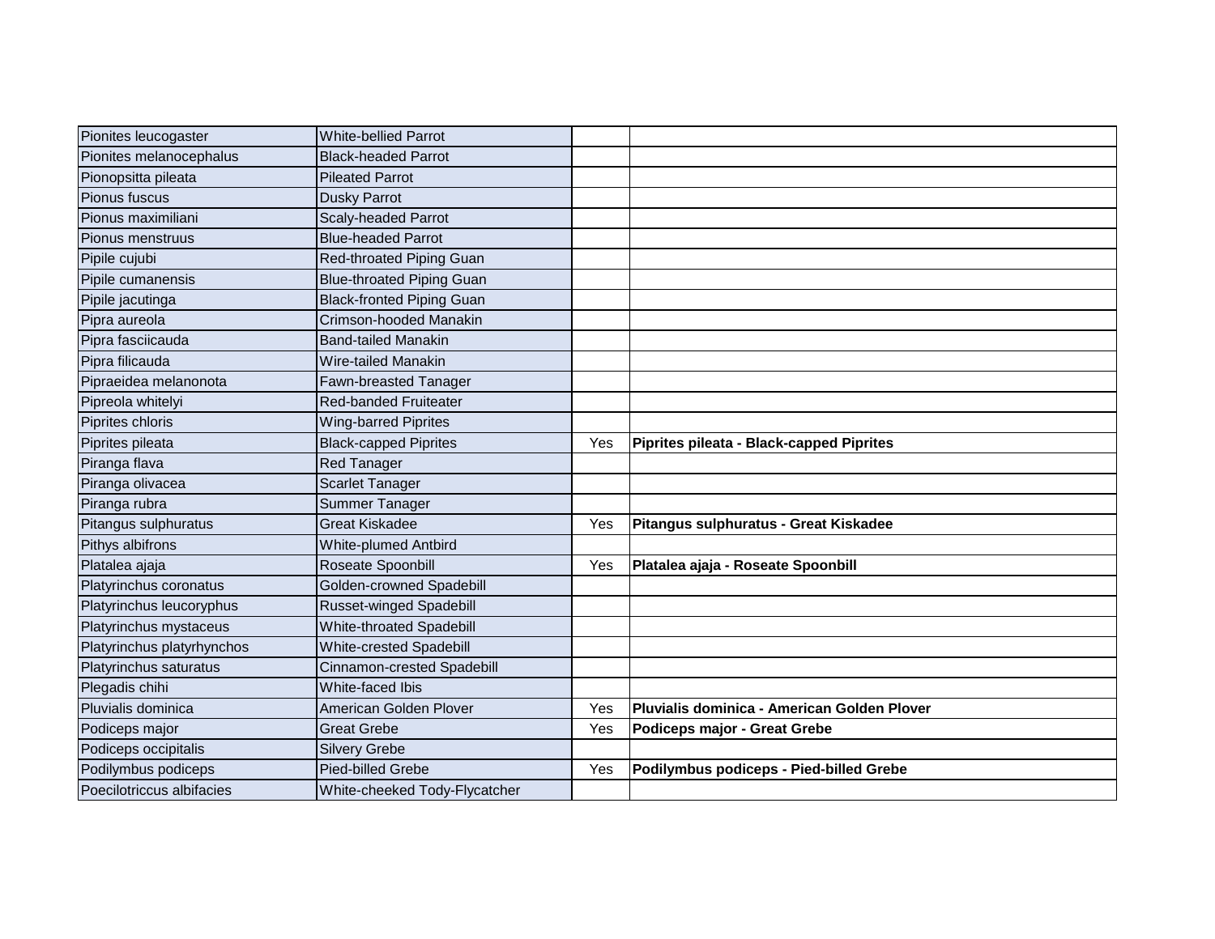| | | | |
|---|---|---|---|
| Pionites leucogaster | White-bellied Parrot | | |
| Pionites melanocephalus | Black-headed Parrot | | |
| Pionopsitta pileata | Pileated Parrot | | |
| Pionus fuscus | Dusky Parrot | | |
| Pionus maximiliani | Scaly-headed Parrot | | |
| Pionus menstruus | Blue-headed Parrot | | |
| Pipile cujubi | Red-throated Piping Guan | | |
| Pipile cumanensis | Blue-throated Piping Guan | | |
| Pipile jacutinga | Black-fronted Piping Guan | | |
| Pipra aureola | Crimson-hooded Manakin | | |
| Pipra fasciicauda | Band-tailed Manakin | | |
| Pipra filicauda | Wire-tailed Manakin | | |
| Pipraeidea melanonota | Fawn-breasted Tanager | | |
| Pipreola whitelyi | Red-banded Fruiteater | | |
| Piprites chloris | Wing-barred Piprites | | |
| Piprites pileata | Black-capped Piprites | Yes | **Piprites pileata - Black-capped Piprites** |
| Piranga flava | Red Tanager | | |
| Piranga olivacea | Scarlet Tanager | | |
| Piranga rubra | Summer Tanager | | |
| Pitangus sulphuratus | Great Kiskadee | Yes | **Pitangus sulphuratus - Great Kiskadee** |
| Pithys albifrons | White-plumed Antbird | | |
| Platalea ajaja | Roseate Spoonbill | Yes | **Platalea ajaja - Roseate Spoonbill** |
| Platyrinchus coronatus | Golden-crowned Spadebill | | |
| Platyrinchus leucoryphus | Russet-winged Spadebill | | |
| Platyrinchus mystaceus | White-throated Spadebill | | |
| Platyrinchus platyrhynchos | White-crested Spadebill | | |
| Platyrinchus saturatus | Cinnamon-crested Spadebill | | |
| Plegadis chihi | White-faced Ibis | | |
| Pluvialis dominica | American Golden Plover | Yes | **Pluvialis dominica - American Golden Plover** |
| Podiceps major | Great Grebe | Yes | **Podiceps major - Great Grebe** |
| Podiceps occipitalis | Silvery Grebe | | |
| Podilymbus podiceps | Pied-billed Grebe | Yes | **Podilymbus podiceps - Pied-billed Grebe** |
| Poecilotriccus albifacies | White-cheeked Tody-Flycatcher | | |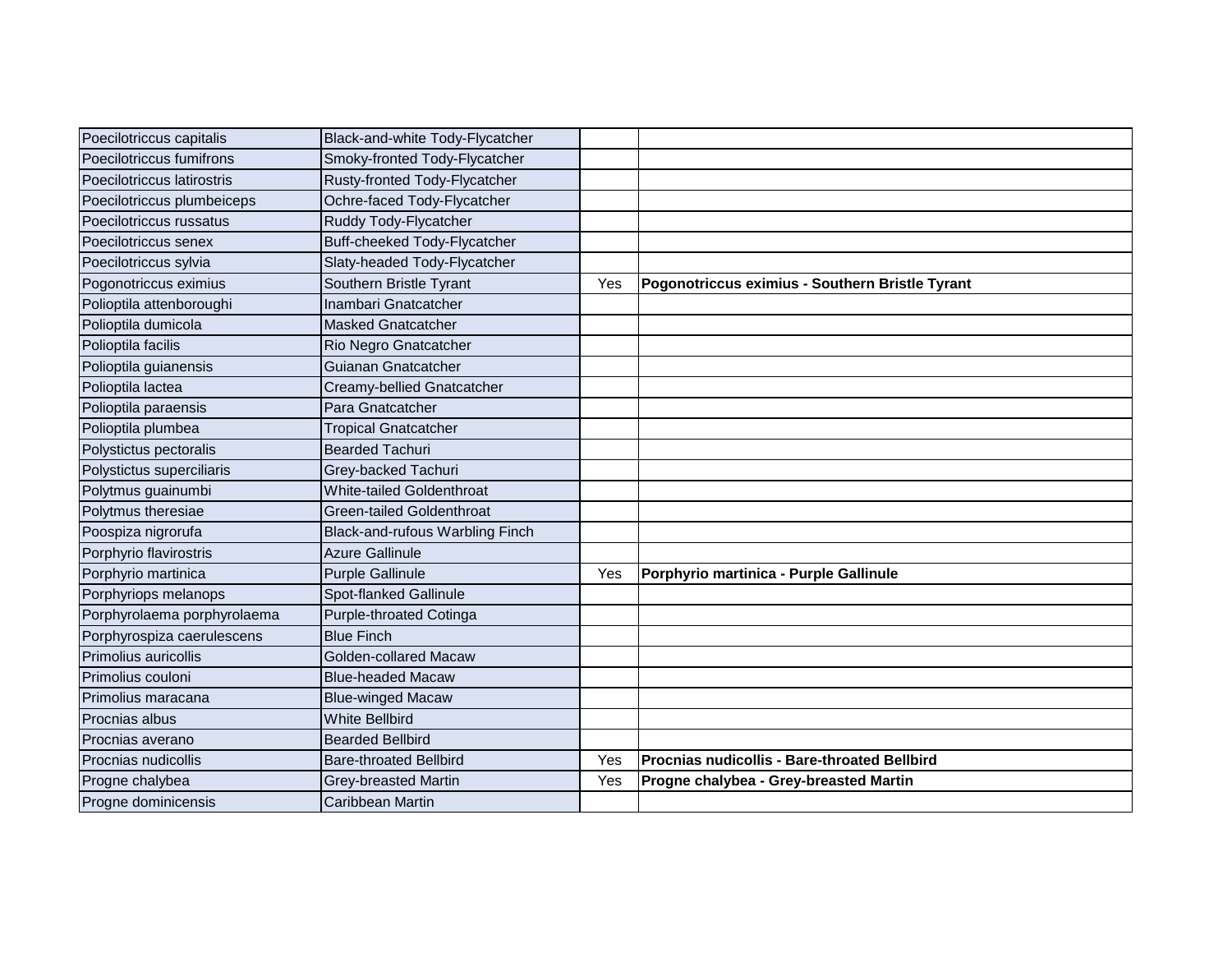| | | | |
|---|---|---|---|
| Poecilotriccus capitalis | Black-and-white Tody-Flycatcher | | |
| Poecilotriccus fumifrons | Smoky-fronted Tody-Flycatcher | | |
| Poecilotriccus latirostris | Rusty-fronted Tody-Flycatcher | | |
| Poecilotriccus plumbeiceps | Ochre-faced Tody-Flycatcher | | |
| Poecilotriccus russatus | Ruddy Tody-Flycatcher | | |
| Poecilotriccus senex | Buff-cheeked Tody-Flycatcher | | |
| Poecilotriccus sylvia | Slaty-headed Tody-Flycatcher | | |
| Pogonotriccus eximius | Southern Bristle Tyrant | Yes | **Pogonotriccus eximius - Southern Bristle Tyrant** |
| Polioptila attenboroughi | Inambari Gnatcatcher | | |
| Polioptila dumicola | Masked Gnatcatcher | | |
| Polioptila facilis | Rio Negro Gnatcatcher | | |
| Polioptila guianensis | Guianan Gnatcatcher | | |
| Polioptila lactea | Creamy-bellied Gnatcatcher | | |
| Polioptila paraensis | Para Gnatcatcher | | |
| Polioptila plumbea | Tropical Gnatcatcher | | |
| Polystictus pectoralis | Bearded Tachuri | | |
| Polystictus superciliaris | Grey-backed Tachuri | | |
| Polytmus guainumbi | White-tailed Goldenthroat | | |
| Polytmus theresiae | Green-tailed Goldenthroat | | |
| Poospiza nigrorufa | Black-and-rufous Warbling Finch | | |
| Porphyrio flavirostris | Azure Gallinule | | |
| Porphyrio martinica | Purple Gallinule | Yes | **Porphyrio martinica - Purple Gallinule** |
| Porphyriops melanops | Spot-flanked Gallinule | | |
| Porphyrolaema porphyrolaema | Purple-throated Cotinga | | |
| Porphyrospiza caerulescens | Blue Finch | | |
| Primolius auricollis | Golden-collared Macaw | | |
| Primolius couloni | Blue-headed Macaw | | |
| Primolius maracana | Blue-winged Macaw | | |
| Procnias albus | White Bellbird | | |
| Procnias averano | Bearded Bellbird | | |
| Procnias nudicollis | Bare-throated Bellbird | Yes | **Procnias nudicollis - Bare-throated Bellbird** |
| Progne chalybea | Grey-breasted Martin | Yes | **Progne chalybea - Grey-breasted Martin** |
| Progne dominicensis | Caribbean Martin | | |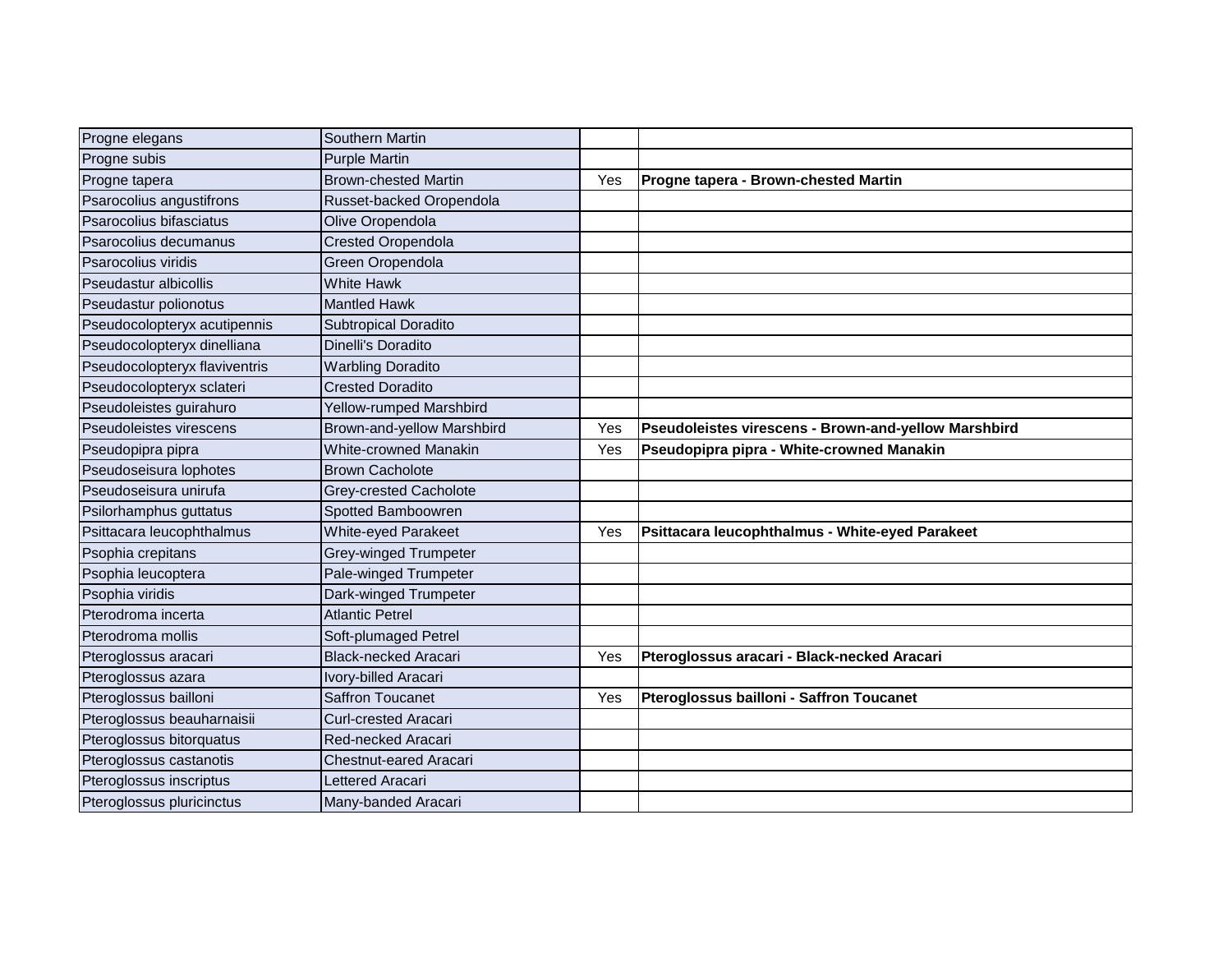| | | | |
|---|---|---|---|
| Progne elegans | Southern Martin | | |
| Progne subis | Purple Martin | | |
| Progne tapera | Brown-chested Martin | Yes | **Progne tapera - Brown-chested Martin** |
| Psarocolius angustifrons | Russet-backed Oropendola | | |
| Psarocolius bifasciatus | Olive Oropendola | | |
| Psarocolius decumanus | Crested Oropendola | | |
| Psarocolius viridis | Green Oropendola | | |
| Pseudastur albicollis | White Hawk | | |
| Pseudastur polionotus | Mantled Hawk | | |
| Pseudocolopteryx acutipennis | Subtropical Doradito | | |
| Pseudocolopteryx dinelliana | Dinelli's Doradito | | |
| Pseudocolopteryx flaviventris | Warbling Doradito | | |
| Pseudocolopteryx sclateri | Crested Doradito | | |
| Pseudoleistes guirahuro | Yellow-rumped Marshbird | | |
| Pseudoleistes virescens | Brown-and-yellow Marshbird | Yes | **Pseudoleistes virescens - Brown-and-yellow Marshbird** |
| Pseudopipra pipra | White-crowned Manakin | Yes | **Pseudopipra pipra - White-crowned Manakin** |
| Pseudoseisura lophotes | Brown Cacholote | | |
| Pseudoseisura unirufa | Grey-crested Cacholote | | |
| Psilorhamphus guttatus | Spotted Bamboowren | | |
| Psittacara leucophthalmus | White-eyed Parakeet | Yes | **Psittacara leucophthalmus - White-eyed Parakeet** |
| Psophia crepitans | Grey-winged Trumpeter | | |
| Psophia leucoptera | Pale-winged Trumpeter | | |
| Psophia viridis | Dark-winged Trumpeter | | |
| Pterodroma incerta | Atlantic Petrel | | |
| Pterodroma mollis | Soft-plumaged Petrel | | |
| Pteroglossus aracari | Black-necked Aracari | Yes | **Pteroglossus aracari - Black-necked Aracari** |
| Pteroglossus azara | Ivory-billed Aracari | | |
| Pteroglossus bailloni | Saffron Toucanet | Yes | **Pteroglossus bailloni - Saffron Toucanet** |
| Pteroglossus beauharnaisii | Curl-crested Aracari | | |
| Pteroglossus bitorquatus | Red-necked Aracari | | |
| Pteroglossus castanotis | Chestnut-eared Aracari | | |
| Pteroglossus inscriptus | Lettered Aracari | | |
| Pteroglossus pluricinctus | Many-banded Aracari | | |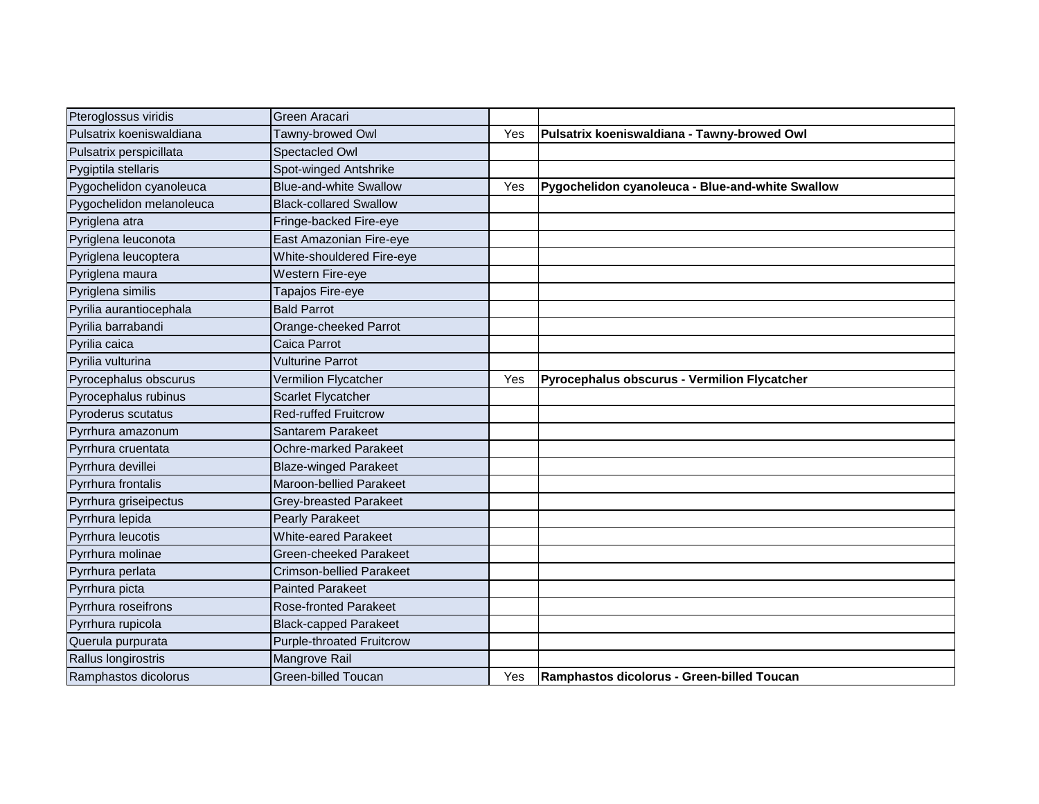| | | | |
|---|---|---|---|
| Pteroglossus viridis | Green Aracari | | |
| Pulsatrix koeniswaldiana | Tawny-browed Owl | Yes | **Pulsatrix koeniswaldiana - Tawny-browed Owl** |
| Pulsatrix perspicillata | Spectacled Owl | | |
| Pygiptila stellaris | Spot-winged Antshrike | | |
| Pygochelidon cyanoleuca | Blue-and-white Swallow | Yes | **Pygochelidon cyanoleuca - Blue-and-white Swallow** |
| Pygochelidon melanoleuca | Black-collared Swallow | | |
| Pyriglena atra | Fringe-backed Fire-eye | | |
| Pyriglena leuconota | East Amazonian Fire-eye | | |
| Pyriglena leucoptera | White-shouldered Fire-eye | | |
| Pyriglena maura | Western Fire-eye | | |
| Pyriglena similis | Tapajos Fire-eye | | |
| Pyrilia aurantiocephala | Bald Parrot | | |
| Pyrilia barrabandi | Orange-cheeked Parrot | | |
| Pyrilia caica | Caica Parrot | | |
| Pyrilia vulturina | Vulturine Parrot | | |
| Pyrocephalus obscurus | Vermilion Flycatcher | Yes | **Pyrocephalus obscurus - Vermilion Flycatcher** |
| Pyrocephalus rubinus | Scarlet Flycatcher | | |
| Pyroderus scutatus | Red-ruffed Fruitcrow | | |
| Pyrrhura amazonum | Santarem Parakeet | | |
| Pyrrhura cruentata | Ochre-marked Parakeet | | |
| Pyrrhura devillei | Blaze-winged Parakeet | | |
| Pyrrhura frontalis | Maroon-bellied Parakeet | | |
| Pyrrhura griseipectus | Grey-breasted Parakeet | | |
| Pyrrhura lepida | Pearly Parakeet | | |
| Pyrrhura leucotis | White-eared Parakeet | | |
| Pyrrhura molinae | Green-cheeked Parakeet | | |
| Pyrrhura perlata | Crimson-bellied Parakeet | | |
| Pyrrhura picta | Painted Parakeet | | |
| Pyrrhura roseifrons | Rose-fronted Parakeet | | |
| Pyrrhura rupicola | Black-capped Parakeet | | |
| Querula purpurata | Purple-throated Fruitcrow | | |
| Rallus longirostris | Mangrove Rail | | |
| Ramphastos dicolorus | Green-billed Toucan | Yes | **Ramphastos dicolorus - Green-billed Toucan** |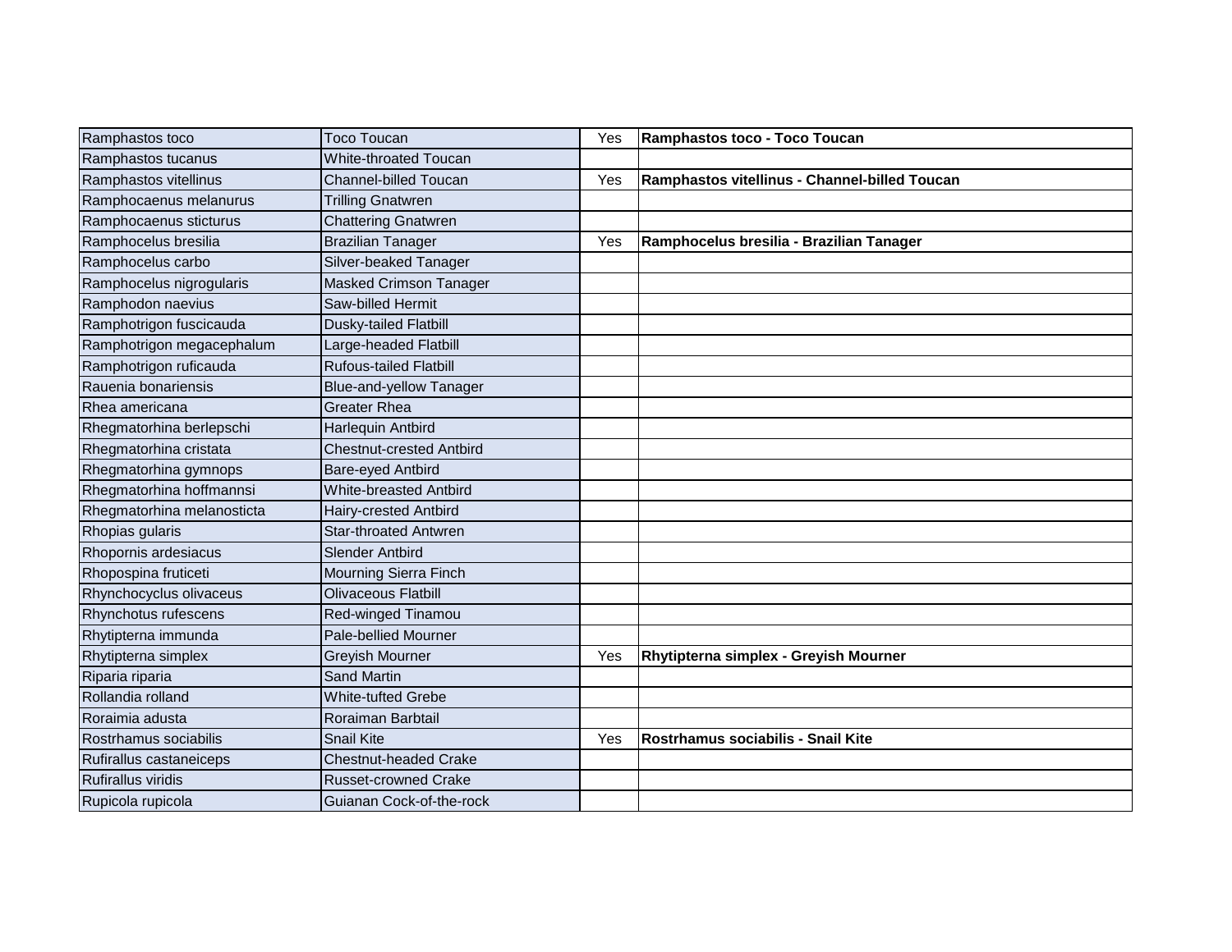| | | | |
|---|---|---|---|
| Ramphastos toco | Toco Toucan | Yes | **Ramphastos toco - Toco Toucan** |
| Ramphastos tucanus | White-throated Toucan | | |
| Ramphastos vitellinus | Channel-billed Toucan | Yes | **Ramphastos vitellinus - Channel-billed Toucan** |
| Ramphocaenus melanurus | Trilling Gnatwren | | |
| Ramphocaenus sticturus | Chattering Gnatwren | | |
| Ramphocelus bresilia | Brazilian Tanager | Yes | **Ramphocelus bresilia - Brazilian Tanager** |
| Ramphocelus carbo | Silver-beaked Tanager | | |
| Ramphocelus nigrogularis | Masked Crimson Tanager | | |
| Ramphodon naevius | Saw-billed Hermit | | |
| Ramphotrigon fuscicauda | Dusky-tailed Flatbill | | |
| Ramphotrigon megacephalum | Large-headed Flatbill | | |
| Ramphotrigon ruficauda | Rufous-tailed Flatbill | | |
| Rauenia bonariensis | Blue-and-yellow Tanager | | |
| Rhea americana | Greater Rhea | | |
| Rhegmatorhina berlepschi | Harlequin Antbird | | |
| Rhegmatorhina cristata | Chestnut-crested Antbird | | |
| Rhegmatorhina gymnops | Bare-eyed Antbird | | |
| Rhegmatorhina hoffmannsi | White-breasted Antbird | | |
| Rhegmatorhina melanosticta | Hairy-crested Antbird | | |
| Rhopias gularis | Star-throated Antwren | | |
| Rhopornis ardesiacus | Slender Antbird | | |
| Rhopospina fruticeti | Mourning Sierra Finch | | |
| Rhynchocyclus olivaceus | Olivaceous Flatbill | | |
| Rhynchotus rufescens | Red-winged Tinamou | | |
| Rhytipterna immunda | Pale-bellied Mourner | | |
| Rhytipterna simplex | Greyish Mourner | Yes | **Rhytipterna simplex - Greyish Mourner** |
| Riparia riparia | Sand Martin | | |
| Rollandia rolland | White-tufted Grebe | | |
| Roraimia adusta | Roraiman Barbtail | | |
| Rostrhamus sociabilis | Snail Kite | Yes | **Rostrhamus sociabilis - Snail Kite** |
| Rufirallus castaneiceps | Chestnut-headed Crake | | |
| Rufirallus viridis | Russet-crowned Crake | | |
| Rupicola rupicola | Guianan Cock-of-the-rock | | |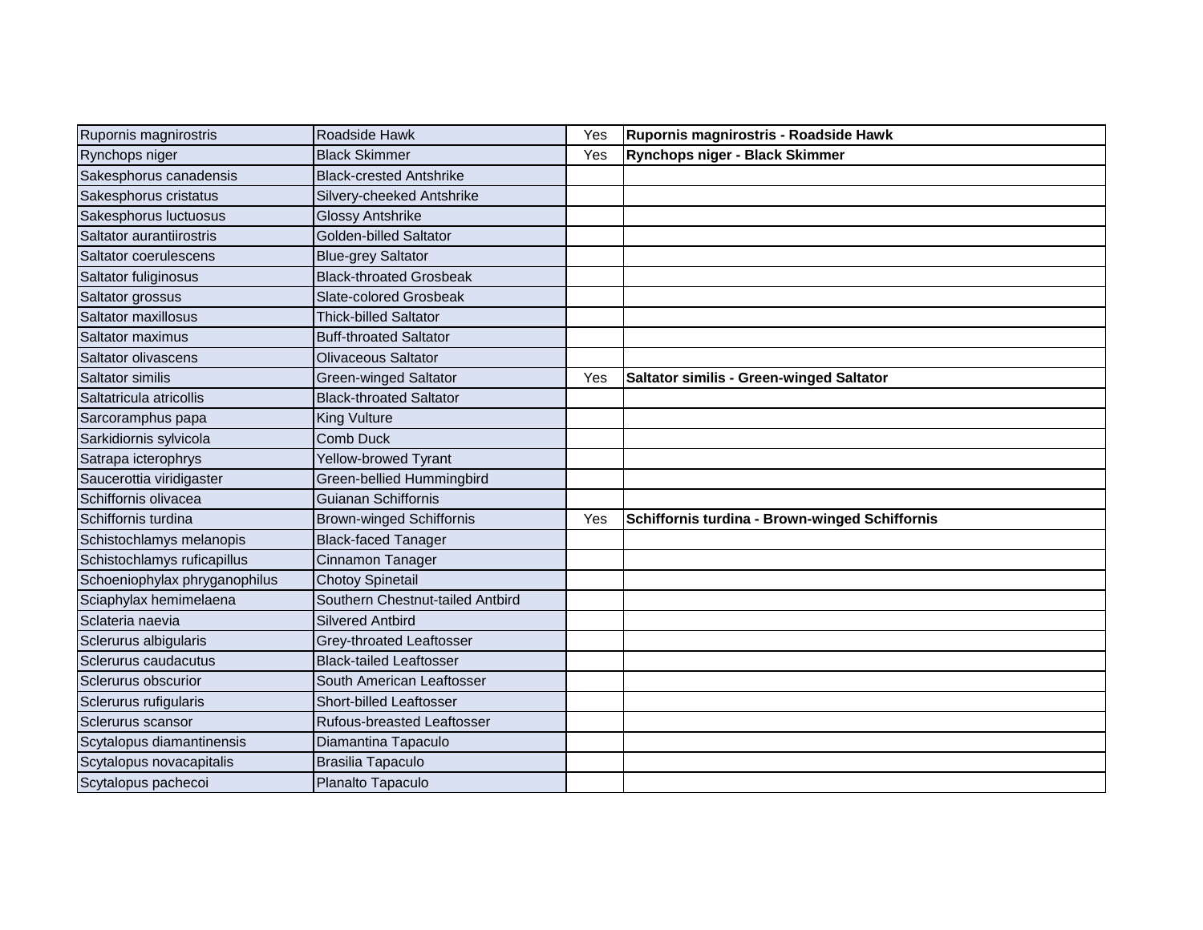| | | | |
|---|---|---|---|
| Rupornis magnirostris | Roadside Hawk | Yes | **Rupornis magnirostris - Roadside Hawk** |
| Rynchops niger | Black Skimmer | Yes | **Rynchops niger - Black Skimmer** |
| Sakesphorus canadensis | Black-crested Antshrike | | |
| Sakesphorus cristatus | Silvery-cheeked Antshrike | | |
| Sakesphorus luctuosus | Glossy Antshrike | | |
| Saltator aurantiirostris | Golden-billed Saltator | | |
| Saltator coerulescens | Blue-grey Saltator | | |
| Saltator fuliginosus | Black-throated Grosbeak | | |
| Saltator grossus | Slate-colored Grosbeak | | |
| Saltator maxillosus | Thick-billed Saltator | | |
| Saltator maximus | Buff-throated Saltator | | |
| Saltator olivascens | Olivaceous Saltator | | |
| Saltator similis | Green-winged Saltator | Yes | **Saltator similis - Green-winged Saltator** |
| Saltatricula atricollis | Black-throated Saltator | | |
| Sarcoramphus papa | King Vulture | | |
| Sarkidiornis sylvicola | Comb Duck | | |
| Satrapa icterophrys | Yellow-browed Tyrant | | |
| Saucerottia viridigaster | Green-bellied Hummingbird | | |
| Schiffornis olivacea | Guianan Schiffornis | | |
| Schiffornis turdina | Brown-winged Schiffornis | Yes | **Schiffornis turdina - Brown-winged Schiffornis** |
| Schistochlamys melanopis | Black-faced Tanager | | |
| Schistochlamys ruficapillus | Cinnamon Tanager | | |
| Schoeniophylax phryganophilus | Chotoy Spinetail | | |
| Sciaphylax hemimelaena | Southern Chestnut-tailed Antbird | | |
| Sclateria naevia | Silvered Antbird | | |
| Sclerurus albigularis | Grey-throated Leaftosser | | |
| Sclerurus caudacutus | Black-tailed Leaftosser | | |
| Sclerurus obscurior | South American Leaftosser | | |
| Sclerurus rufigularis | Short-billed Leaftosser | | |
| Sclerurus scansor | Rufous-breasted Leaftosser | | |
| Scytalopus diamantinensis | Diamantina Tapaculo | | |
| Scytalopus novacapitalis | Brasilia Tapaculo | | |
| Scytalopus pachecoi | Planalto Tapaculo | | |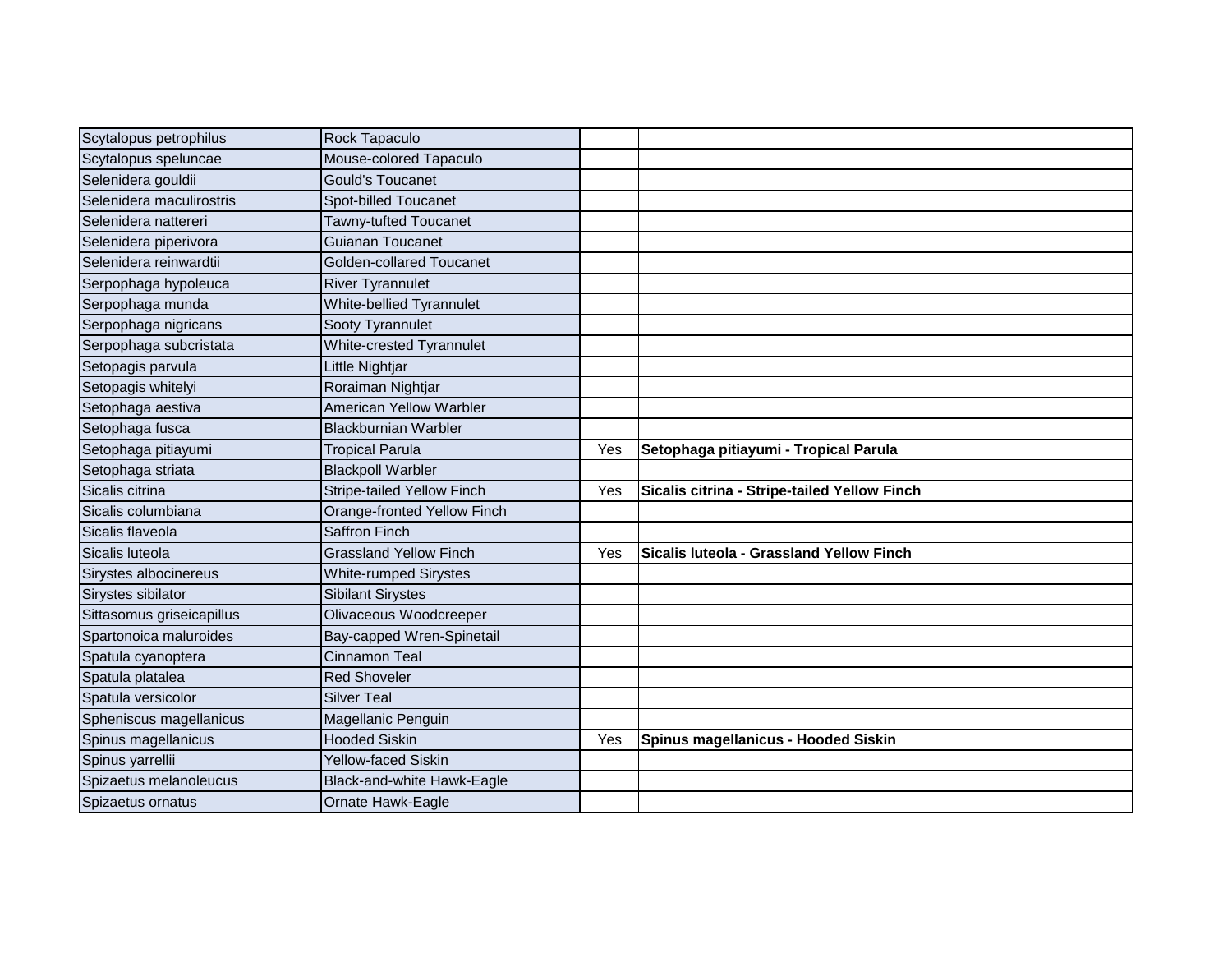| | | | |
|---|---|---|---|
| Scytalopus petrophilus | Rock Tapaculo | | |
| Scytalopus speluncae | Mouse-colored Tapaculo | | |
| Selenidera gouldii | Gould's Toucanet | | |
| Selenidera maculirostris | Spot-billed Toucanet | | |
| Selenidera nattereri | Tawny-tufted Toucanet | | |
| Selenidera piperivora | Guianan Toucanet | | |
| Selenidera reinwardtii | Golden-collared Toucanet | | |
| Serpophaga hypoleuca | River Tyrannulet | | |
| Serpophaga munda | White-bellied Tyrannulet | | |
| Serpophaga nigricans | Sooty Tyrannulet | | |
| Serpophaga subcristata | White-crested Tyrannulet | | |
| Setopagis parvula | Little Nightjar | | |
| Setopagis whitelyi | Roraiman Nightjar | | |
| Setophaga aestiva | American Yellow Warbler | | |
| Setophaga fusca | Blackburnian Warbler | | |
| Setophaga pitiayumi | Tropical Parula | Yes | **Setophaga pitiayumi - Tropical Parula** |
| Setophaga striata | Blackpoll Warbler | | |
| Sicalis citrina | Stripe-tailed Yellow Finch | Yes | **Sicalis citrina - Stripe-tailed Yellow Finch** |
| Sicalis columbiana | Orange-fronted Yellow Finch | | |
| Sicalis flaveola | Saffron Finch | | |
| Sicalis luteola | Grassland Yellow Finch | Yes | **Sicalis luteola - Grassland Yellow Finch** |
| Sirystes albocinereus | White-rumped Sirystes | | |
| Sirystes sibilator | Sibilant Sirystes | | |
| Sittasomus griseicapillus | Olivaceous Woodcreeper | | |
| Spartonoica maluroides | Bay-capped Wren-Spinetail | | |
| Spatula cyanoptera | Cinnamon Teal | | |
| Spatula platalea | Red Shoveler | | |
| Spatula versicolor | Silver Teal | | |
| Spheniscus magellanicus | Magellanic Penguin | | |
| Spinus magellanicus | Hooded Siskin | Yes | **Spinus magellanicus - Hooded Siskin** |
| Spinus yarrellii | Yellow-faced Siskin | | |
| Spizaetus melanoleucus | Black-and-white Hawk-Eagle | | |
| Spizaetus ornatus | Ornate Hawk-Eagle | | |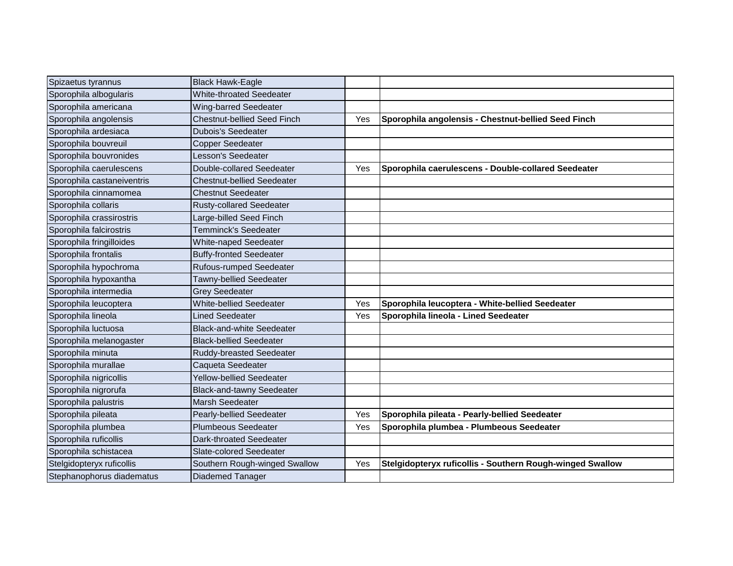| | | | |
|---|---|---|---|
| Spizaetus tyrannus | Black Hawk-Eagle | | |
| Sporophila albogularis | White-throated Seedeater | | |
| Sporophila americana | Wing-barred Seedeater | | |
| Sporophila angolensis | Chestnut-bellied Seed Finch | Yes | **Sporophila angolensis - Chestnut-bellied Seed Finch** |
| Sporophila ardesiaca | Dubois's Seedeater | | |
| Sporophila bouvreuil | Copper Seedeater | | |
| Sporophila bouvronides | Lesson's Seedeater | | |
| Sporophila caerulescens | Double-collared Seedeater | Yes | **Sporophila caerulescens - Double-collared Seedeater** |
| Sporophila castaneiventris | Chestnut-bellied Seedeater | | |
| Sporophila cinnamomea | Chestnut Seedeater | | |
| Sporophila collaris | Rusty-collared Seedeater | | |
| Sporophila crassirostris | Large-billed Seed Finch | | |
| Sporophila falcirostris | Temminck's Seedeater | | |
| Sporophila fringilloides | White-naped Seedeater | | |
| Sporophila frontalis | Buffy-fronted Seedeater | | |
| Sporophila hypochroma | Rufous-rumped Seedeater | | |
| Sporophila hypoxantha | Tawny-bellied Seedeater | | |
| Sporophila intermedia | Grey Seedeater | | |
| Sporophila leucoptera | White-bellied Seedeater | Yes | **Sporophila leucoptera - White-bellied Seedeater** |
| Sporophila lineola | Lined Seedeater | Yes | **Sporophila lineola - Lined Seedeater** |
| Sporophila luctuosa | Black-and-white Seedeater | | |
| Sporophila melanogaster | Black-bellied Seedeater | | |
| Sporophila minuta | Ruddy-breasted Seedeater | | |
| Sporophila murallae | Caqueta Seedeater | | |
| Sporophila nigricollis | Yellow-bellied Seedeater | | |
| Sporophila nigrorufa | Black-and-tawny Seedeater | | |
| Sporophila palustris | Marsh Seedeater | | |
| Sporophila pileata | Pearly-bellied Seedeater | Yes | **Sporophila pileata - Pearly-bellied Seedeater** |
| Sporophila plumbea | Plumbeous Seedeater | Yes | **Sporophila plumbea - Plumbeous Seedeater** |
| Sporophila ruficollis | Dark-throated Seedeater | | |
| Sporophila schistacea | Slate-colored Seedeater | | |
| Stelgidopteryx ruficollis | Southern Rough-winged Swallow | Yes | **Stelgidopteryx ruficollis - Southern Rough-winged Swallow** |
| Stephanophorus diadematus | Diademed Tanager | | |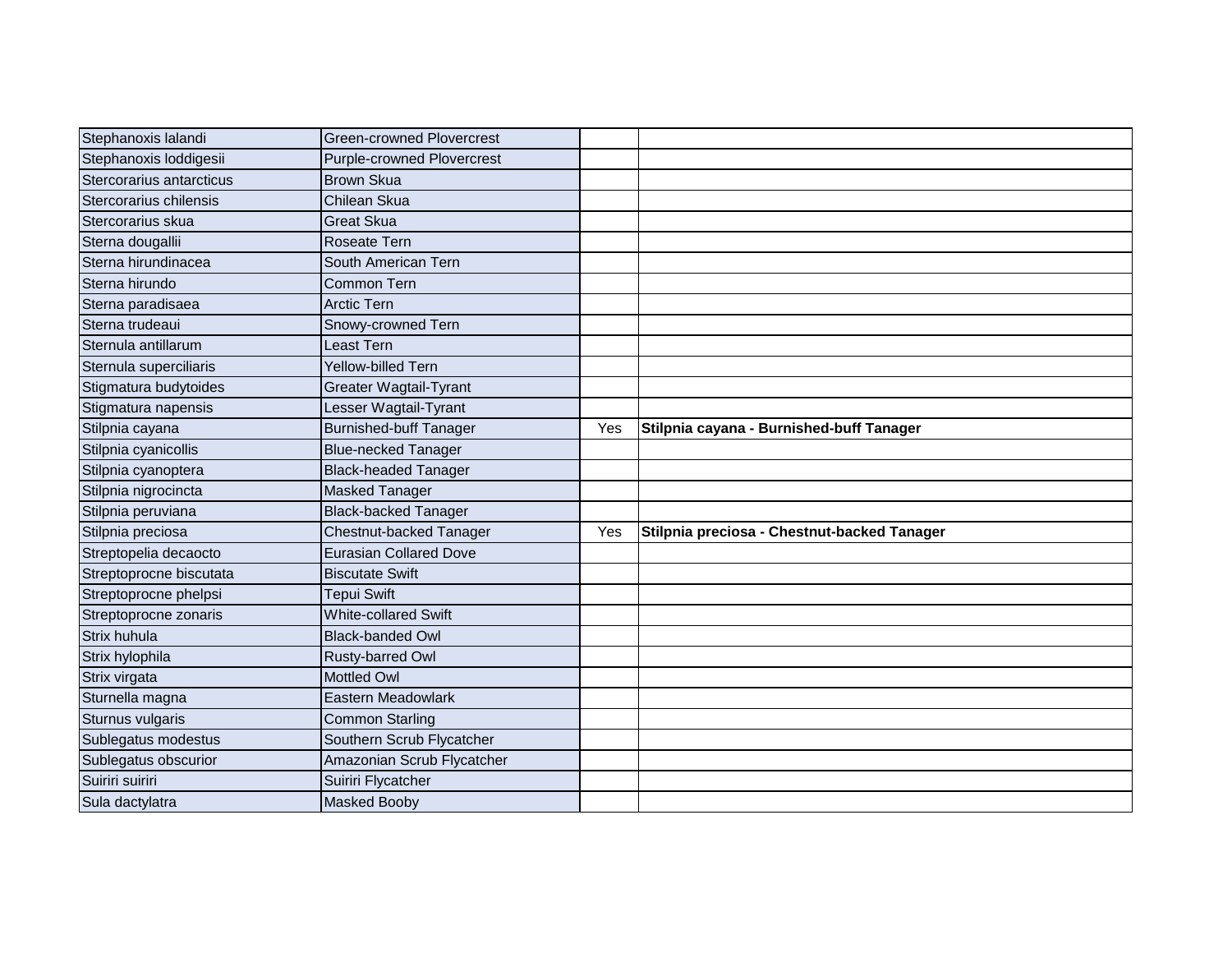| | | | |
|---|---|---|---|
| Stephanoxis lalandi | Green-crowned Plovercrest | | |
| Stephanoxis loddigesii | Purple-crowned Plovercrest | | |
| Stercorarius antarcticus | Brown Skua | | |
| Stercorarius chilensis | Chilean Skua | | |
| Stercorarius skua | Great Skua | | |
| Sterna dougallii | Roseate Tern | | |
| Sterna hirundinacea | South American Tern | | |
| Sterna hirundo | Common Tern | | |
| Sterna paradisaea | Arctic Tern | | |
| Sterna trudeaui | Snowy-crowned Tern | | |
| Sternula antillarum | Least Tern | | |
| Sternula superciliaris | Yellow-billed Tern | | |
| Stigmatura budytoides | Greater Wagtail-Tyrant | | |
| Stigmatura napensis | Lesser Wagtail-Tyrant | | |
| Stilpnia cayana | Burnished-buff Tanager | Yes | **Stilpnia cayana - Burnished-buff Tanager** |
| Stilpnia cyanicollis | Blue-necked Tanager | | |
| Stilpnia cyanoptera | Black-headed Tanager | | |
| Stilpnia nigrocincta | Masked Tanager | | |
| Stilpnia peruviana | Black-backed Tanager | | |
| Stilpnia preciosa | Chestnut-backed Tanager | Yes | **Stilpnia preciosa - Chestnut-backed Tanager** |
| Streptopelia decaocto | Eurasian Collared Dove | | |
| Streptoprocne biscutata | Biscutate Swift | | |
| Streptoprocne phelpsi | Tepui Swift | | |
| Streptoprocne zonaris | White-collared Swift | | |
| Strix huhula | Black-banded Owl | | |
| Strix hylophila | Rusty-barred Owl | | |
| Strix virgata | Mottled Owl | | |
| Sturnella magna | Eastern Meadowlark | | |
| Sturnus vulgaris | Common Starling | | |
| Sublegatus modestus | Southern Scrub Flycatcher | | |
| Sublegatus obscurior | Amazonian Scrub Flycatcher | | |
| Suiriri suiriri | Suiriri Flycatcher | | |
| Sula dactylatra | Masked Booby | | |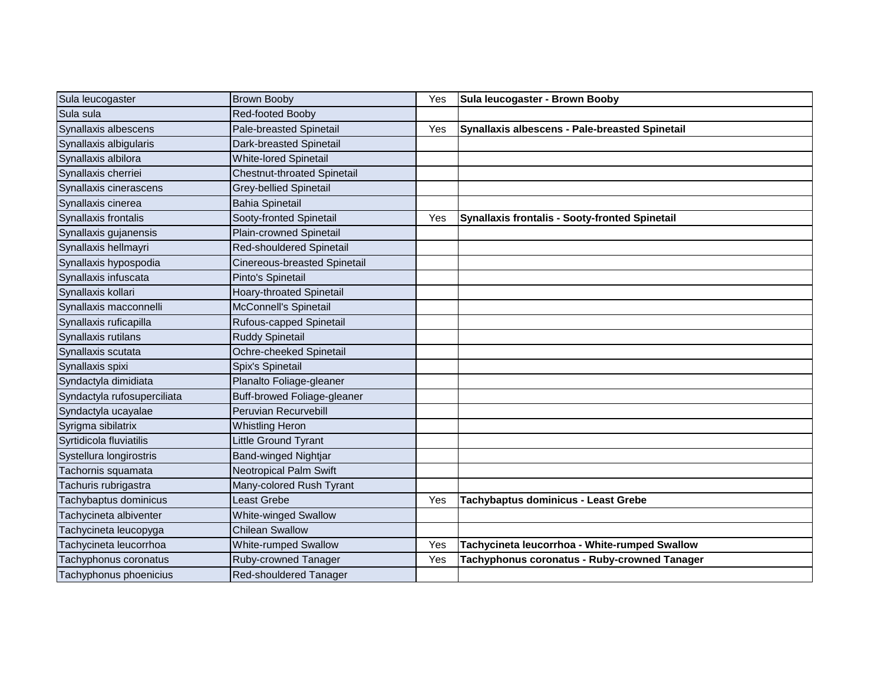| Sula leucogaster | Brown Booby | Yes | **Sula leucogaster - Brown Booby** |
|---|---|---|---|
| Sula sula | Red-footed Booby | | |
| Synallaxis albescens | Pale-breasted Spinetail | Yes | **Synallaxis albescens - Pale-breasted Spinetail** |
| Synallaxis albigularis | Dark-breasted Spinetail | | |
| Synallaxis albilora | White-lored Spinetail | | |
| Synallaxis cherriei | Chestnut-throated Spinetail | | |
| Synallaxis cinerascens | Grey-bellied Spinetail | | |
| Synallaxis cinerea | Bahia Spinetail | | |
| Synallaxis frontalis | Sooty-fronted Spinetail | Yes | **Synallaxis frontalis - Sooty-fronted Spinetail** |
| Synallaxis gujanensis | Plain-crowned Spinetail | | |
| Synallaxis hellmayri | Red-shouldered Spinetail | | |
| Synallaxis hypospodia | Cinereous-breasted Spinetail | | |
| Synallaxis infuscata | Pinto's Spinetail | | |
| Synallaxis kollari | Hoary-throated Spinetail | | |
| Synallaxis macconnelli | McConnell's Spinetail | | |
| Synallaxis ruficapilla | Rufous-capped Spinetail | | |
| Synallaxis rutilans | Ruddy Spinetail | | |
| Synallaxis scutata | Ochre-cheeked Spinetail | | |
| Synallaxis spixi | Spix's Spinetail | | |
| Syndactyla dimidiata | Planalto Foliage-gleaner | | |
| Syndactyla rufosuperciliata | Buff-browed Foliage-gleaner | | |
| Syndactyla ucayalae | Peruvian Recurvebill | | |
| Syrigma sibilatrix | Whistling Heron | | |
| Syrtidicola fluviatilis | Little Ground Tyrant | | |
| Systellura longirostris | Band-winged Nightjar | | |
| Tachornis squamata | Neotropical Palm Swift | | |
| Tachuris rubrigastra | Many-colored Rush Tyrant | | |
| Tachybaptus dominicus | Least Grebe | Yes | **Tachybaptus dominicus - Least Grebe** |
| Tachycineta albiventer | White-winged Swallow | | |
| Tachycineta leucopyga | Chilean Swallow | | |
| Tachycineta leucorrhoa | White-rumped Swallow | Yes | **Tachycineta leucorrhoa - White-rumped Swallow** |
| Tachyphonus coronatus | Ruby-crowned Tanager | Yes | **Tachyphonus coronatus - Ruby-crowned Tanager** |
| Tachyphonus phoenicius | Red-shouldered Tanager | | |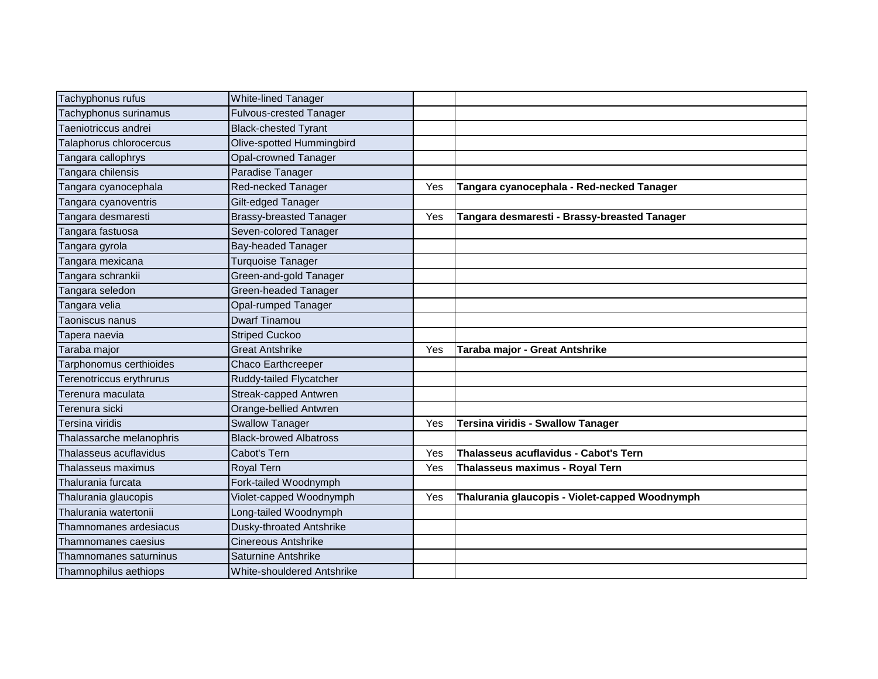| | | | |
|---|---|---|---|
| Tachyphonus rufus | White-lined Tanager | | |
| Tachyphonus surinamus | Fulvous-crested Tanager | | |
| Taeniotriccus andrei | Black-chested Tyrant | | |
| Talaphorus chlorocercus | Olive-spotted Hummingbird | | |
| Tangara callophrys | Opal-crowned Tanager | | |
| Tangara chilensis | Paradise Tanager | | |
| Tangara cyanocephala | Red-necked Tanager | Yes | **Tangara cyanocephala - Red-necked Tanager** |
| Tangara cyanoventris | Gilt-edged Tanager | | |
| Tangara desmaresti | Brassy-breasted Tanager | Yes | **Tangara desmaresti - Brassy-breasted Tanager** |
| Tangara fastuosa | Seven-colored Tanager | | |
| Tangara gyrola | Bay-headed Tanager | | |
| Tangara mexicana | Turquoise Tanager | | |
| Tangara schrankii | Green-and-gold Tanager | | |
| Tangara seledon | Green-headed Tanager | | |
| Tangara velia | Opal-rumped Tanager | | |
| Taoniscus nanus | Dwarf Tinamou | | |
| Tapera naevia | Striped Cuckoo | | |
| Taraba major | Great Antshrike | Yes | **Taraba major - Great Antshrike** |
| Tarphonomus certhioides | Chaco Earthcreeper | | |
| Terenotriccus erythrurus | Ruddy-tailed Flycatcher | | |
| Terenura maculata | Streak-capped Antwren | | |
| Terenura sicki | Orange-bellied Antwren | | |
| Tersina viridis | Swallow Tanager | Yes | **Tersina viridis - Swallow Tanager** |
| Thalassarche melanophris | Black-browed Albatross | | |
| Thalasseus acuflavidus | Cabot's Tern | Yes | **Thalasseus acuflavidus - Cabot's Tern** |
| Thalasseus maximus | Royal Tern | Yes | **Thalasseus maximus - Royal Tern** |
| Thalurania furcata | Fork-tailed Woodnymph | | |
| Thalurania glaucopis | Violet-capped Woodnymph | Yes | **Thalurania glaucopis - Violet-capped Woodnymph** |
| Thalurania watertonii | Long-tailed Woodnymph | | |
| Thamnomanes ardesiacus | Dusky-throated Antshrike | | |
| Thamnomanes caesius | Cinereous Antshrike | | |
| Thamnomanes saturninus | Saturnine Antshrike | | |
| Thamnophilus aethiops | White-shouldered Antshrike | | |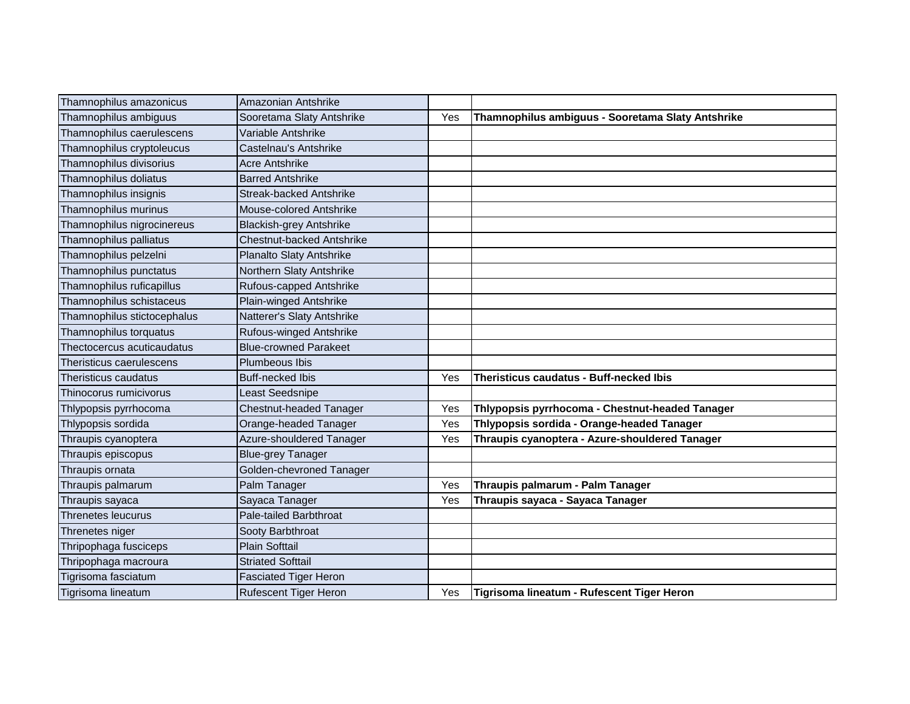| Thamnophilus amazonicus | Amazonian Antshrike | | |
|---|---|---|---|
| Thamnophilus ambiguus | Sooretama Slaty Antshrike | Yes | **Thamnophilus ambiguus - Sooretama Slaty Antshrike** |
| Thamnophilus caerulescens | Variable Antshrike | | |
| Thamnophilus cryptoleucus | Castelnau's Antshrike | | |
| Thamnophilus divisorius | Acre Antshrike | | |
| Thamnophilus doliatus | Barred Antshrike | | |
| Thamnophilus insignis | Streak-backed Antshrike | | |
| Thamnophilus murinus | Mouse-colored Antshrike | | |
| Thamnophilus nigrocinereus | Blackish-grey Antshrike | | |
| Thamnophilus palliatus | Chestnut-backed Antshrike | | |
| Thamnophilus pelzelni | Planalto Slaty Antshrike | | |
| Thamnophilus punctatus | Northern Slaty Antshrike | | |
| Thamnophilus ruficapillus | Rufous-capped Antshrike | | |
| Thamnophilus schistaceus | Plain-winged Antshrike | | |
| Thamnophilus stictocephalus | Natterer's Slaty Antshrike | | |
| Thamnophilus torquatus | Rufous-winged Antshrike | | |
| Thectocercus acuticaudatus | Blue-crowned Parakeet | | |
| Theristicus caerulescens | Plumbeous Ibis | | |
| Theristicus caudatus | Buff-necked Ibis | Yes | **Theristicus caudatus - Buff-necked Ibis** |
| Thinocorus rumicivorus | Least Seedsnipe | | |
| Thlypopsis pyrrhocoma | Chestnut-headed Tanager | Yes | **Thlypopsis pyrrhocoma - Chestnut-headed Tanager** |
| Thlypopsis sordida | Orange-headed Tanager | Yes | **Thlypopsis sordida - Orange-headed Tanager** |
| Thraupis cyanoptera | Azure-shouldered Tanager | Yes | **Thraupis cyanoptera - Azure-shouldered Tanager** |
| Thraupis episcopus | Blue-grey Tanager | | |
| Thraupis ornata | Golden-chevroned Tanager | | |
| Thraupis palmarum | Palm Tanager | Yes | **Thraupis palmarum - Palm Tanager** |
| Thraupis sayaca | Sayaca Tanager | Yes | **Thraupis sayaca - Sayaca Tanager** |
| Threnetes leucurus | Pale-tailed Barbthroat | | |
| Threnetes niger | Sooty Barbthroat | | |
| Thripophaga fusciceps | Plain Softtail | | |
| Thripophaga macroura | Striated Softtail | | |
| Tigrisoma fasciatum | Fasciated Tiger Heron | | |
| Tigrisoma lineatum | Rufescent Tiger Heron | Yes | **Tigrisoma lineatum - Rufescent Tiger Heron** |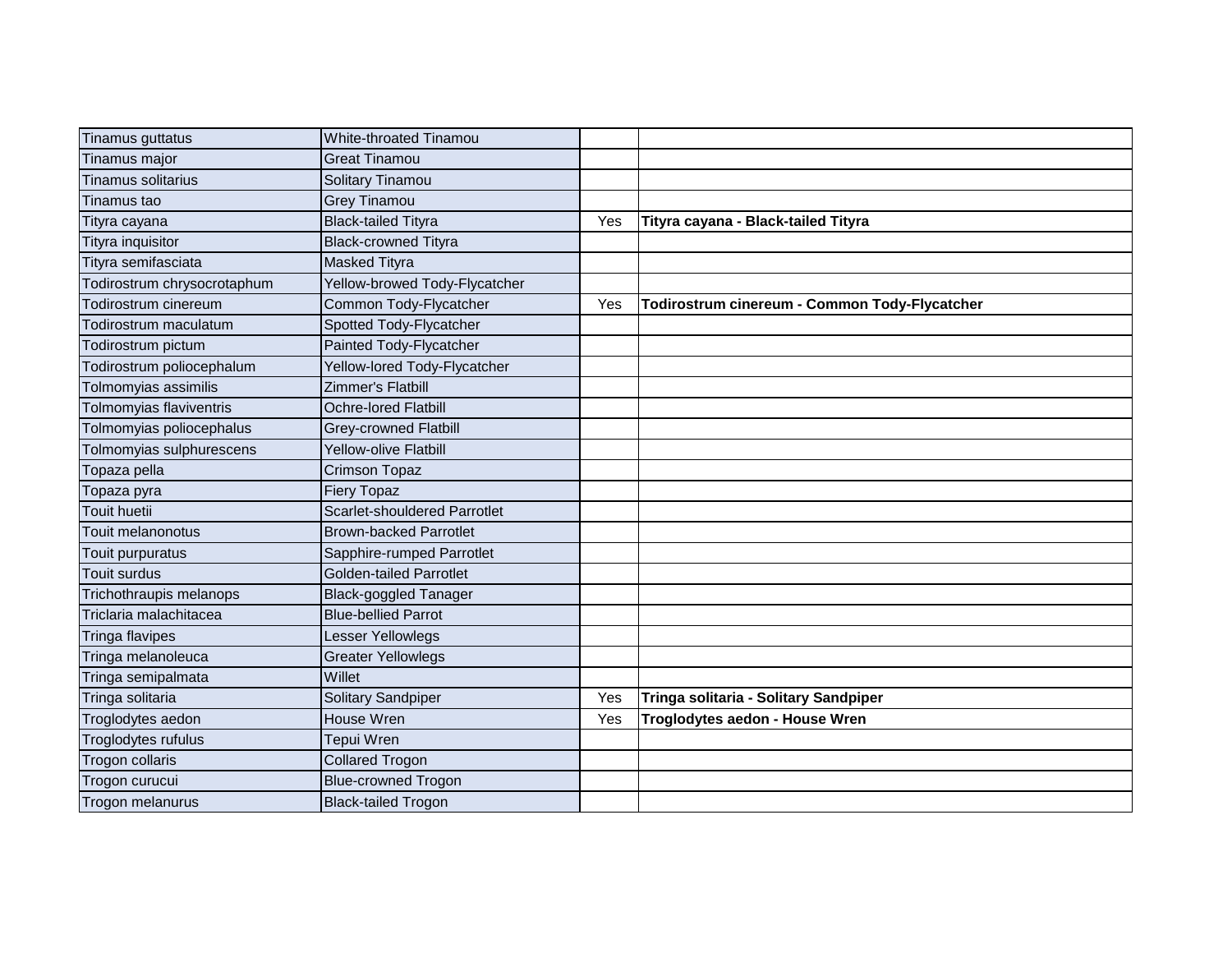| | | | |
|---|---|---|---|
| Tinamus guttatus | White-throated Tinamou | | |
| Tinamus major | Great Tinamou | | |
| Tinamus solitarius | Solitary Tinamou | | |
| Tinamus tao | Grey Tinamou | | |
| Tityra cayana | Black-tailed Tityra | Yes | **Tityra cayana - Black-tailed Tityra** |
| Tityra inquisitor | Black-crowned Tityra | | |
| Tityra semifasciata | Masked Tityra | | |
| Todirostrum chrysocrotaphum | Yellow-browed Tody-Flycatcher | | |
| Todirostrum cinereum | Common Tody-Flycatcher | Yes | **Todirostrum cinereum - Common Tody-Flycatcher** |
| Todirostrum maculatum | Spotted Tody-Flycatcher | | |
| Todirostrum pictum | Painted Tody-Flycatcher | | |
| Todirostrum poliocephalum | Yellow-lored Tody-Flycatcher | | |
| Tolmomyias assimilis | Zimmer's Flatbill | | |
| Tolmomyias flaviventris | Ochre-lored Flatbill | | |
| Tolmomyias poliocephalus | Grey-crowned Flatbill | | |
| Tolmomyias sulphurescens | Yellow-olive Flatbill | | |
| Topaza pella | Crimson Topaz | | |
| Topaza pyra | Fiery Topaz | | |
| Touit huetii | Scarlet-shouldered Parrotlet | | |
| Touit melanonotus | Brown-backed Parrotlet | | |
| Touit purpuratus | Sapphire-rumped Parrotlet | | |
| Touit surdus | Golden-tailed Parrotlet | | |
| Trichothraupis melanops | Black-goggled Tanager | | |
| Triclaria malachitacea | Blue-bellied Parrot | | |
| Tringa flavipes | Lesser Yellowlegs | | |
| Tringa melanoleuca | Greater Yellowlegs | | |
| Tringa semipalmata | Willet | | |
| Tringa solitaria | Solitary Sandpiper | Yes | **Tringa solitaria - Solitary Sandpiper** |
| Troglodytes aedon | House Wren | Yes | **Troglodytes aedon - House Wren** |
| Troglodytes rufulus | Tepui Wren | | |
| Trogon collaris | Collared Trogon | | |
| Trogon curucui | Blue-crowned Trogon | | |
| Trogon melanurus | Black-tailed Trogon | | |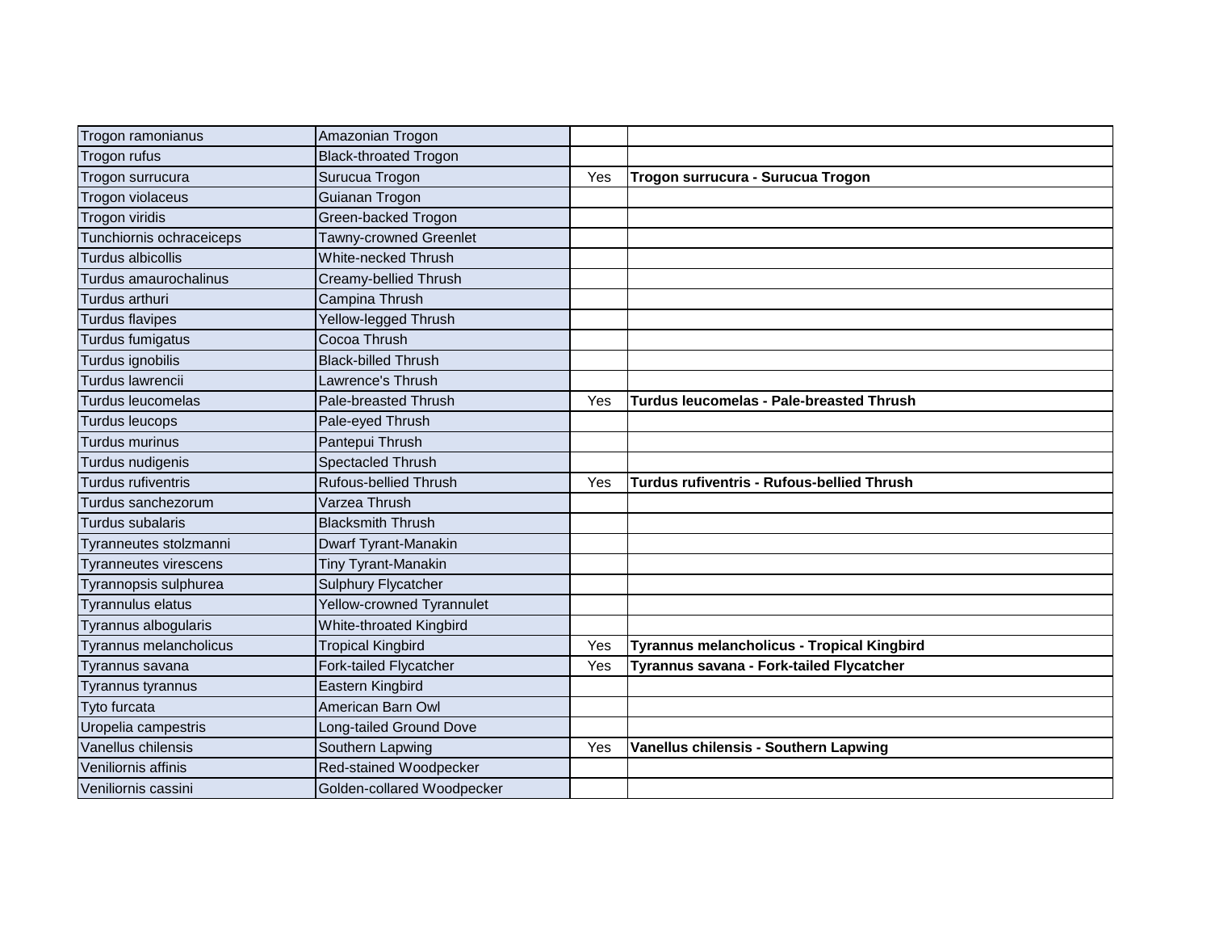| Trogon ramonianus | Amazonian Trogon | | |
|---|---|---|---|
| Trogon rufus | Black-throated Trogon | | |
| Trogon surrucura | Surucua Trogon | Yes | **Trogon surrucura - Surucua Trogon** |
| Trogon violaceus | Guianan Trogon | | |
| Trogon viridis | Green-backed Trogon | | |
| Tunchiornis ochraceiceps | Tawny-crowned Greenlet | | |
| Turdus albicollis | White-necked Thrush | | |
| Turdus amaurochalinus | Creamy-bellied Thrush | | |
| Turdus arthuri | Campina Thrush | | |
| Turdus flavipes | Yellow-legged Thrush | | |
| Turdus fumigatus | Cocoa Thrush | | |
| Turdus ignobilis | Black-billed Thrush | | |
| Turdus lawrencii | Lawrence's Thrush | | |
| Turdus leucomelas | Pale-breasted Thrush | Yes | **Turdus leucomelas - Pale-breasted Thrush** |
| Turdus leucops | Pale-eyed Thrush | | |
| Turdus murinus | Pantepui Thrush | | |
| Turdus nudigenis | Spectacled Thrush | | |
| Turdus rufiventris | Rufous-bellied Thrush | Yes | **Turdus rufiventris - Rufous-bellied Thrush** |
| Turdus sanchezorum | Varzea Thrush | | |
| Turdus subalaris | Blacksmith Thrush | | |
| Tyranneutes stolzmanni | Dwarf Tyrant-Manakin | | |
| Tyranneutes virescens | Tiny Tyrant-Manakin | | |
| Tyrannopsis sulphurea | Sulphury Flycatcher | | |
| Tyrannulus elatus | Yellow-crowned Tyrannulet | | |
| Tyrannus albogularis | White-throated Kingbird | | |
| Tyrannus melancholicus | Tropical Kingbird | Yes | **Tyrannus melancholicus - Tropical Kingbird** |
| Tyrannus savana | Fork-tailed Flycatcher | Yes | **Tyrannus savana - Fork-tailed Flycatcher** |
| Tyrannus tyrannus | Eastern Kingbird | | |
| Tyto furcata | American Barn Owl | | |
| Uropelia campestris | Long-tailed Ground Dove | | |
| Vanellus chilensis | Southern Lapwing | Yes | **Vanellus chilensis - Southern Lapwing** |
| Veniliornis affinis | Red-stained Woodpecker | | |
| Veniliornis cassini | Golden-collared Woodpecker | | |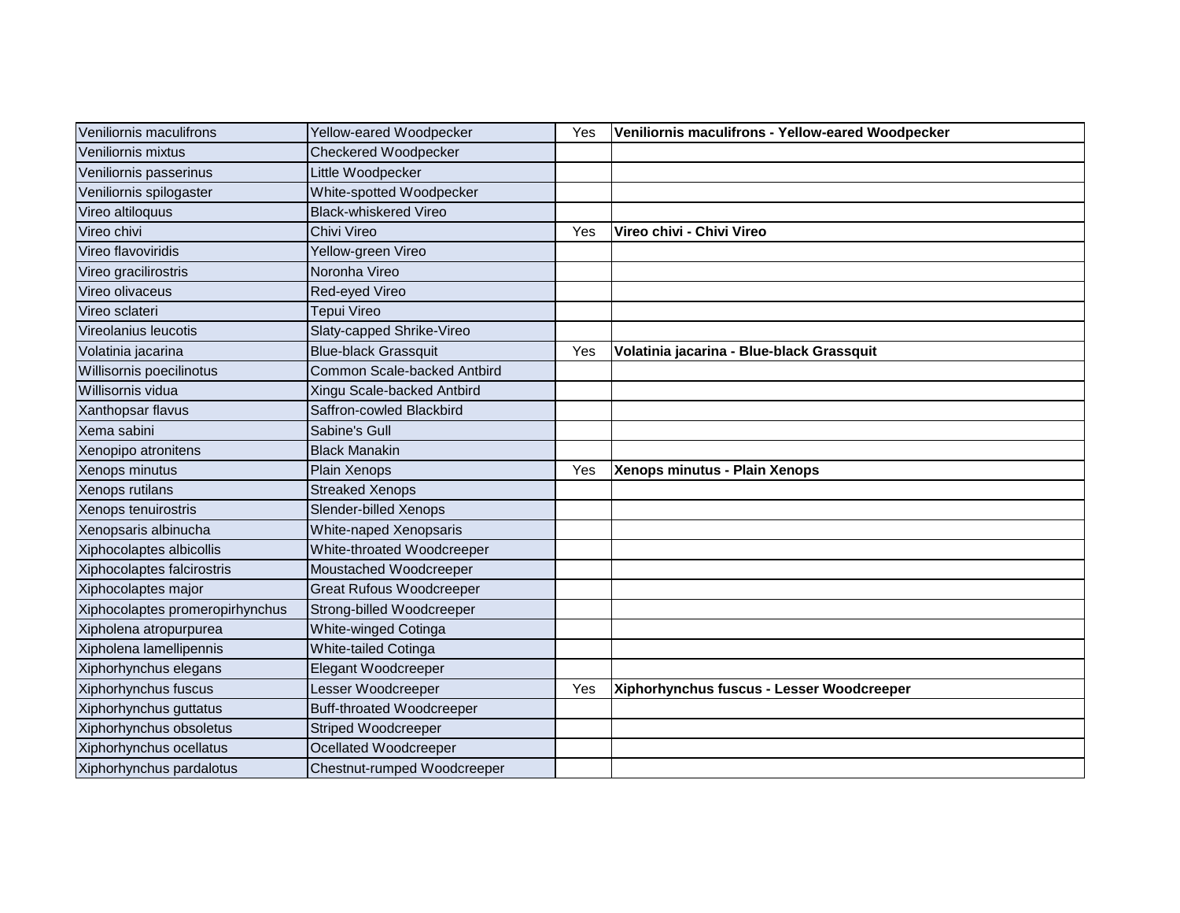| | | | |
|---|---|---|---|
| Veniliornis maculifrons | Yellow-eared Woodpecker | Yes | **Veniliornis maculifrons - Yellow-eared Woodpecker** |
| Veniliornis mixtus | Checkered Woodpecker | | |
| Veniliornis passerinus | Little Woodpecker | | |
| Veniliornis spilogaster | White-spotted Woodpecker | | |
| Vireo altiloquus | Black-whiskered Vireo | | |
| Vireo chivi | Chivi Vireo | Yes | **Vireo chivi - Chivi Vireo** |
| Vireo flavoviridis | Yellow-green Vireo | | |
| Vireo gracilirostris | Noronha Vireo | | |
| Vireo olivaceus | Red-eyed Vireo | | |
| Vireo sclateri | Tepui Vireo | | |
| Vireolanius leucotis | Slaty-capped Shrike-Vireo | | |
| Volatinia jacarina | Blue-black Grassquit | Yes | **Volatinia jacarina - Blue-black Grassquit** |
| Willisornis poecilinotus | Common Scale-backed Antbird | | |
| Willisornis vidua | Xingu Scale-backed Antbird | | |
| Xanthopsar flavus | Saffron-cowled Blackbird | | |
| Xema sabini | Sabine's Gull | | |
| Xenopipo atronitens | Black Manakin | | |
| Xenops minutus | Plain Xenops | Yes | **Xenops minutus - Plain Xenops** |
| Xenops rutilans | Streaked Xenops | | |
| Xenops tenuirostris | Slender-billed Xenops | | |
| Xenopsaris albinucha | White-naped Xenopsaris | | |
| Xiphocolaptes albicollis | White-throated Woodcreeper | | |
| Xiphocolaptes falcirostris | Moustached Woodcreeper | | |
| Xiphocolaptes major | Great Rufous Woodcreeper | | |
| Xiphocolaptes promeropirhynchus | Strong-billed Woodcreeper | | |
| Xipholena atropurpurea | White-winged Cotinga | | |
| Xipholena lamellipennis | White-tailed Cotinga | | |
| Xiphorhynchus elegans | Elegant Woodcreeper | | |
| Xiphorhynchus fuscus | Lesser Woodcreeper | Yes | **Xiphorhynchus fuscus - Lesser Woodcreeper** |
| Xiphorhynchus guttatus | Buff-throated Woodcreeper | | |
| Xiphorhynchus obsoletus | Striped Woodcreeper | | |
| Xiphorhynchus ocellatus | Ocellated Woodcreeper | | |
| Xiphorhynchus pardalotus | Chestnut-rumped Woodcreeper | | |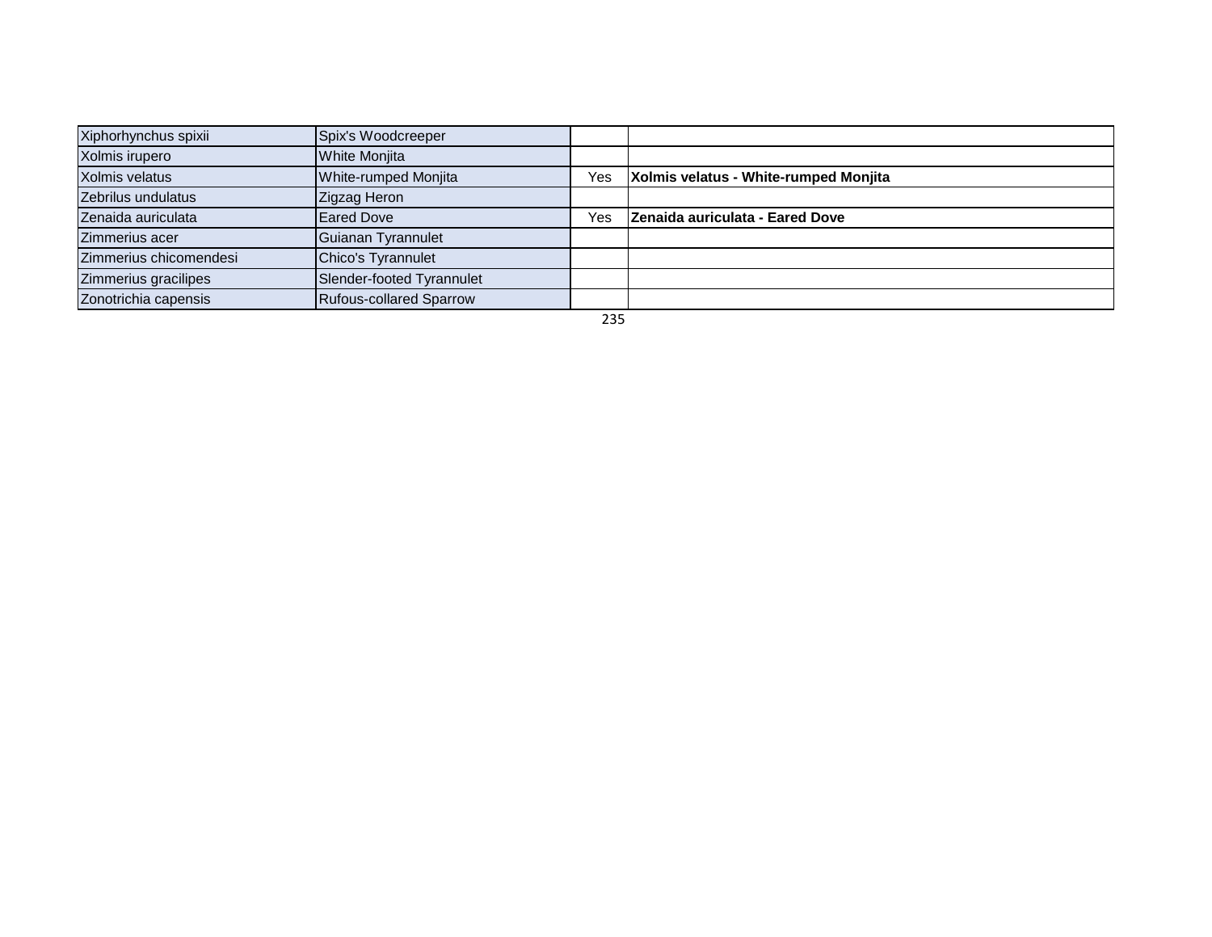| | | | |
|---|---|---|---|
| Xiphorhynchus spixii | Spix's Woodcreeper | | |
| Xolmis irupero | White Monjita | | |
| Xolmis velatus | White-rumped Monjita | Yes | **Xolmis velatus - White-rumped Monjita** |
| Zebrilus undulatus | Zigzag Heron | | |
| Zenaida auriculata | Eared Dove | Yes | **Zenaida auriculata - Eared Dove** |
| Zimmerius acer | Guianan Tyrannulet | | |
| Zimmerius chicomendesi | Chico's Tyrannulet | | |
| Zimmerius gracilipes | Slender-footed Tyrannulet | | |
| Zonotrichia capensis | Rufous-collared Sparrow | | |